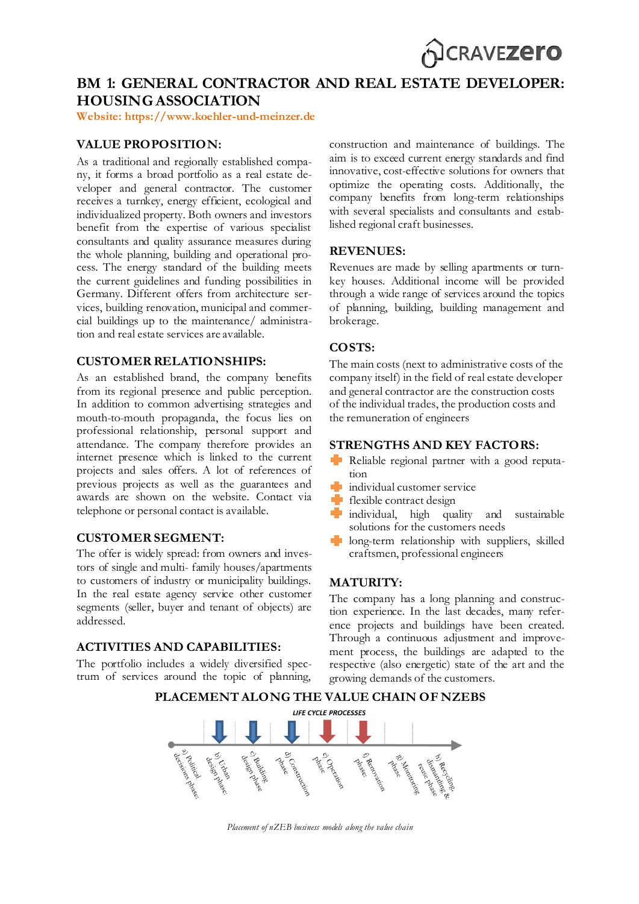# BM 1: GENERAL CONTRACTOR AND REAL ESTATE DEVELOPER: HOUSING ASSOCIATION

Website: https://www.koehler-und-meinzer.de

## VALUE PROPOSITION:

As a traditional and regionally established company, it forms a broad portfolio as a real estate developer and general contractor. The customer receives a turnkey, energy efficient, ecological and individualized property. Both owners and investors benefit from the expertise of various specialist consultants and quality assurance measures during the whole planning, building and operational process. The energy standard of the building meets the current guidelines and funding possibilities in Germany. Different offers from architecture services, building renovation, municipal and commercial buildings up to the maintenance/ administration and real estate services are available.

## CUSTOMER RELATIONSHIPS:

As an established brand, the company benefits from its regional presence and public perception. In addition to common advertising strategies and mouth-to-mouth propaganda, the focus lies on professional relationship, personal support and attendance. The company therefore provides an internet presence which is linked to the current projects and sales offers. A lot of references of previous projects as well as the guarantees and awards are shown on the website. Contact via telephone or personal contact is available.

## CUSTOMER SEGMENT:

The offer is widely spread: from owners and investors of single and multi- family houses/apartments to customers of industry or municipality buildings. In the real estate agency service other customer segments (seller, buyer and tenant of objects) are addressed.

## ACTIVITIES AND CAPABILITIES:

The portfolio includes a widely diversified spectrum of services around the topic of planning, construction and maintenance of buildings. The aim is to exceed current energy standards and find innovative, cost-effective solutions for owners that optimize the operating costs. Additionally, the company benefits from long-term relationships with several specialists and consultants and established regional craft businesses.

## REVENUES:

Revenues are made by selling apartments or turnkey houses. Additional income will be provided through a wide range of services around the topics of planning, building, building management and brokerage.

## COSTS:

The main costs (next to administrative costs of the company itself) in the field of real estate developer and general contractor are the construction costs of the individual trades, the production costs and the remuneration of engineers

## STRENGTHS AND KEY FACTORS:

- Reliable regional partner with a good reputation
- individual customer service
- flexible contract design
- individual, high quality and sustainable solutions for the customers needs
- long-term relationship with suppliers, skilled craftsmen, professional engineers

## MATURITY:

The company has a long planning and construction experience. In the last decades, many reference projects and buildings have been created. Through a continuous adjustment and improvement process, the buildings are adapted to the respective (also energetic) state of the art and the growing demands of the customers.

## PLACEMENT ALONG THE VALUE CHAIN OF NZEBS

LIFE CYCLE PROCESSES

a) Political decisions phase; b) Urban design phase; c) Building design phase; d) Construction phase; e) Operation phase; f) Renovation phase; g) Monitoring phase; h) Recycling, dismantling & reuse phase

*Placement of nZEB business models along the value chain*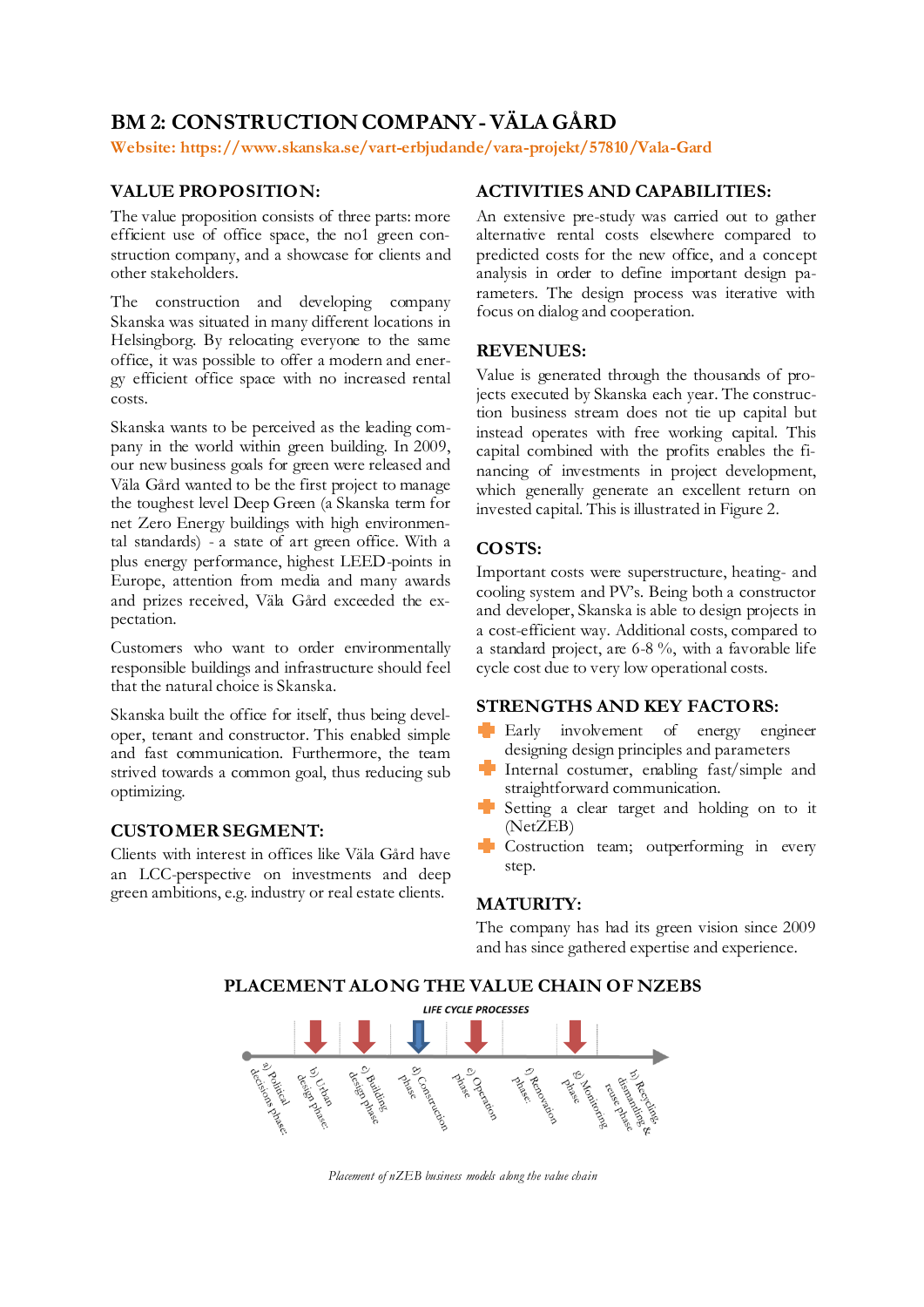# BM 2: CONSTRUCTION COMPANY - VÄLA GÅRD

**Website: https://www.skanska.se/vart-erbjudande/vara-projekt/57810/Vala-Gard**

## VALUE PROPOSITION:

The value proposition consists of three parts: more efficient use of office space, the no1 green construction company, and a showcase for clients and other stakeholders.

The construction and developing company Skanska was situated in many different locations in Helsingborg. By relocating everyone to the same office, it was possible to offer a modern and energy efficient office space with no increased rental costs.

Skanska wants to be perceived as the leading company in the world within green building. In 2009, our new business goals for green were released and Väla Gård wanted to be the first project to manage the toughest level Deep Green (a Skanska term for net Zero Energy buildings with high environmental standards) - a state of art green office. With a plus energy performance, highest LEED-points in Europe, attention from media and many awards and prizes received, Väla Gård exceeded the expectation.

Customers who want to order environmentally responsible buildings and infrastructure should feel that the natural choice is Skanska.

Skanska built the office for itself, thus being developer, tenant and constructor. This enabled simple and fast communication. Furthermore, the team strived towards a common goal, thus reducing sub optimizing.

## CUSTOMER SEGMENT:

Clients with interest in offices like Väla Gård have an LCC-perspective on investments and deep green ambitions, e.g. industry or real estate clients.

## ACTIVITIES AND CAPABILITIES:

An extensive pre-study was carried out to gather alternative rental costs elsewhere compared to predicted costs for the new office, and a concept analysis in order to define important design parameters. The design process was iterative with focus on dialog and cooperation.

## REVENUES:

Value is generated through the thousands of projects executed by Skanska each year. The construction business stream does not tie up capital but instead operates with free working capital. This capital combined with the profits enables the financing of investments in project development, which generally generate an excellent return on invested capital. This is illustrated in Figure 2.

## COSTS:

Important costs were superstructure, heating- and cooling system and PV's. Being both a constructor and developer, Skanska is able to design projects in a cost-efficient way. Additional costs, compared to a standard project, are 6-8 %, with a favorable life cycle cost due to very low operational costs.

## STRENGTHS AND KEY FACTORS:

- Early involvement of energy engineer designing design principles and parameters
- Internal costumer, enabling fast/simple and straightforward communication.
- Setting a clear target and holding on to it (NetZEB)
- Costruction team; outperforming in every step.

## MATURITY:

The company has had its green vision since 2009 and has since gathered expertise and experience.

## PLACEMENT ALONG THE VALUE CHAIN OF NZEBS

LIFE CYCLE PROCESSES

a) Political decisions phase; b) Urban design phase; c) Building design phase; d) Construction phase; e) Operation phase; f) Renovation phase; g) Monitoring phase; h) Recycling, dismantling & reuse phase

*Placement of nZEB business models along the value chain*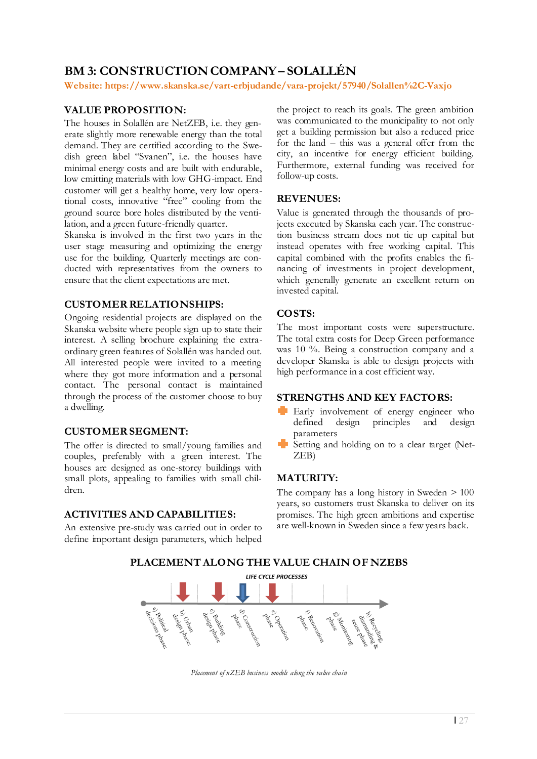## BM 3: CONSTRUCTION COMPANY – SOLALLÉN

**Website: https://www.skanska.se/vart-erbjudande/vara-projekt/57940/Solallen%2C-Vaxjo**

### VALUE PROPOSITION:

The houses in Solallén are NetZEB, i.e. they generate slightly more renewable energy than the total demand. They are certified according to the Swedish green label "Svanen", i.e. the houses have minimal energy costs and are built with endurable, low emitting materials with low GHG-impact. End customer will get a healthy home, very low operational costs, innovative "free" cooling from the ground source bore holes distributed by the ventilation, and a green future-friendly quarter.

Skanska is involved in the first two years in the user stage measuring and optimizing the energy use for the building. Quarterly meetings are conducted with representatives from the owners to ensure that the client expectations are met.

### CUSTOMER RELATIONSHIPS:

Ongoing residential projects are displayed on the Skanska website where people sign up to state their interest. A selling brochure explaining the extraordinary green features of Solallén was handed out. All interested people were invited to a meeting where they got more information and a personal contact. The personal contact is maintained through the process of the customer choose to buy a dwelling.

### CUSTOMER SEGMENT:

The offer is directed to small/young families and couples, preferably with a green interest. The houses are designed as one-storey buildings with small plots, appealing to families with small children.

### ACTIVITIES AND CAPABILITIES:

An extensive pre-study was carried out in order to define important design parameters, which helped the project to reach its goals. The green ambition was communicated to the municipality to not only get a building permission but also a reduced price for the land – this was a general offer from the city, an incentive for energy efficient building. Furthermore, external funding was received for follow-up costs.

### REVENUES:

Value is generated through the thousands of projects executed by Skanska each year. The construction business stream does not tie up capital but instead operates with free working capital. This capital combined with the profits enables the financing of investments in project development, which generally generate an excellent return on invested capital.

### COSTS:

The most important costs were superstructure. The total extra costs for Deep Green performance was 10 %. Being a construction company and a developer Skanska is able to design projects with high performance in a cost efficient way.

### STRENGTHS AND KEY FACTORS:

- Early involvement of energy engineer who defined design principles and design parameters
- Setting and holding on to a clear target (NetZEB)

### MATURITY:

The company has a long history in Sweden > 100 years, so customers trust Skanska to deliver on its promises. The high green ambitions and expertise are well-known in Sweden since a few years back.

### PLACEMENT ALONG THE VALUE CHAIN OF NZEBS

LIFE CYCLE PROCESSES

a) Political decisions phase; b) Urban design phase; c) Building design phase; d) Construction phase; e) Operation phase; f) Renovation phase; g) Monitoring phase; h) Recycling dismantling & reuse phase

*Placement of nZEB business models along the value chain*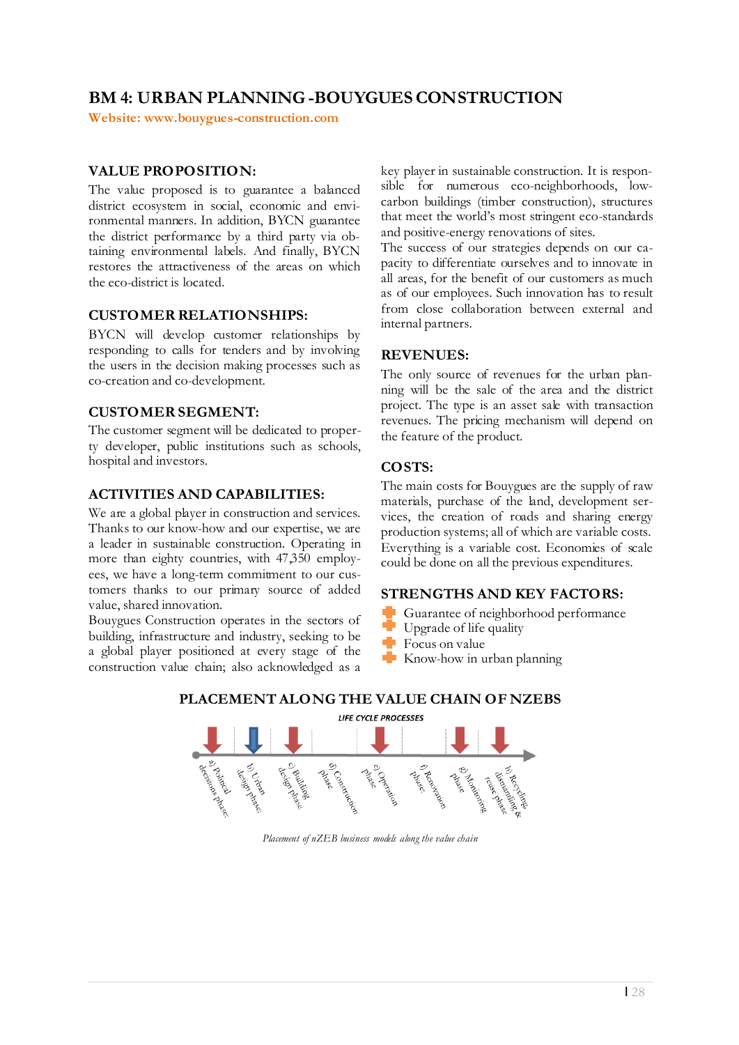## BM 4: URBAN PLANNING -BOUYGUES CONSTRUCTION

**Website: www.bouygues-construction.com**

### VALUE PROPOSITION:

The value proposed is to guarantee a balanced district ecosystem in social, economic and environmental manners. In addition, BYCN guarantee the district performance by a third party via obtaining environmental labels. And finally, BYCN restores the attractiveness of the areas on which the eco-district is located.

### CUSTOMER RELATIONSHIPS:

BYCN will develop customer relationships by responding to calls for tenders and by involving the users in the decision making processes such as co-creation and co-development.

### CUSTOMER SEGMENT:

The customer segment will be dedicated to property developer, public institutions such as schools, hospital and investors.

### ACTIVITIES AND CAPABILITIES:

We are a global player in construction and services. Thanks to our know-how and our expertise, we are a leader in sustainable construction. Operating in more than eighty countries, with 47,350 employees, we have a long-term commitment to our customers thanks to our primary source of added value, shared innovation.

Bouygues Construction operates in the sectors of building, infrastructure and industry, seeking to be a global player positioned at every stage of the construction value chain; also acknowledged as a key player in sustainable construction. It is responsible for numerous eco-neighborhoods, low-carbon buildings (timber construction), structures that meet the world's most stringent eco-standards and positive-energy renovations of sites.

The success of our strategies depends on our capacity to differentiate ourselves and to innovate in all areas, for the benefit of our customers as much as of our employees. Such innovation has to result from close collaboration between external and internal partners.

### REVENUES:

The only source of revenues for the urban planning will be the sale of the area and the district project. The type is an asset sale with transaction revenues. The pricing mechanism will depend on the feature of the product.

### COSTS:

The main costs for Bouygues are the supply of raw materials, purchase of the land, development services, the creation of roads and sharing energy production systems; all of which are variable costs. Everything is a variable cost. Economies of scale could be done on all the previous expenditures.

### STRENGTHS AND KEY FACTORS:

- Guarantee of neighborhood performance
- Upgrade of life quality
- Focus on value
- Know-how in urban planning

### PLACEMENT ALONG THE VALUE CHAIN OF NZEBS

LIFE CYCLE PROCESSES

a) Political decisions phase; b) Urban design phase; c) Building design phase; d) Construction phase; e) Operation phase; f) Renovation phase; g) Monitoring phase; h) Recycling, dismantling & reuse phase

*Placement of nZEB business models along the value chain*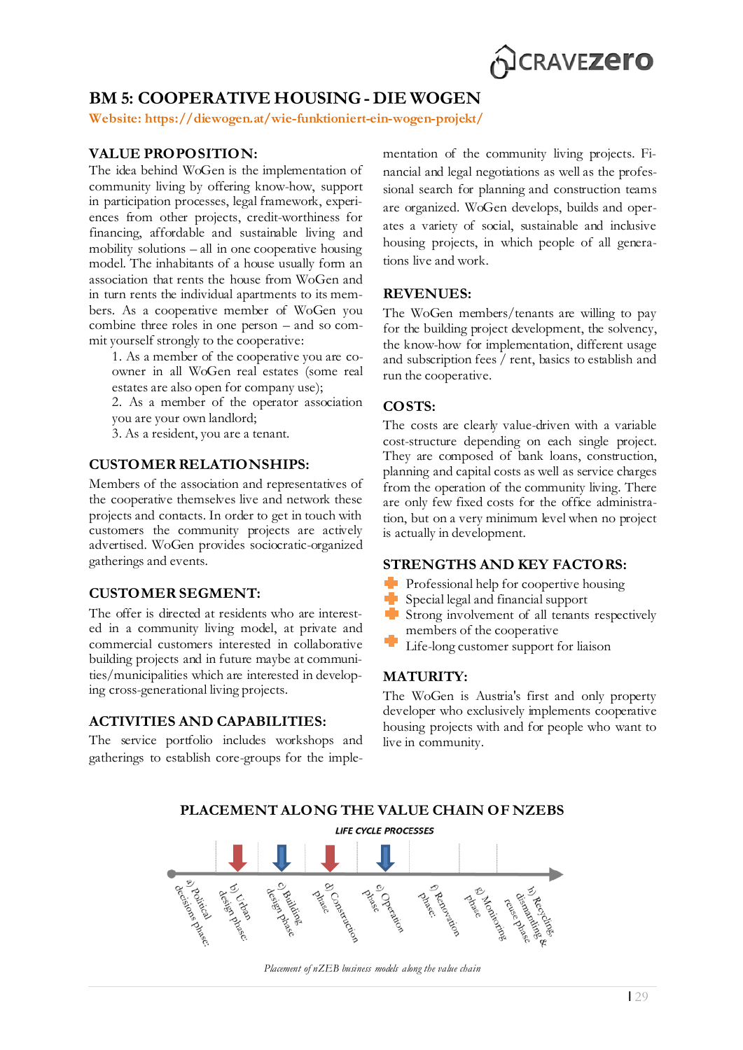# BM 5: COOPERATIVE HOUSING - DIE WOGEN

**Website: https://diewogen.at/wie-funktioniert-ein-wogen-projekt/**

## VALUE PROPOSITION:

The idea behind WoGen is the implementation of community living by offering know-how, support in participation processes, legal framework, experiences from other projects, credit-worthiness for financing, affordable and sustainable living and mobility solutions – all in one cooperative housing model. The inhabitants of a house usually form an association that rents the house from WoGen and in turn rents the individual apartments to its members. As a cooperative member of WoGen you combine three roles in one person – and so commit yourself strongly to the cooperative:

1. As a member of the cooperative you are co-owner in all WoGen real estates (some real estates are also open for company use);
2. As a member of the operator association you are your own landlord;
3. As a resident, you are a tenant.

## CUSTOMER RELATIONSHIPS:

Members of the association and representatives of the cooperative themselves live and network these projects and contacts. In order to get in touch with customers the community projects are actively advertised. WoGen provides sociocratic-organized gatherings and events.

## CUSTOMER SEGMENT:

The offer is directed at residents who are interested in a community living model, at private and commercial customers interested in collaborative building projects and in future maybe at communities/municipalities which are interested in developing cross-generational living projects.

## ACTIVITIES AND CAPABILITIES:

The service portfolio includes workshops and gatherings to establish core-groups for the implementation of the community living projects. Financial and legal negotiations as well as the professional search for planning and construction teams are organized. WoGen develops, builds and operates a variety of social, sustainable and inclusive housing projects, in which people of all generations live and work.

## REVENUES:

The WoGen members/tenants are willing to pay for the building project development, the solvency, the know-how for implementation, different usage and subscription fees / rent, basics to establish and run the cooperative.

## COSTS:

The costs are clearly value-driven with a variable cost-structure depending on each single project. They are composed of bank loans, construction, planning and capital costs as well as service charges from the operation of the community living. There are only few fixed costs for the office administration, but on a very minimum level when no project is actually in development.

## STRENGTHS AND KEY FACTORS:

- Professional help for coopertive housing
- Special legal and financial support
- Strong involvement of all tenants respectively members of the cooperative
- Life-long customer support for liaison

## MATURITY:

The WoGen is Austria's first and only property developer who exclusively implements cooperative housing projects with and for people who want to live in community.

## PLACEMENT ALONG THE VALUE CHAIN OF NZEBS

LIFE CYCLE PROCESSES

a) Political decisions phase; b) Urban design phase; c) Building design phase; d) Construction phase; e) Operation phase; f) Renovation phase; g) Monitoring phase; h) Recycling, dismantling & reuse phase

*Placement of nZEB business models along the value chain*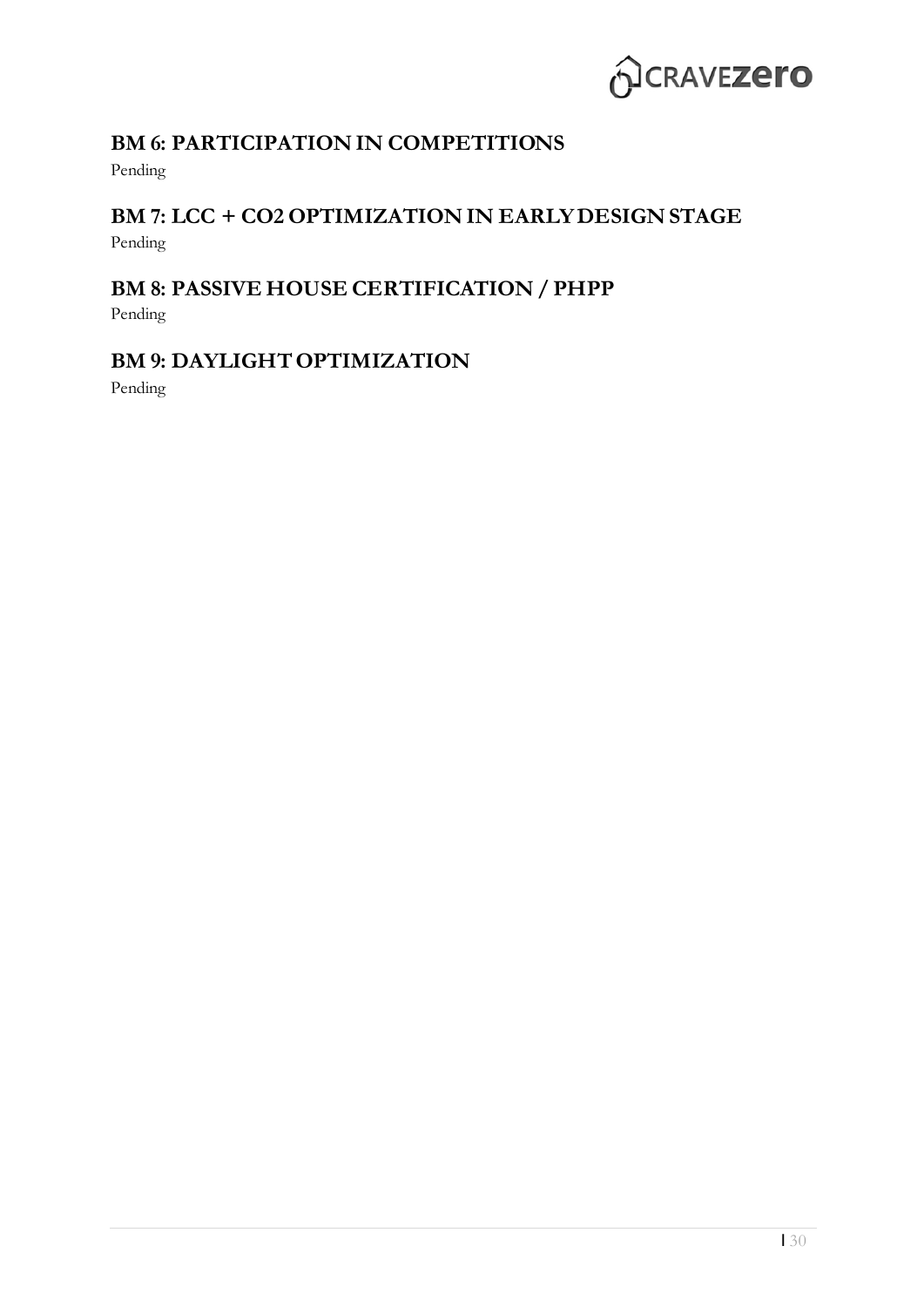## BM 6: PARTICIPATION IN COMPETITIONS

Pending

## BM 7: LCC + CO2 OPTIMIZATION IN EARLY DESIGN STAGE

Pending

## BM 8: PASSIVE HOUSE CERTIFICATION / PHPP

Pending

## BM 9: DAYLIGHT OPTIMIZATION

Pending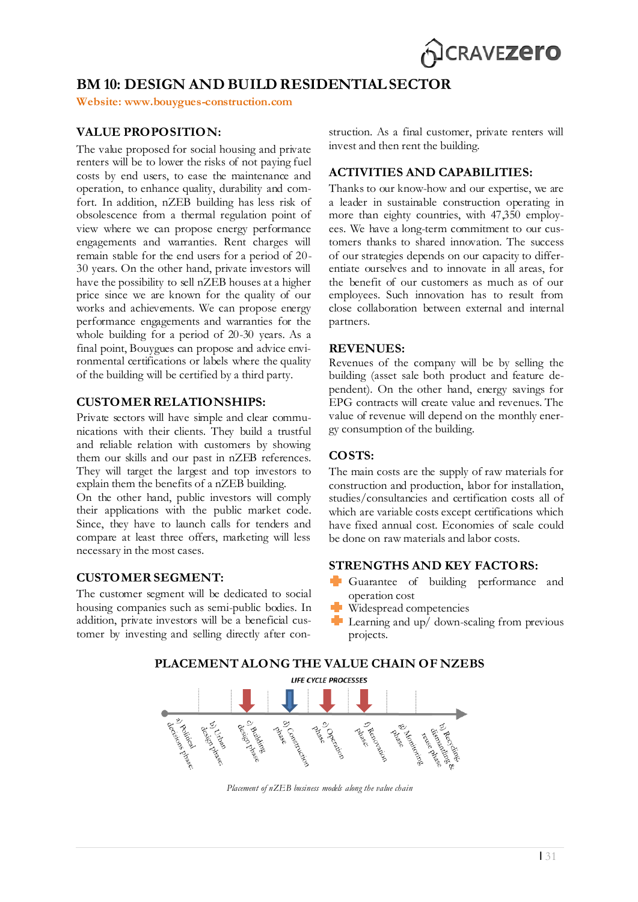# BM 10: DESIGN AND BUILD RESIDENTIAL SECTOR

**Website: www.bouygues-construction.com**

## VALUE PROPOSITION:

The value proposed for social housing and private renters will be to lower the risks of not paying fuel costs by end users, to ease the maintenance and operation, to enhance quality, durability and comfort. In addition, nZEB building has less risk of obsolescence from a thermal regulation point of view where we can propose energy performance engagements and warranties. Rent charges will remain stable for the end users for a period of 20-30 years. On the other hand, private investors will have the possibility to sell nZEB houses at a higher price since we are known for the quality of our works and achievements. We can propose energy performance engagements and warranties for the whole building for a period of 20-30 years. As a final point, Bouygues can propose and advice environmental certifications or labels where the quality of the building will be certified by a third party.

## CUSTOMER RELATIONSHIPS:

Private sectors will have simple and clear communications with their clients. They build a trustful and reliable relation with customers by showing them our skills and our past in nZEB references. They will target the largest and top investors to explain them the benefits of a nZEB building.

On the other hand, public investors will comply their applications with the public market code. Since, they have to launch calls for tenders and compare at least three offers, marketing will less necessary in the most cases.

## CUSTOMER SEGMENT:

The customer segment will be dedicated to social housing companies such as semi-public bodies. In addition, private investors will be a beneficial customer by investing and selling directly after construction. As a final customer, private renters will invest and then rent the building.

## ACTIVITIES AND CAPABILITIES:

Thanks to our know-how and our expertise, we are a leader in sustainable construction operating in more than eighty countries, with 47,350 employees. We have a long-term commitment to our customers thanks to shared innovation. The success of our strategies depends on our capacity to differentiate ourselves and to innovate in all areas, for the benefit of our customers as much as of our employees. Such innovation has to result from close collaboration between external and internal partners.

## REVENUES:

Revenues of the company will be by selling the building (asset sale both product and feature dependent). On the other hand, energy savings for EPG contracts will create value and revenues. The value of revenue will depend on the monthly energy consumption of the building.

## COSTS:

The main costs are the supply of raw materials for construction and production, labor for installation, studies/consultancies and certification costs all of which are variable costs except certifications which have fixed annual cost. Economies of scale could be done on raw materials and labor costs.

## STRENGTHS AND KEY FACTORS:

- Guarantee of building performance and operation cost
- Widespread competencies
- Learning and up/ down-scaling from previous projects.

## PLACEMENT ALONG THE VALUE CHAIN OF NZEBS

LIFE CYCLE PROCESSES

a) Political decisions phase; b) Urban design phase; c) Building design phase; d) Construction phase; e) Operation phase; f) Renovation phase; g) Monitoring phase; h) Recycling, dismantling & reuse phase

*Placement of nZEB business models along the value chain*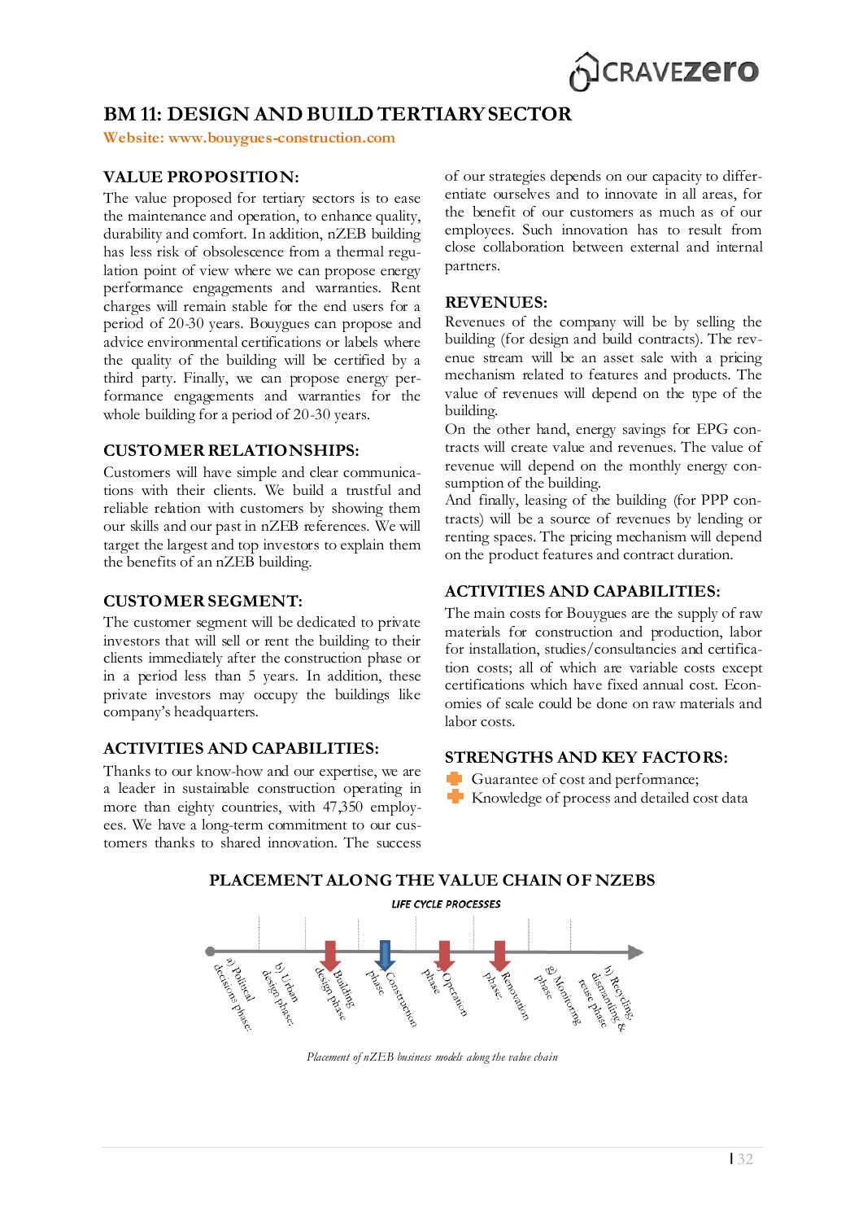# BM 11: DESIGN AND BUILD TERTIARY SECTOR

**Website: www.bouygues-construction.com**

## VALUE PROPOSITION:

The value proposed for tertiary sectors is to ease the maintenance and operation, to enhance quality, durability and comfort. In addition, nZEB building has less risk of obsolescence from a thermal regulation point of view where we can propose energy performance engagements and warranties. Rent charges will remain stable for the end users for a period of 20-30 years. Bouygues can propose and advice environmental certifications or labels where the quality of the building will be certified by a third party. Finally, we can propose energy performance engagements and warranties for the whole building for a period of 20-30 years.

## CUSTOMER RELATIONSHIPS:

Customers will have simple and clear communications with their clients. We build a trustful and reliable relation with customers by showing them our skills and our past in nZEB references. We will target the largest and top investors to explain them the benefits of an nZEB building.

## CUSTOMER SEGMENT:

The customer segment will be dedicated to private investors that will sell or rent the building to their clients immediately after the construction phase or in a period less than 5 years. In addition, these private investors may occupy the buildings like company's headquarters.

## ACTIVITIES AND CAPABILITIES:

Thanks to our know-how and our expertise, we are a leader in sustainable construction operating in more than eighty countries, with 47,350 employees. We have a long-term commitment to our customers thanks to shared innovation. The success of our strategies depends on our capacity to differentiate ourselves and to innovate in all areas, for the benefit of our customers as much as of our employees. Such innovation has to result from close collaboration between external and internal partners.

## REVENUES:

Revenues of the company will be by selling the building (for design and build contracts). The revenue stream will be an asset sale with a pricing mechanism related to features and products. The value of revenues will depend on the type of the building.

On the other hand, energy savings for EPG contracts will create value and revenues. The value of revenue will depend on the monthly energy consumption of the building.

And finally, leasing of the building (for PPP contracts) will be a source of revenues by lending or renting spaces. The pricing mechanism will depend on the product features and contract duration.

## ACTIVITIES AND CAPABILITIES:

The main costs for Bouygues are the supply of raw materials for construction and production, labor for installation, studies/consultancies and certification costs; all of which are variable costs except certifications which have fixed annual cost. Economies of scale could be done on raw materials and labor costs.

## STRENGTHS AND KEY FACTORS:

- Guarantee of cost and performance;
- Knowledge of process and detailed cost data

## PLACEMENT ALONG THE VALUE CHAIN OF NZEBS

LIFE CYCLE PROCESSES

a) Political decisions phase; b) Urban design phase; c) Building design phase; d) Construction phase; e) Operation phase; f) Renovation phase; g) Monitoring phase; h) Recycling, dismantling & reuse phase

*Placement of nZEB business models along the value chain*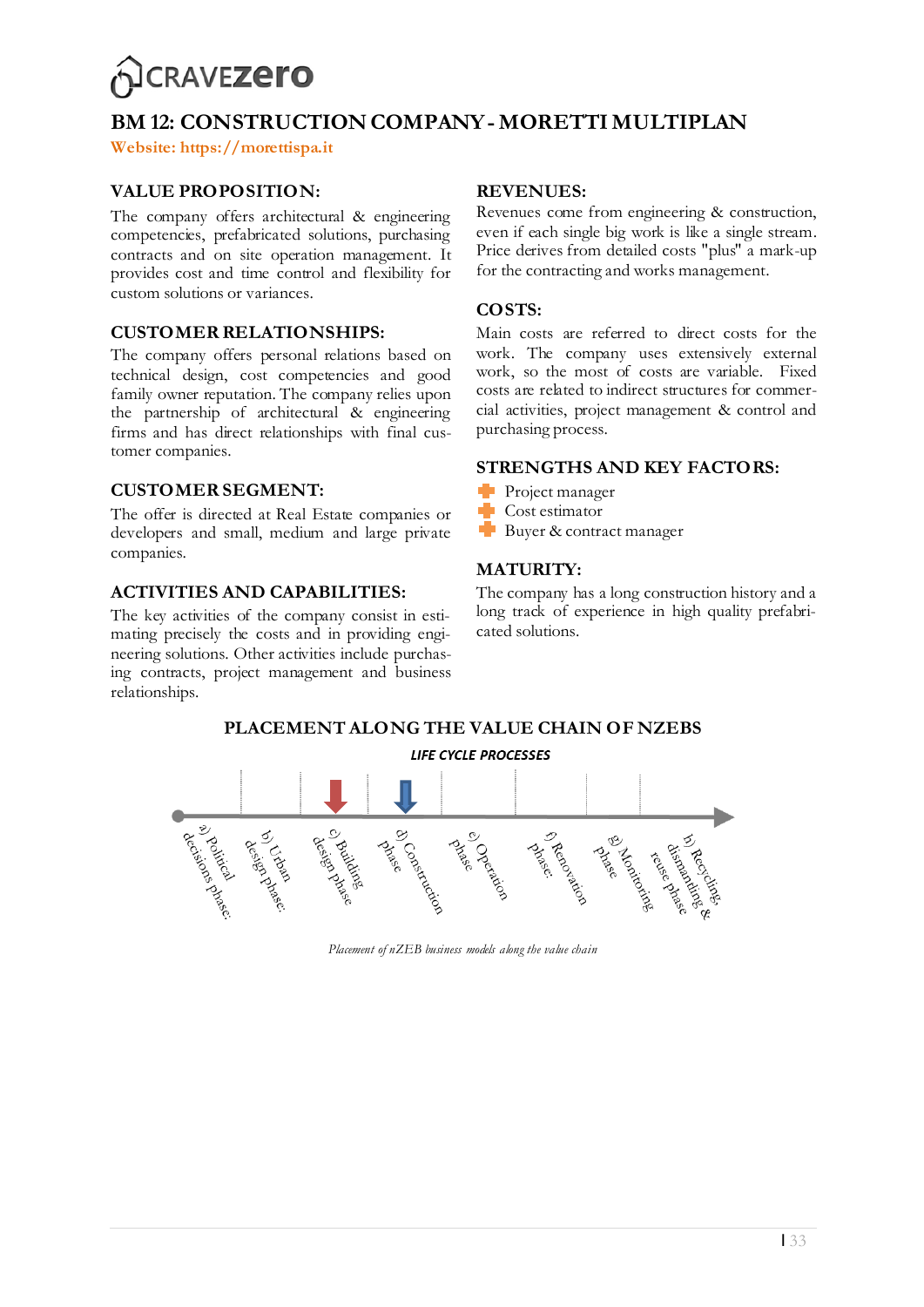# BM 12: CONSTRUCTION COMPANY - MORETTI MULTIPLAN

**Website: https://morettispa.it**

## VALUE PROPOSITION:

The company offers architectural & engineering competencies, prefabricated solutions, purchasing contracts and on site operation management. It provides cost and time control and flexibility for custom solutions or variances.

## CUSTOMER RELATIONSHIPS:

The company offers personal relations based on technical design, cost competencies and good family owner reputation. The company relies upon the partnership of architectural & engineering firms and has direct relationships with final customer companies.

## CUSTOMER SEGMENT:

The offer is directed at Real Estate companies or developers and small, medium and large private companies.

## ACTIVITIES AND CAPABILITIES:

The key activities of the company consist in estimating precisely the costs and in providing engineering solutions. Other activities include purchasing contracts, project management and business relationships.

## REVENUES:

Revenues come from engineering & construction, even if each single big work is like a single stream. Price derives from detailed costs "plus" a mark-up for the contracting and works management.

## COSTS:

Main costs are referred to direct costs for the work. The company uses extensively external work, so the most of costs are variable. Fixed costs are related to indirect structures for commercial activities, project management & control and purchasing process.

## STRENGTHS AND KEY FACTORS:

- Project manager
- Cost estimator
- Buyer & contract manager

## MATURITY:

The company has a long construction history and a long track of experience in high quality prefabricated solutions.

## PLACEMENT ALONG THE VALUE CHAIN OF NZEBS

*LIFE CYCLE PROCESSES*

a) Political decisions phase; b) Urban design phase; c) Building design phase; d) Construction phase; e) Operation phase; f) Renovation phase; g) Monitoring phase; h) Recycling, dismantling & reuse phase

*Placement of nZEB business models along the value chain*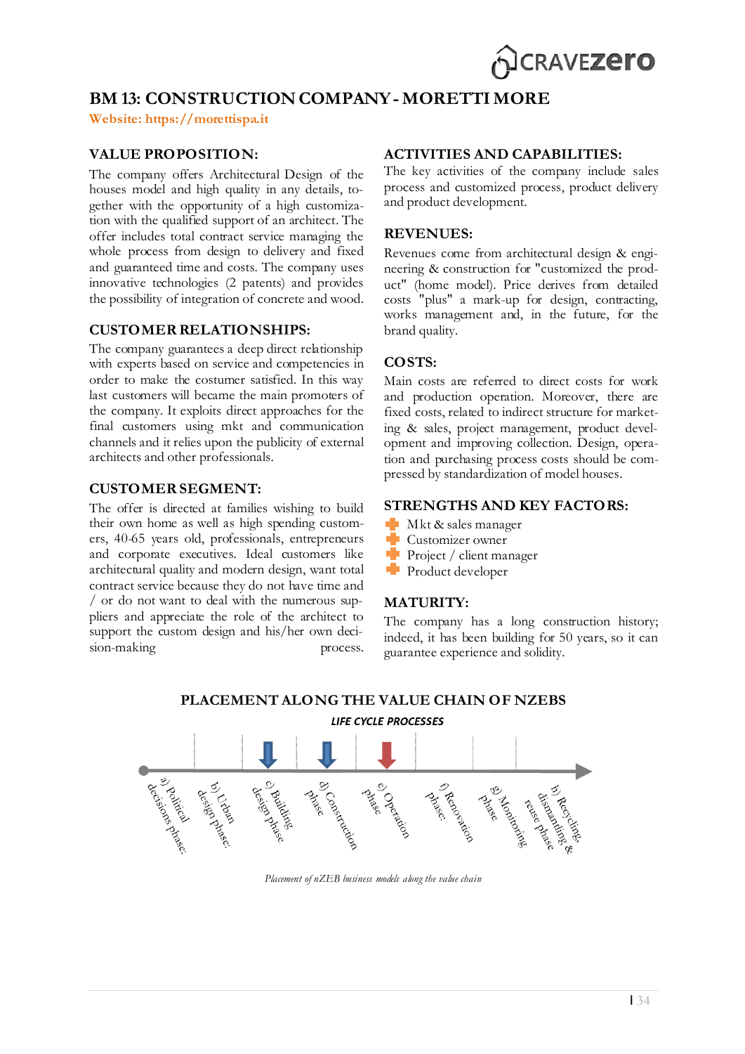# BM 13: CONSTRUCTION COMPANY - MORETTI MORE

**Website: https://morettispa.it**

## VALUE PROPOSITION:

The company offers Architectural Design of the houses model and high quality in any details, together with the opportunity of a high customization with the qualified support of an architect. The offer includes total contract service managing the whole process from design to delivery and fixed and guaranteed time and costs. The company uses innovative technologies (2 patents) and provides the possibility of integration of concrete and wood.

## CUSTOMER RELATIONSHIPS:

The company guarantees a deep direct relationship with experts based on service and competencies in order to make the costumer satisfied. In this way last customers will became the main promoters of the company. It exploits direct approaches for the final customers using mkt and communication channels and it relies upon the publicity of external architects and other professionals.

## CUSTOMER SEGMENT:

The offer is directed at families wishing to build their own home as well as high spending customers, 40-65 years old, professionals, entrepreneurs and corporate executives. Ideal customers like architectural quality and modern design, want total contract service because they do not have time and / or do not want to deal with the numerous suppliers and appreciate the role of the architect to support the custom design and his/her own decision-making process.

## ACTIVITIES AND CAPABILITIES:

The key activities of the company include sales process and customized process, product delivery and product development.

## REVENUES:

Revenues come from architectural design & engineering & construction for "customized the product" (home model). Price derives from detailed costs "plus" a mark-up for design, contracting, works management and, in the future, for the brand quality.

## COSTS:

Main costs are referred to direct costs for work and production operation. Moreover, there are fixed costs, related to indirect structure for marketing & sales, project management, product development and improving collection. Design, operation and purchasing process costs should be compressed by standardization of model houses.

## STRENGTHS AND KEY FACTORS:

- Mkt & sales manager
- Customizer owner
- Project / client manager
- Product developer

## MATURITY:

The company has a long construction history; indeed, it has been building for 50 years, so it can guarantee experience and solidity.

## PLACEMENT ALONG THE VALUE CHAIN OF NZEBS

***LIFE CYCLE PROCESSES***

a) Political decisions phase; b) Urban design phase; c) Building design phase; d) Construction phase; e) Operation phase; f) Renovation phase; g) Monitoring phase; h) Recycling, dismantling & reuse phase

*Placement of nZEB business models along the value chain*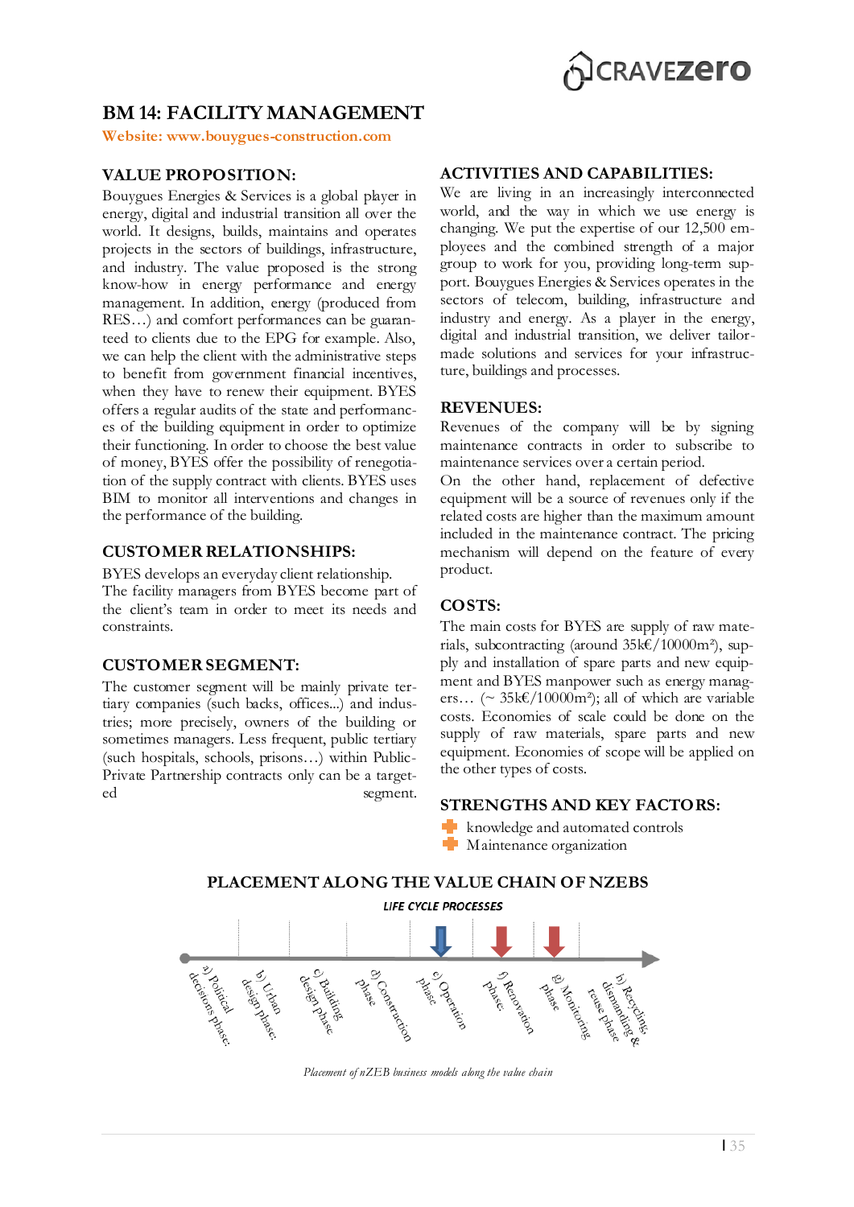# BM 14: FACILITY MANAGEMENT

**Website: www.bouygues-construction.com**

## VALUE PROPOSITION:

Bouygues Energies & Services is a global player in energy, digital and industrial transition all over the world. It designs, builds, maintains and operates projects in the sectors of buildings, infrastructure, and industry. The value proposed is the strong know-how in energy performance and energy management. In addition, energy (produced from RES…) and comfort performances can be guaranteed to clients due to the EPG for example. Also, we can help the client with the administrative steps to benefit from government financial incentives, when they have to renew their equipment. BYES offers a regular audits of the state and performances of the building equipment in order to optimize their functioning. In order to choose the best value of money, BYES offer the possibility of renegotiation of the supply contract with clients. BYES uses BIM to monitor all interventions and changes in the performance of the building.

## CUSTOMER RELATIONSHIPS:

BYES develops an everyday client relationship.
The facility managers from BYES become part of the client's team in order to meet its needs and constraints.

## CUSTOMER SEGMENT:

The customer segment will be mainly private tertiary companies (such backs, offices...) and industries; more precisely, owners of the building or sometimes managers. Less frequent, public tertiary (such hospitals, schools, prisons…) within Public-Private Partnership contracts only can be a targeted segment.

## ACTIVITIES AND CAPABILITIES:

We are living in an increasingly interconnected world, and the way in which we use energy is changing. We put the expertise of our 12,500 employees and the combined strength of a major group to work for you, providing long-term support. Bouygues Energies & Services operates in the sectors of telecom, building, infrastructure and industry and energy. As a player in the energy, digital and industrial transition, we deliver tailor-made solutions and services for your infrastructure, buildings and processes.

## REVENUES:

Revenues of the company will be by signing maintenance contracts in order to subscribe to maintenance services over a certain period.

On the other hand, replacement of defective equipment will be a source of revenues only if the related costs are higher than the maximum amount included in the maintenance contract. The pricing mechanism will depend on the feature of every product.

## COSTS:

The main costs for BYES are supply of raw materials, subcontracting (around 35k€/10000m²), supply and installation of spare parts and new equipment and BYES manpower such as energy managers… (~ 35k€/10000m²); all of which are variable costs. Economies of scale could be done on the supply of raw materials, spare parts and new equipment. Economies of scope will be applied on the other types of costs.

## STRENGTHS AND KEY FACTORS:

- knowledge and automated controls
- Maintenance organization

## PLACEMENT ALONG THE VALUE CHAIN OF NZEBS

LIFE CYCLE PROCESSES

a) Political decisions phase; b) Urban design phase; c) Building design phase; d) Construction phase; e) Operation phase; f) Renovation phase; g) Monitoring phase; h) Recycling, dismantling & reuse phase

*Placement of nZEB business models along the value chain*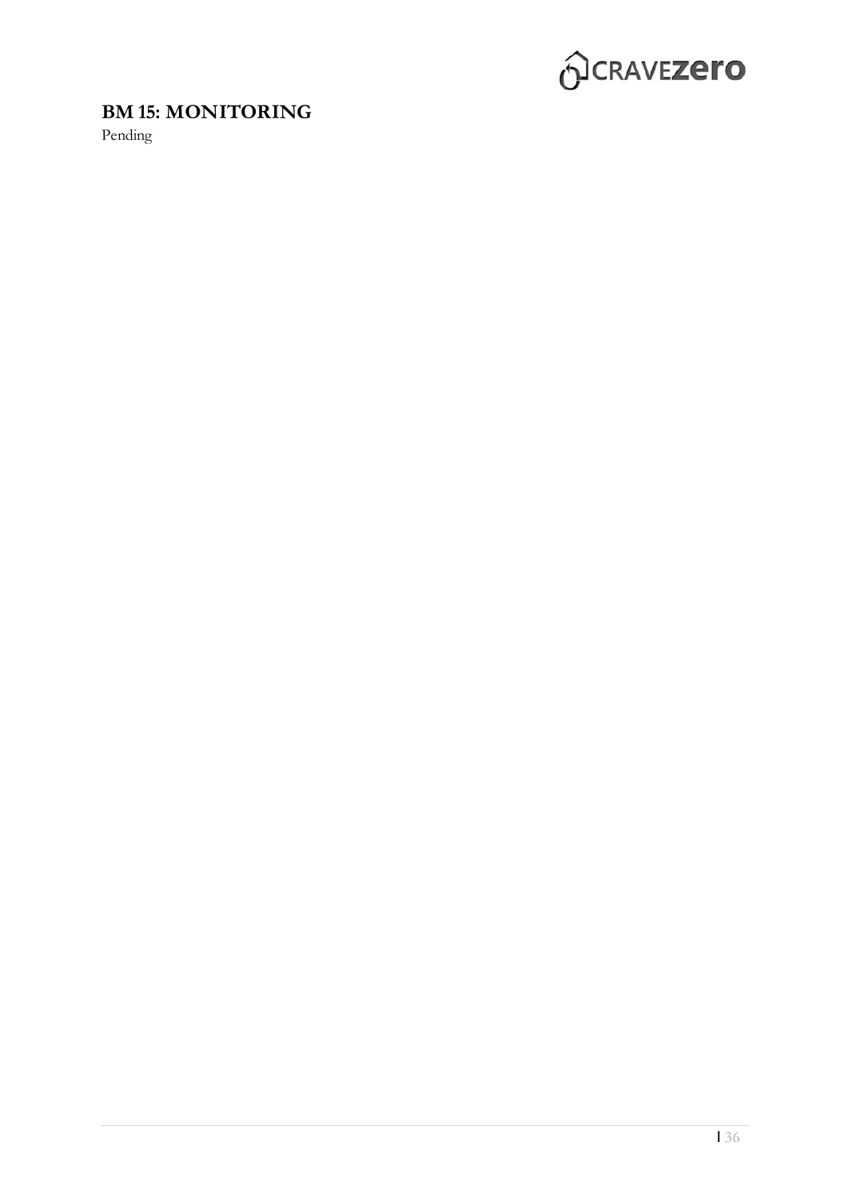## BM 15: MONITORING

Pending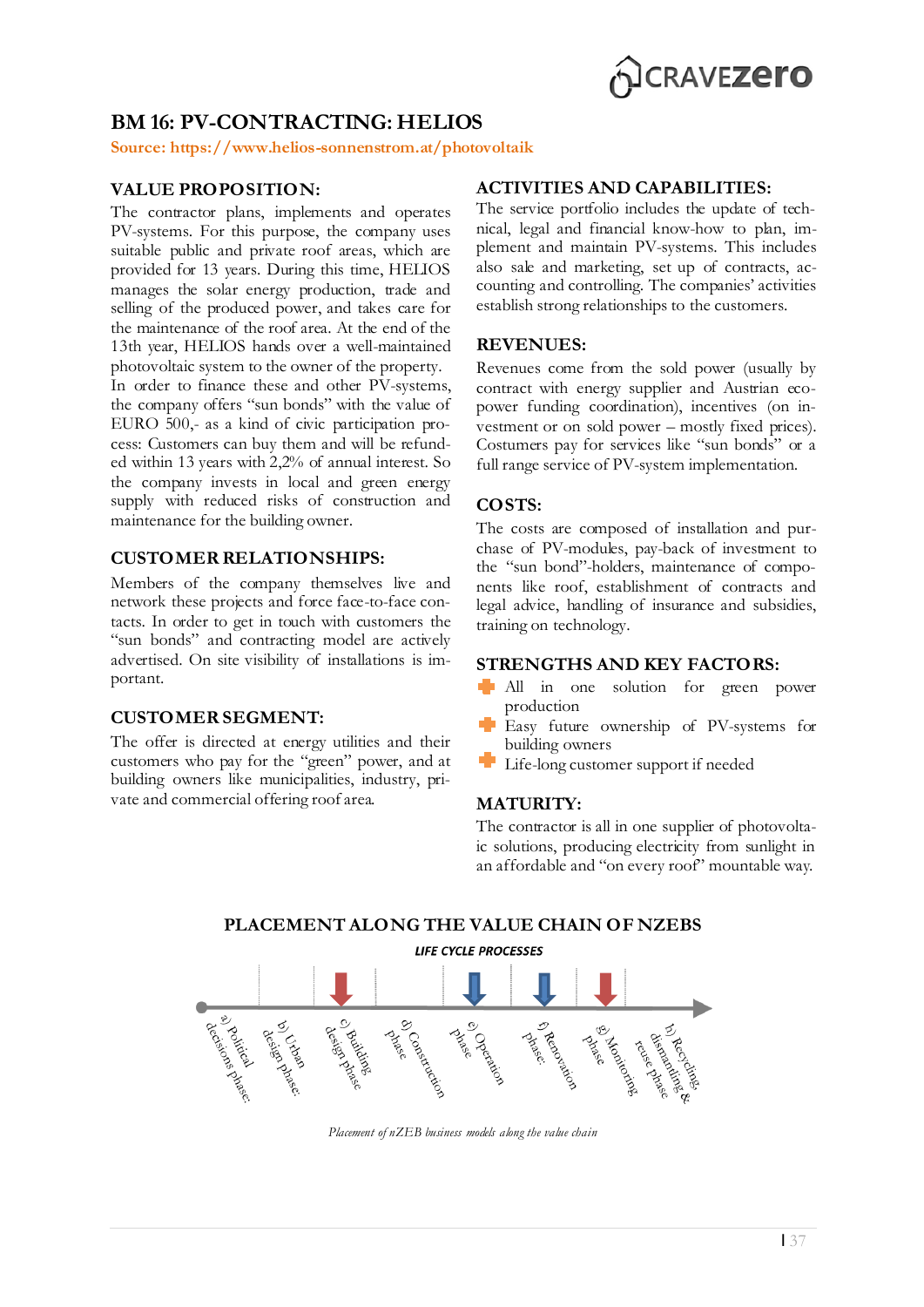# BM 16: PV-CONTRACTING: HELIOS

Source: https://www.helios-sonnenstrom.at/photovoltaik

## VALUE PROPOSITION:

The contractor plans, implements and operates PV-systems. For this purpose, the company uses suitable public and private roof areas, which are provided for 13 years. During this time, HELIOS manages the solar energy production, trade and selling of the produced power, and takes care for the maintenance of the roof area. At the end of the 13th year, HELIOS hands over a well-maintained photovoltaic system to the owner of the property. In order to finance these and other PV-systems, the company offers "sun bonds" with the value of EURO 500,- as a kind of civic participation process: Customers can buy them and will be refunded within 13 years with 2,2% of annual interest. So the company invests in local and green energy supply with reduced risks of construction and maintenance for the building owner.

## CUSTOMER RELATIONSHIPS:

Members of the company themselves live and network these projects and force face-to-face contacts. In order to get in touch with customers the "sun bonds" and contracting model are actively advertised. On site visibility of installations is important.

## CUSTOMER SEGMENT:

The offer is directed at energy utilities and their customers who pay for the "green" power, and at building owners like municipalities, industry, private and commercial offering roof area.

## ACTIVITIES AND CAPABILITIES:

The service portfolio includes the update of technical, legal and financial know-how to plan, implement and maintain PV-systems. This includes also sale and marketing, set up of contracts, accounting and controlling. The companies' activities establish strong relationships to the customers.

## REVENUES:

Revenues come from the sold power (usually by contract with energy supplier and Austrian eco-power funding coordination), incentives (on investment or on sold power – mostly fixed prices). Costumers pay for services like "sun bonds" or a full range service of PV-system implementation.

## COSTS:

The costs are composed of installation and purchase of PV-modules, pay-back of investment to the "sun bond"-holders, maintenance of components like roof, establishment of contracts and legal advice, handling of insurance and subsidies, training on technology.

## STRENGTHS AND KEY FACTORS:

- All in one solution for green power production
- Easy future ownership of PV-systems for building owners
- Life-long customer support if needed

## MATURITY:

The contractor is all in one supplier of photovoltaic solutions, producing electricity from sunlight in an affordable and "on every roof" mountable way.

## PLACEMENT ALONG THE VALUE CHAIN OF NZEBS

LIFE CYCLE PROCESSES

a) Political decisions phase; b) Urban design phase; c) Building design phase; d) Construction phase; e) Operation phase; f) Renovation phase; g) Monitoring phase; h) Recycling, dismantling & reuse phase

*Placement of nZEB business models along the value chain*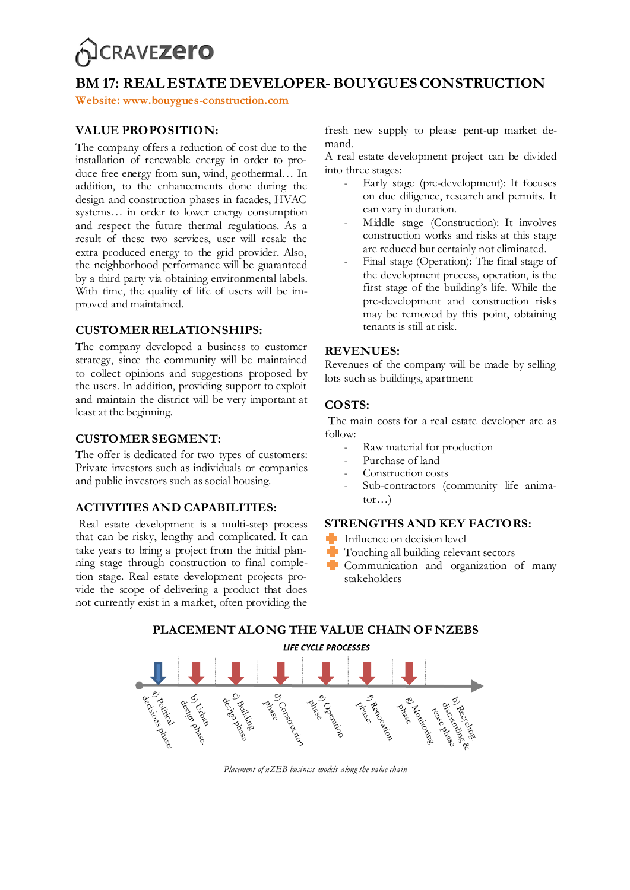# BM 17: REAL ESTATE DEVELOPER- BOUYGUES CONSTRUCTION

**Website: www.bouygues-construction.com**

## VALUE PROPOSITION:

The company offers a reduction of cost due to the installation of renewable energy in order to produce free energy from sun, wind, geothermal… In addition, to the enhancements done during the design and construction phases in facades, HVAC systems… in order to lower energy consumption and respect the future thermal regulations. As a result of these two services, user will resale the extra produced energy to the grid provider. Also, the neighborhood performance will be guaranteed by a third party via obtaining environmental labels. With time, the quality of life of users will be improved and maintained.

## CUSTOMER RELATIONSHIPS:

The company developed a business to customer strategy, since the community will be maintained to collect opinions and suggestions proposed by the users. In addition, providing support to exploit and maintain the district will be very important at least at the beginning.

## CUSTOMER SEGMENT:

The offer is dedicated for two types of customers: Private investors such as individuals or companies and public investors such as social housing.

## ACTIVITIES AND CAPABILITIES:

Real estate development is a multi-step process that can be risky, lengthy and complicated. It can take years to bring a project from the initial planning stage through construction to final completion stage. Real estate development projects provide the scope of delivering a product that does not currently exist in a market, often providing the fresh new supply to please pent-up market demand.

A real estate development project can be divided into three stages:

- Early stage (pre-development): It focuses on due diligence, research and permits. It can vary in duration.
- Middle stage (Construction): It involves construction works and risks at this stage are reduced but certainly not eliminated.
- Final stage (Operation): The final stage of the development process, operation, is the first stage of the building's life. While the pre-development and construction risks may be removed by this point, obtaining tenants is still at risk.

## REVENUES:

Revenues of the company will be made by selling lots such as buildings, apartment

## COSTS:

The main costs for a real estate developer are as follow:

- Raw material for production
- Purchase of land
- Construction costs
- Sub-contractors (community life animator…)

## STRENGTHS AND KEY FACTORS:

- Influence on decision level
- Touching all building relevant sectors
- Communication and organization of many stakeholders

## PLACEMENT ALONG THE VALUE CHAIN OF NZEBS

LIFE CYCLE PROCESSES

a) Political decisions phase; b) Urban design phase; c) Building design phase; d) Construction phase; e) Operation phase; f) Renovation phase; g) Monitoring phase; h) Recycling, dismantling & reuse phase

*Placement of nZEB business models along the value chain*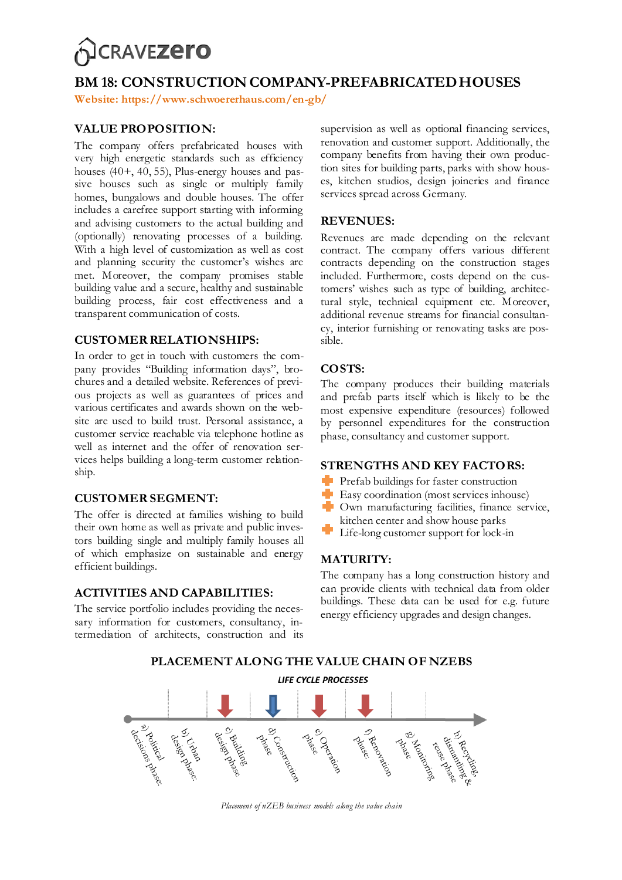# BM 18: CONSTRUCTION COMPANY-PREFABRICATED HOUSES

**Website: https://www.schwoererhaus.com/en-gb/**

## VALUE PROPOSITION:

The company offers prefabricated houses with very high energetic standards such as efficiency houses (40+, 40, 55), Plus-energy houses and passive houses such as single or multiply family homes, bungalows and double houses. The offer includes a carefree support starting with informing and advising customers to the actual building and (optionally) renovating processes of a building. With a high level of customization as well as cost and planning security the customer's wishes are met. Moreover, the company promises stable building value and a secure, healthy and sustainable building process, fair cost effectiveness and a transparent communication of costs.

## CUSTOMER RELATIONSHIPS:

In order to get in touch with customers the company provides "Building information days", brochures and a detailed website. References of previous projects as well as guarantees of prices and various certificates and awards shown on the website are used to build trust. Personal assistance, a customer service reachable via telephone hotline as well as internet and the offer of renovation services helps building a long-term customer relationship.

## CUSTOMER SEGMENT:

The offer is directed at families wishing to build their own home as well as private and public investors building single and multiply family houses all of which emphasize on sustainable and energy efficient buildings.

## ACTIVITIES AND CAPABILITIES:

The service portfolio includes providing the necessary information for customers, consultancy, intermediation of architects, construction and its supervision as well as optional financing services, renovation and customer support. Additionally, the company benefits from having their own production sites for building parts, parks with show houses, kitchen studios, design joineries and finance services spread across Germany.

## REVENUES:

Revenues are made depending on the relevant contract. The company offers various different contracts depending on the construction stages included. Furthermore, costs depend on the customers' wishes such as type of building, architectural style, technical equipment etc. Moreover, additional revenue streams for financial consultancy, interior furnishing or renovating tasks are possible.

## COSTS:

The company produces their building materials and prefab parts itself which is likely to be the most expensive expenditure (resources) followed by personnel expenditures for the construction phase, consultancy and customer support.

## STRENGTHS AND KEY FACTORS:

- Prefab buildings for faster construction
- Easy coordination (most services inhouse)
- Own manufacturing facilities, finance service, kitchen center and show house parks
- Life-long customer support for lock-in

## MATURITY:

The company has a long construction history and can provide clients with technical data from older buildings. These data can be used for e.g. future energy efficiency upgrades and design changes.

## PLACEMENT ALONG THE VALUE CHAIN OF NZEBS

**LIFE CYCLE PROCESSES**

a) Political decisions phase; b) Urban design phase; c) Building design phase; d) Construction phase; e) Operation phase; f) Renovation phase; g) Monitoring phase; h) Recycling, dismantling & reuse phase

*Placement of nZEB business models along the value chain*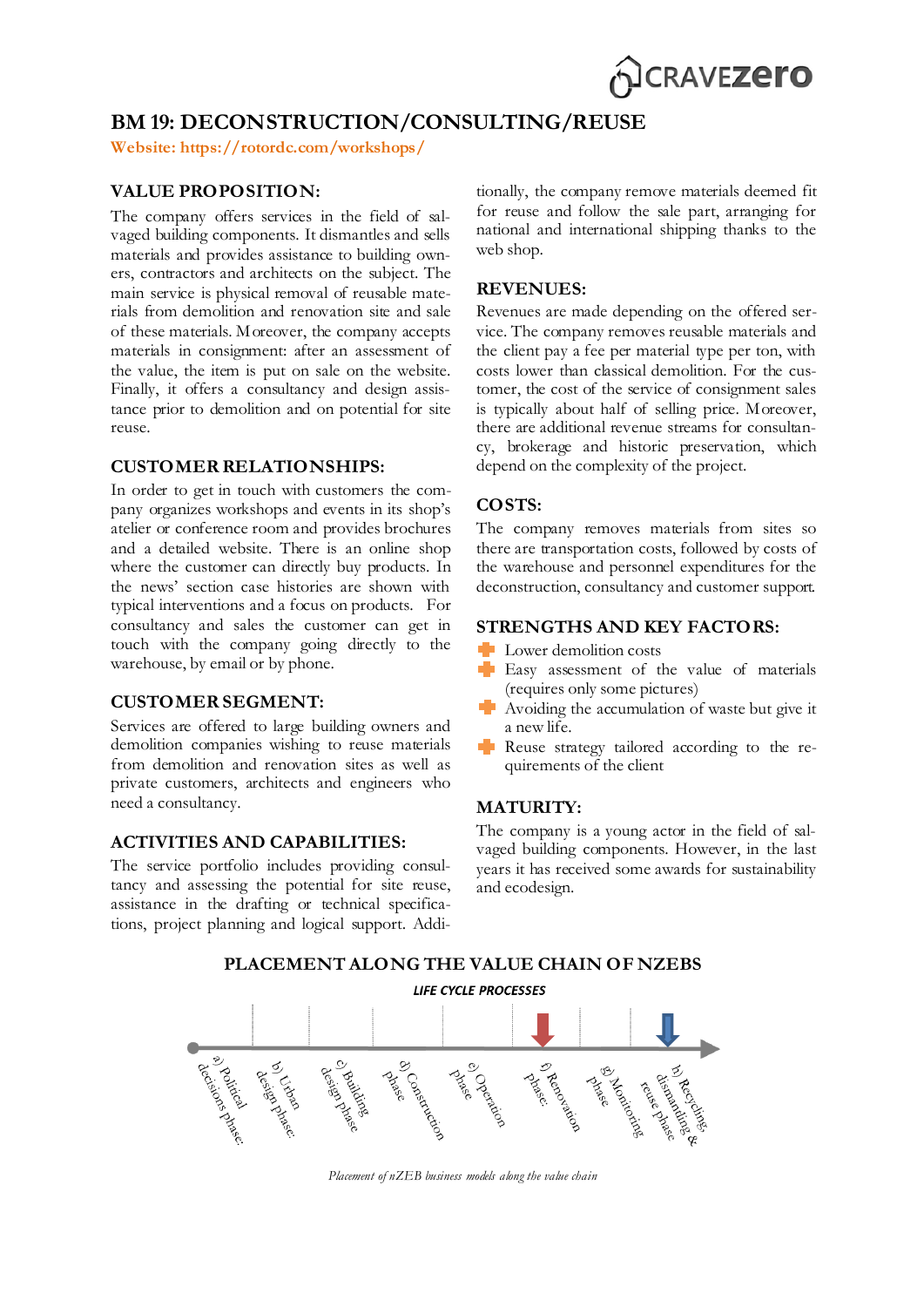# BM 19: DECONSTRUCTION/CONSULTING/REUSE

**Website: https://rotordc.com/workshops/**

## VALUE PROPOSITION:

The company offers services in the field of salvaged building components. It dismantles and sells materials and provides assistance to building owners, contractors and architects on the subject. The main service is physical removal of reusable materials from demolition and renovation site and sale of these materials. Moreover, the company accepts materials in consignment: after an assessment of the value, the item is put on sale on the website. Finally, it offers a consultancy and design assistance prior to demolition and on potential for site reuse.

## CUSTOMER RELATIONSHIPS:

In order to get in touch with customers the company organizes workshops and events in its shop's atelier or conference room and provides brochures and a detailed website. There is an online shop where the customer can directly buy products. In the news' section case histories are shown with typical interventions and a focus on products. For consultancy and sales the customer can get in touch with the company going directly to the warehouse, by email or by phone.

## CUSTOMER SEGMENT:

Services are offered to large building owners and demolition companies wishing to reuse materials from demolition and renovation sites as well as private customers, architects and engineers who need a consultancy.

## ACTIVITIES AND CAPABILITIES:

The service portfolio includes providing consultancy and assessing the potential for site reuse, assistance in the drafting or technical specifications, project planning and logical support. Additionally, the company remove materials deemed fit for reuse and follow the sale part, arranging for national and international shipping thanks to the web shop.

## REVENUES:

Revenues are made depending on the offered service. The company removes reusable materials and the client pay a fee per material type per ton, with costs lower than classical demolition. For the customer, the cost of the service of consignment sales is typically about half of selling price. Moreover, there are additional revenue streams for consultancy, brokerage and historic preservation, which depend on the complexity of the project.

## COSTS:

The company removes materials from sites so there are transportation costs, followed by costs of the warehouse and personnel expenditures for the deconstruction, consultancy and customer support.

## STRENGTHS AND KEY FACTORS:

- Lower demolition costs
- Easy assessment of the value of materials (requires only some pictures)
- Avoiding the accumulation of waste but give it a new life.
- Reuse strategy tailored according to the requirements of the client

## MATURITY:

The company is a young actor in the field of salvaged building components. However, in the last years it has received some awards for sustainability and ecodesign.

## PLACEMENT ALONG THE VALUE CHAIN OF NZEBS

LIFE CYCLE PROCESSES

a) Political decisions phase; b) Urban design phase; c) Building design phase; d) Construction phase; e) Operation phase; f) Renovation phase; g) Monitoring phase; h) Recycling, dismantling & reuse phase

*Placement of nZEB business models along the value chain*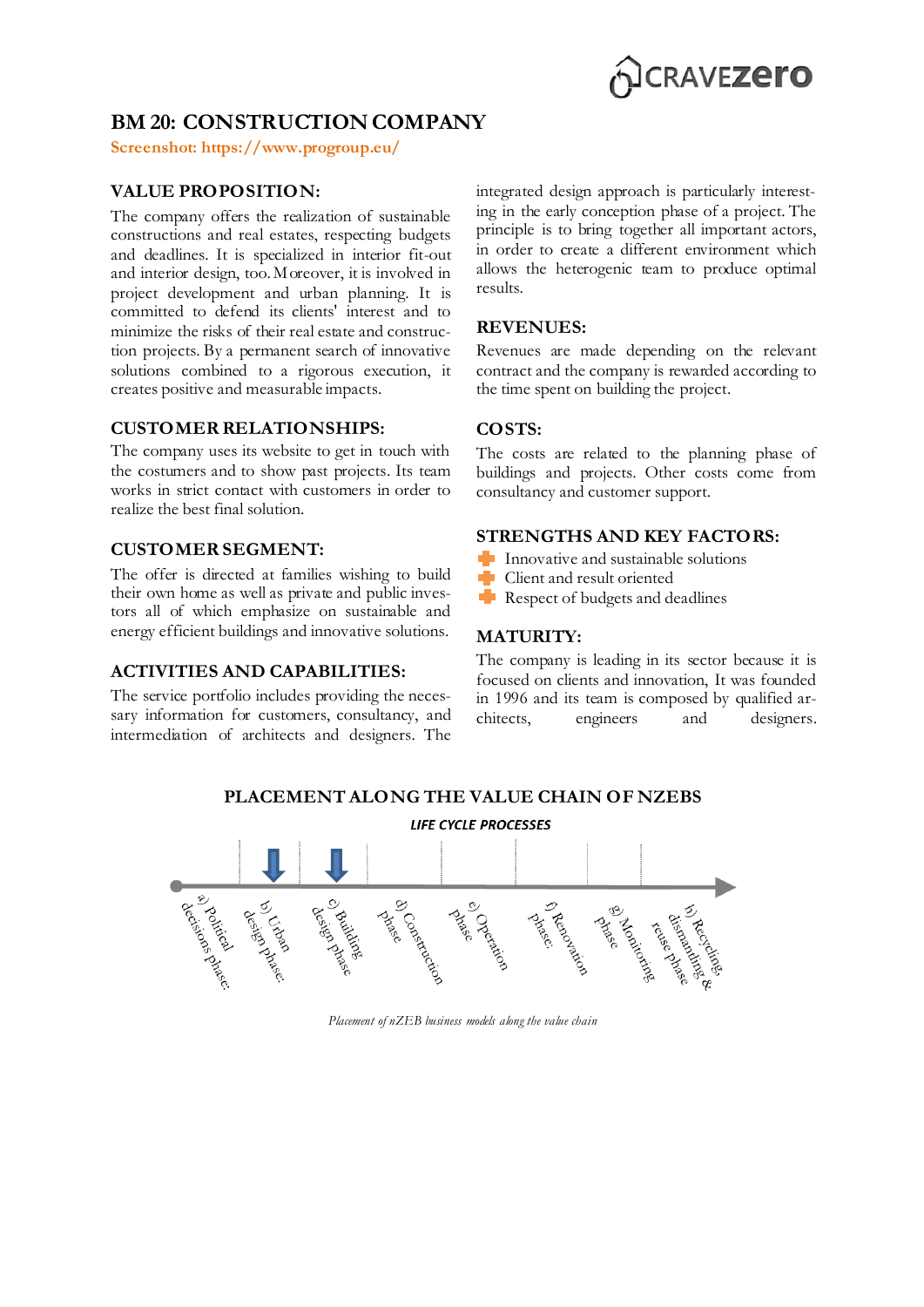# BM 20: CONSTRUCTION COMPANY

Screenshot: https://www.progroup.eu/

## VALUE PROPOSITION:

The company offers the realization of sustainable constructions and real estates, respecting budgets and deadlines. It is specialized in interior fit-out and interior design, too. Moreover, it is involved in project development and urban planning. It is committed to defend its clients' interest and to minimize the risks of their real estate and construction projects. By a permanent search of innovative solutions combined to a rigorous execution, it creates positive and measurable impacts.

## CUSTOMER RELATIONSHIPS:

The company uses its website to get in touch with the costumers and to show past projects. Its team works in strict contact with customers in order to realize the best final solution.

## CUSTOMER SEGMENT:

The offer is directed at families wishing to build their own home as well as private and public investors all of which emphasize on sustainable and energy efficient buildings and innovative solutions.

## ACTIVITIES AND CAPABILITIES:

The service portfolio includes providing the necessary information for customers, consultancy, and intermediation of architects and designers. The integrated design approach is particularly interesting in the early conception phase of a project. The principle is to bring together all important actors, in order to create a different environment which allows the heterogenic team to produce optimal results.

## REVENUES:

Revenues are made depending on the relevant contract and the company is rewarded according to the time spent on building the project.

## COSTS:

The costs are related to the planning phase of buildings and projects. Other costs come from consultancy and customer support.

## STRENGTHS AND KEY FACTORS:

- Innovative and sustainable solutions
- Client and result oriented
- Respect of budgets and deadlines

## MATURITY:

The company is leading in its sector because it is focused on clients and innovation, It was founded in 1996 and its team is composed by qualified architects, engineers and designers.

## PLACEMENT ALONG THE VALUE CHAIN OF NZEBS

*LIFE CYCLE PROCESSES*

a) Political decisions phase; b) Urban design phase; c) Building design phase; d) Construction phase; e) Operation phase; f) Renovation phase; g) Monitoring phase; h) Recycling, dismantling & reuse phase

*Placement of nZEB business models along the value chain*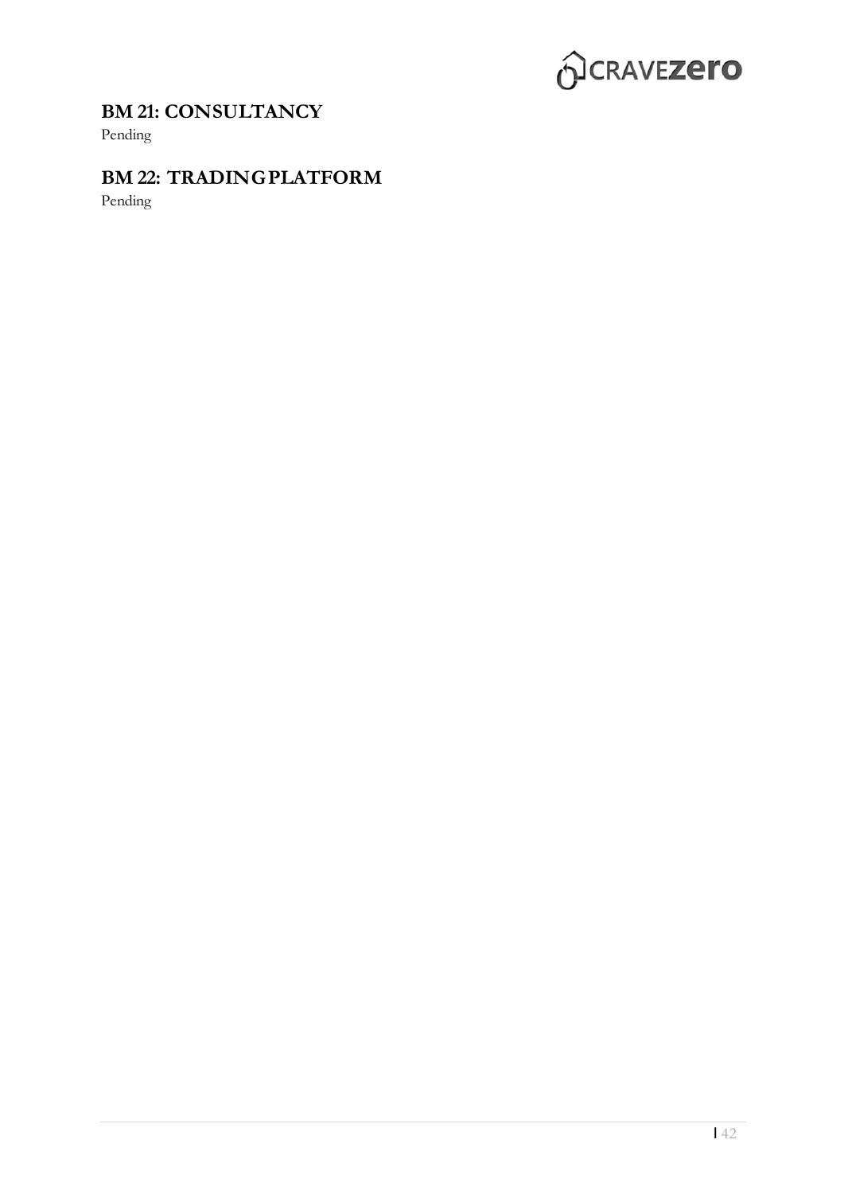## BM 21: CONSULTANCY

Pending

## BM 22: TRADING PLATFORM

Pending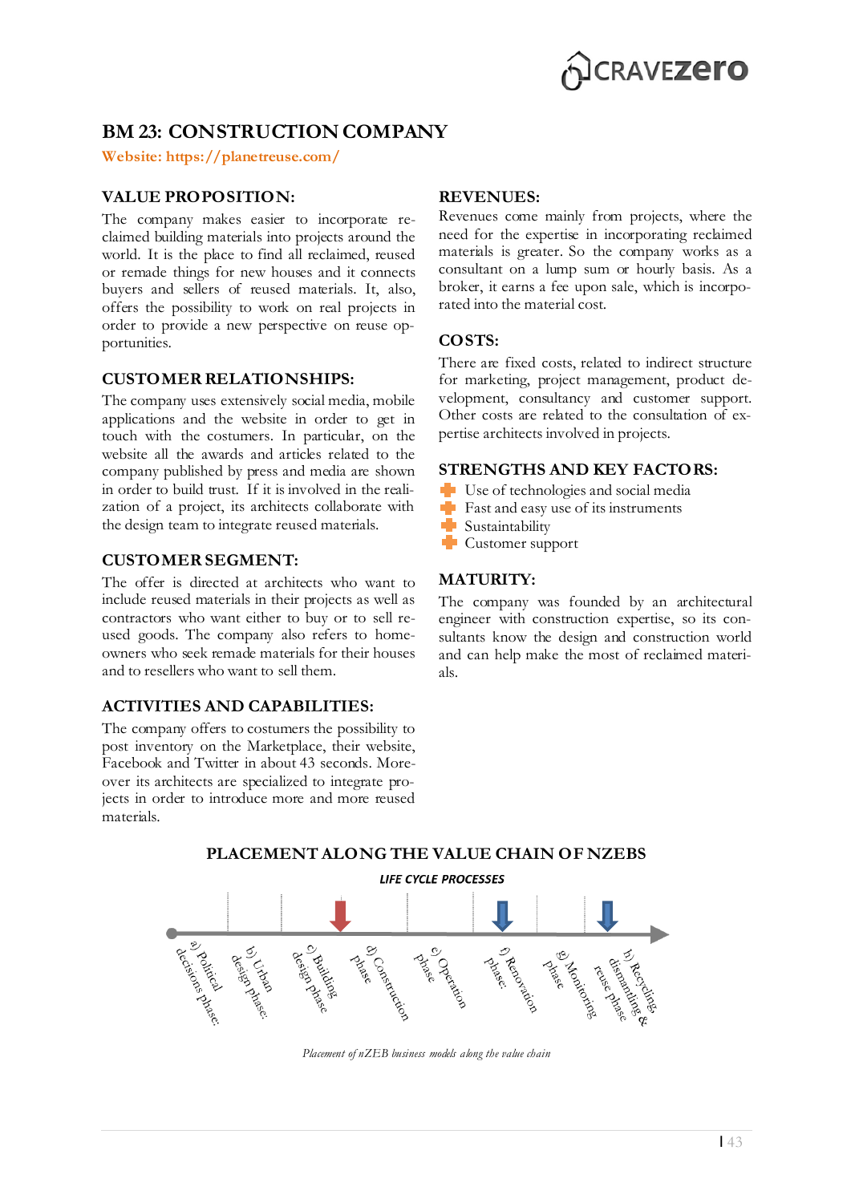# BM 23: CONSTRUCTION COMPANY

**Website: https://planetreuse.com/**

## VALUE PROPOSITION:

The company makes easier to incorporate reclaimed building materials into projects around the world. It is the place to find all reclaimed, reused or remade things for new houses and it connects buyers and sellers of reused materials. It, also, offers the possibility to work on real projects in order to provide a new perspective on reuse opportunities.

## CUSTOMER RELATIONSHIPS:

The company uses extensively social media, mobile applications and the website in order to get in touch with the costumers. In particular, on the website all the awards and articles related to the company published by press and media are shown in order to build trust. If it is involved in the realization of a project, its architects collaborate with the design team to integrate reused materials.

## CUSTOMER SEGMENT:

The offer is directed at architects who want to include reused materials in their projects as well as contractors who want either to buy or to sell reused goods. The company also refers to homeowners who seek remade materials for their houses and to resellers who want to sell them.

## ACTIVITIES AND CAPABILITIES:

The company offers to costumers the possibility to post inventory on the Marketplace, their website, Facebook and Twitter in about 43 seconds. Moreover its architects are specialized to integrate projects in order to introduce more and more reused materials.

## REVENUES:

Revenues come mainly from projects, where the need for the expertise in incorporating reclaimed materials is greater. So the company works as a consultant on a lump sum or hourly basis. As a broker, it earns a fee upon sale, which is incorporated into the material cost.

## COSTS:

There are fixed costs, related to indirect structure for marketing, project management, product development, consultancy and customer support. Other costs are related to the consultation of expertise architects involved in projects.

## STRENGTHS AND KEY FACTORS:

- Use of technologies and social media
- Fast and easy use of its instruments
- Sustainability
- Customer support

## MATURITY:

The company was founded by an architectural engineer with construction expertise, so its consultants know the design and construction world and can help make the most of reclaimed materials.

## PLACEMENT ALONG THE VALUE CHAIN OF NZEBS

LIFE CYCLE PROCESSES

a) Political decisions phase; b) Urban design phase; c) Building design phase; d) Construction phase; e) Operation phase; f) Renovation phase; g) Monitoring phase; h) Recycling, dismantling & reuse phase

*Placement of nZEB business models along the value chain*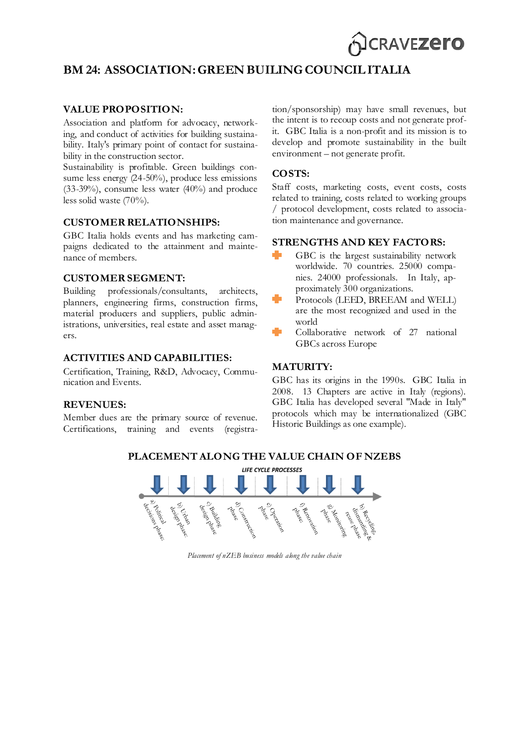# BM 24: ASSOCIATION: GREEN BUILING COUNCIL ITALIA

## VALUE PROPOSITION:

Association and platform for advocacy, networking, and conduct of activities for building sustainability. Italy's primary point of contact for sustainability in the construction sector.

Sustainability is profitable. Green buildings consume less energy (24-50%), produce less emissions (33-39%), consume less water (40%) and produce less solid waste (70%).

## CUSTOMER RELATIONSHIPS:

GBC Italia holds events and has marketing campaigns dedicated to the attainment and maintenance of members.

## CUSTOMER SEGMENT:

Building professionals/consultants, architects, planners, engineering firms, construction firms, material producers and suppliers, public administrations, universities, real estate and asset managers.

## ACTIVITIES AND CAPABILITIES:

Certification, Training, R&D, Advocacy, Communication and Events.

## REVENUES:

Member dues are the primary source of revenue. Certifications, training and events (registration/sponsorship) may have small revenues, but the intent is to recoup costs and not generate profit. GBC Italia is a non-profit and its mission is to develop and promote sustainability in the built environment – not generate profit.

## COSTS:

Staff costs, marketing costs, event costs, costs related to training, costs related to working groups / protocol development, costs related to association maintenance and governance.

## STRENGTHS AND KEY FACTORS:

- GBC is the largest sustainability network worldwide. 70 countries. 25000 companies. 24000 professionals. In Italy, approximately 300 organizations.
- Protocols (LEED, BREEAM and WELL) are the most recognized and used in the world
- Collaborative network of 27 national GBCs across Europe

## MATURITY:

GBC has its origins in the 1990s. GBC Italia in 2008. 13 Chapters are active in Italy (regions). GBC Italia has developed several "Made in Italy" protocols which may be internationalized (GBC Historic Buildings as one example).

## PLACEMENT ALONG THE VALUE CHAIN OF NZEBS

LIFE CYCLE PROCESSES

a) Political decisions phase; b) Urban design phase; c) Building design phase; d) Construction phase; e) Operation phase; f) Renovation phase; g) Monitoring phase; h) Recycling, dismantling & reuse phase

*Placement of nZEB business models along the value chain*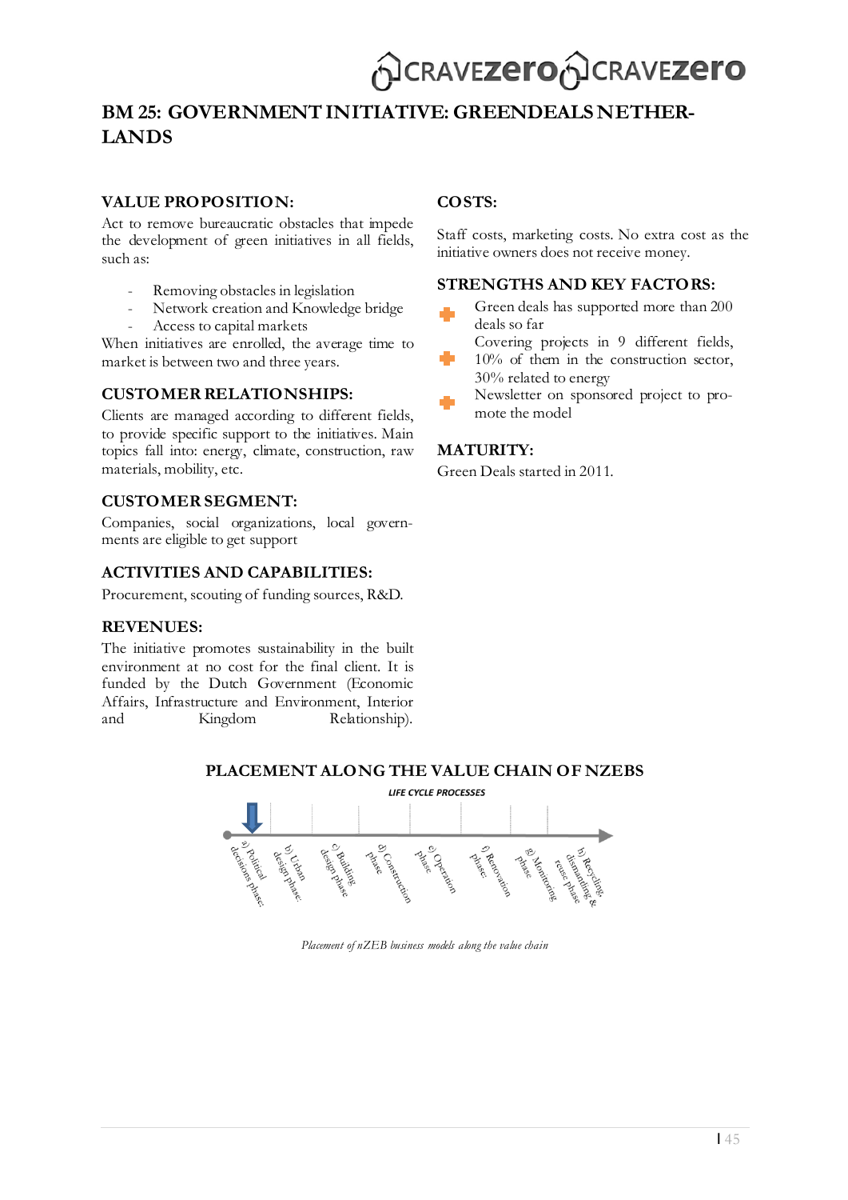# BM 25: GOVERNMENT INITIATIVE: GREENDEALS NETHERLANDS

## VALUE PROPOSITION:

Act to remove bureaucratic obstacles that impede the development of green initiatives in all fields, such as:

- Removing obstacles in legislation
- Network creation and Knowledge bridge
- Access to capital markets

When initiatives are enrolled, the average time to market is between two and three years.

## CUSTOMER RELATIONSHIPS:

Clients are managed according to different fields, to provide specific support to the initiatives. Main topics fall into: energy, climate, construction, raw materials, mobility, etc.

## CUSTOMER SEGMENT:

Companies, social organizations, local governments are eligible to get support

## ACTIVITIES AND CAPABILITIES:

Procurement, scouting of funding sources, R&D.

## REVENUES:

The initiative promotes sustainability in the built environment at no cost for the final client. It is funded by the Dutch Government (Economic Affairs, Infrastructure and Environment, Interior and Kingdom Relationship).

## COSTS:

Staff costs, marketing costs. No extra cost as the initiative owners does not receive money.

## STRENGTHS AND KEY FACTORS:

- Green deals has supported more than 200 deals so far
- Covering projects in 9 different fields, 10% of them in the construction sector, 30% related to energy
- Newsletter on sponsored project to promote the model

## MATURITY:

Green Deals started in 2011.

## PLACEMENT ALONG THE VALUE CHAIN OF NZEBS

LIFE CYCLE PROCESSES

a) Political decisions phase; b) Urban design phase; c) Building design phase; d) Construction phase; e) Operation phase; f) Renovation phase; g) Monitoring phase; h) Recycling, dismantling & reuse phase

*Placement of nZEB business models along the value chain*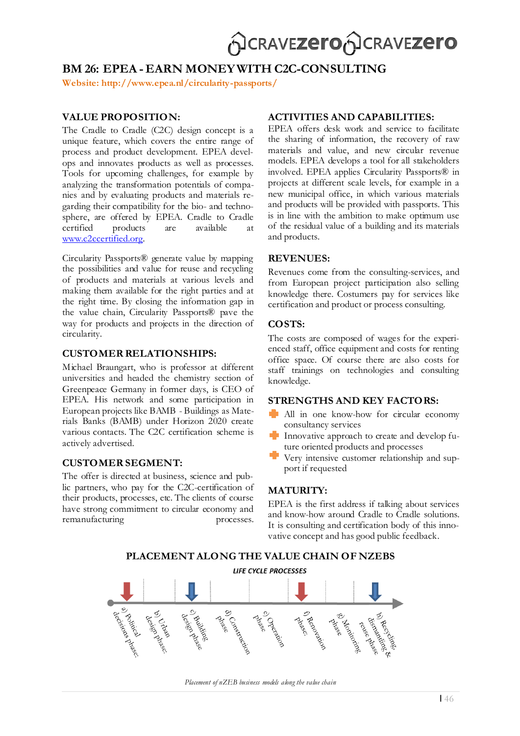## BM 26: EPEA - EARN MONEY WITH C2C-CONSULTING

Website: http://www.epea.nl/circularity-passports/

### VALUE PROPOSITION:

The Cradle to Cradle (C2C) design concept is a unique feature, which covers the entire range of process and product development. EPEA develops and innovates products as well as processes. Tools for upcoming challenges, for example by analyzing the transformation potentials of companies and by evaluating products and materials regarding their compatibility for the bio- and technosphere, are offered by EPEA. Cradle to Cradle certified products are available at www.c2ccertified.org.

Circularity Passports® generate value by mapping the possibilities and value for reuse and recycling of products and materials at various levels and making them available for the right parties and at the right time. By closing the information gap in the value chain, Circularity Passports® pave the way for products and projects in the direction of circularity.

### CUSTOMER RELATIONSHIPS:

Michael Braungart, who is professor at different universities and headed the chemistry section of Greenpeace Germany in former days, is CEO of EPEA. His network and some participation in European projects like BAMB - Buildings as Materials Banks (BAMB) under Horizon 2020 create various contacts. The C2C certification scheme is actively advertised.

### CUSTOMER SEGMENT:

The offer is directed at business, science and public partners, who pay for the C2C-certification of their products, processes, etc. The clients of course have strong commitment to circular economy and remanufacturing processes.

### ACTIVITIES AND CAPABILITIES:

EPEA offers desk work and service to facilitate the sharing of information, the recovery of raw materials and value, and new circular revenue models. EPEA develops a tool for all stakeholders involved. EPEA applies Circularity Passports® in projects at different scale levels, for example in a new municipal office, in which various materials and products will be provided with passports. This is in line with the ambition to make optimum use of the residual value of a building and its materials and products.

### REVENUES:

Revenues come from the consulting-services, and from European project participation also selling knowledge there. Costumers pay for services like certification and product or process consulting.

### COSTS:

The costs are composed of wages for the experienced staff, office equipment and costs for renting office space. Of course there are also costs for staff trainings on technologies and consulting knowledge.

### STRENGTHS AND KEY FACTORS:

- All in one know-how for circular economy consultancy services
- Innovative approach to create and develop future oriented products and processes
- Very intensive customer relationship and support if requested

### MATURITY:

EPEA is the first address if talking about services and know-how around Cradle to Cradle solutions. It is consulting and certification body of this innovative concept and has good public feedback.

### PLACEMENT ALONG THE VALUE CHAIN OF NZEBS

LIFE CYCLE PROCESSES

a) Political decisions phase; b) Urban design phase; c) Building design phase; d) Construction phase; e) Operation phase; f) Renovation phase; g) Monitoring phase; h) Recycling, dismantling & reuse phase

*Placement of nZEB business models along the value chain*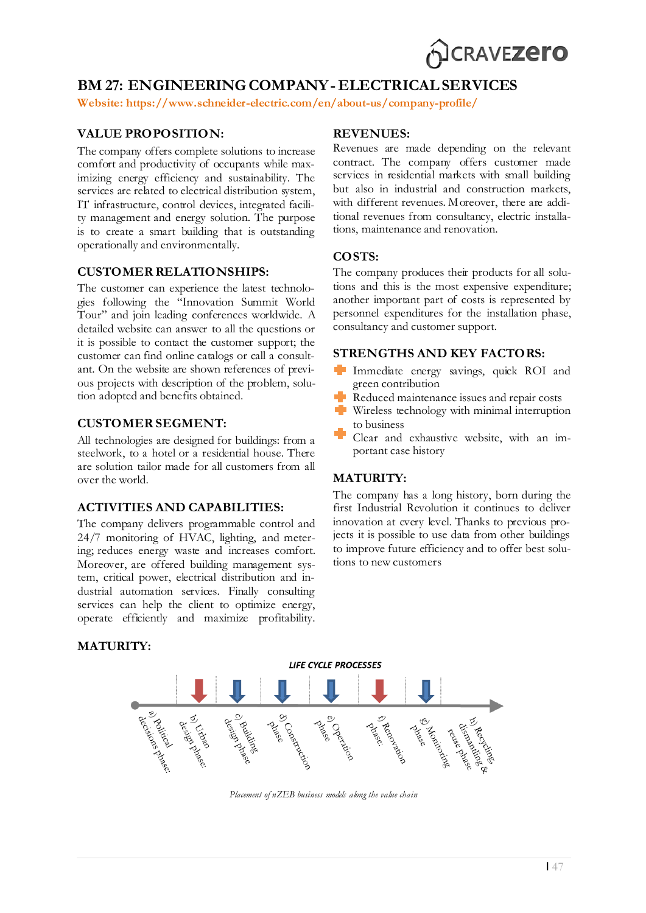# BM 27: ENGINEERING COMPANY - ELECTRICAL SERVICES

**Website: https://www.schneider-electric.com/en/about-us/company-profile/**

## VALUE PROPOSITION:

The company offers complete solutions to increase comfort and productivity of occupants while maximizing energy efficiency and sustainability. The services are related to electrical distribution system, IT infrastructure, control devices, integrated facility management and energy solution. The purpose is to create a smart building that is outstanding operationally and environmentally.

## CUSTOMER RELATIONSHIPS:

The customer can experience the latest technologies following the "Innovation Summit World Tour" and join leading conferences worldwide. A detailed website can answer to all the questions or it is possible to contact the customer support; the customer can find online catalogs or call a consultant. On the website are shown references of previous projects with description of the problem, solution adopted and benefits obtained.

## CUSTOMER SEGMENT:

All technologies are designed for buildings: from a steelwork, to a hotel or a residential house. There are solution tailor made for all customers from all over the world.

## ACTIVITIES AND CAPABILITIES:

The company delivers programmable control and 24/7 monitoring of HVAC, lighting, and metering; reduces energy waste and increases comfort. Moreover, are offered building management system, critical power, electrical distribution and industrial automation services. Finally consulting services can help the client to optimize energy, operate efficiently and maximize profitability.

## REVENUES:

Revenues are made depending on the relevant contract. The company offers customer made services in residential markets with small building but also in industrial and construction markets, with different revenues. Moreover, there are additional revenues from consultancy, electric installations, maintenance and renovation.

## COSTS:

The company produces their products for all solutions and this is the most expensive expenditure; another important part of costs is represented by personnel expenditures for the installation phase, consultancy and customer support.

## STRENGTHS AND KEY FACTORS:

- Immediate energy savings, quick ROI and green contribution
- Reduced maintenance issues and repair costs
- Wireless technology with minimal interruption to business
- Clear and exhaustive website, with an important case history

## MATURITY:

The company has a long history, born during the first Industrial Revolution it continues to deliver innovation at every level. Thanks to previous projects it is possible to use data from other buildings to improve future efficiency and to offer best solutions to new customers

## MATURITY:

LIFE CYCLE PROCESSES

a) Political decisions phase; b) Urban design phase; c) Building design phase; d) Construction phase; e) Operation phase; f) Renovation phase; g) Monitoring phase; h) Recycling, dismantling & reuse phase

*Placement of nZEB business models along the value chain*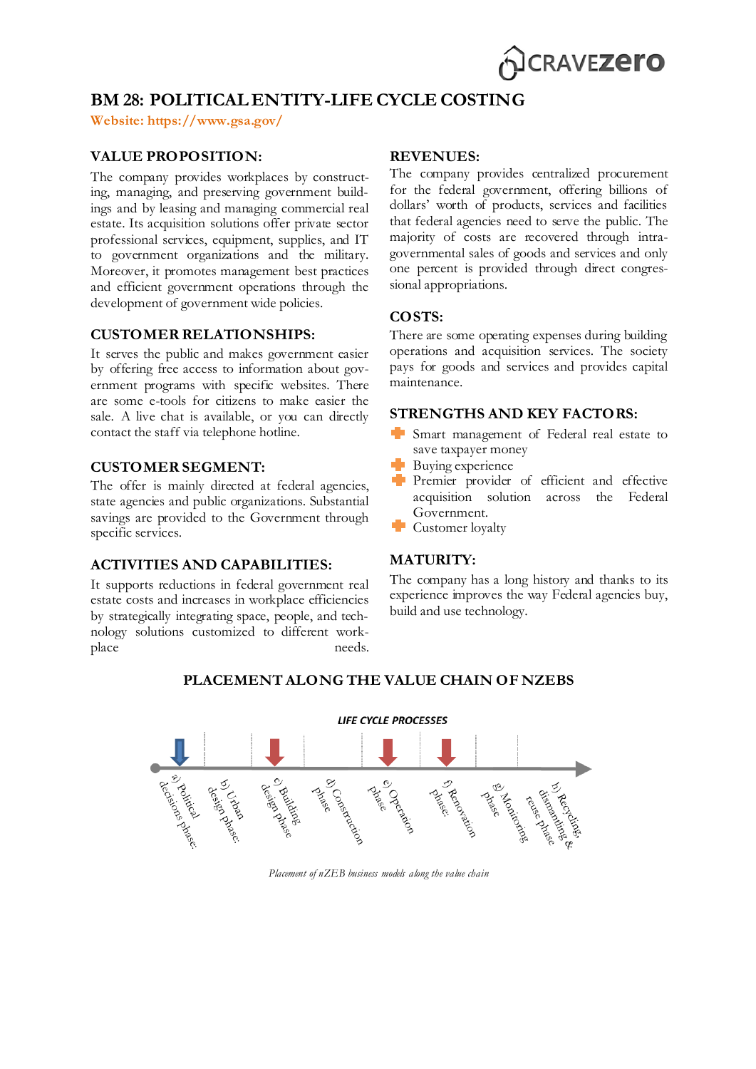# BM 28: POLITICAL ENTITY-LIFE CYCLE COSTING

**Website: https://www.gsa.gov/**

## VALUE PROPOSITION:

The company provides workplaces by constructing, managing, and preserving government buildings and by leasing and managing commercial real estate. Its acquisition solutions offer private sector professional services, equipment, supplies, and IT to government organizations and the military. Moreover, it promotes management best practices and efficient government operations through the development of government wide policies.

## CUSTOMER RELATIONSHIPS:

It serves the public and makes government easier by offering free access to information about government programs with specific websites. There are some e-tools for citizens to make easier the sale. A live chat is available, or you can directly contact the staff via telephone hotline.

## CUSTOMER SEGMENT:

The offer is mainly directed at federal agencies, state agencies and public organizations. Substantial savings are provided to the Government through specific services.

## ACTIVITIES AND CAPABILITIES:

It supports reductions in federal government real estate costs and increases in workplace efficiencies by strategically integrating space, people, and technology solutions customized to different workplace needs.

## REVENUES:

The company provides centralized procurement for the federal government, offering billions of dollars' worth of products, services and facilities that federal agencies need to serve the public. The majority of costs are recovered through intra-governmental sales of goods and services and only one percent is provided through direct congressional appropriations.

## COSTS:

There are some operating expenses during building operations and acquisition services. The society pays for goods and services and provides capital maintenance.

## STRENGTHS AND KEY FACTORS:

- Smart management of Federal real estate to save taxpayer money
- Buying experience
- Premier provider of efficient and effective acquisition solution across the Federal Government.
- Customer loyalty

## MATURITY:

The company has a long history and thanks to its experience improves the way Federal agencies buy, build and use technology.

## PLACEMENT ALONG THE VALUE CHAIN OF NZEBS

*LIFE CYCLE PROCESSES*

a) Political decisions phase; b) Urban design phase; c) Building design phase; d) Construction phase; e) Operation phase; f) Renovation phase; g) Monitoring phase; h) Recycling, dismantling & reuse phase

*Placement of nZEB business models along the value chain*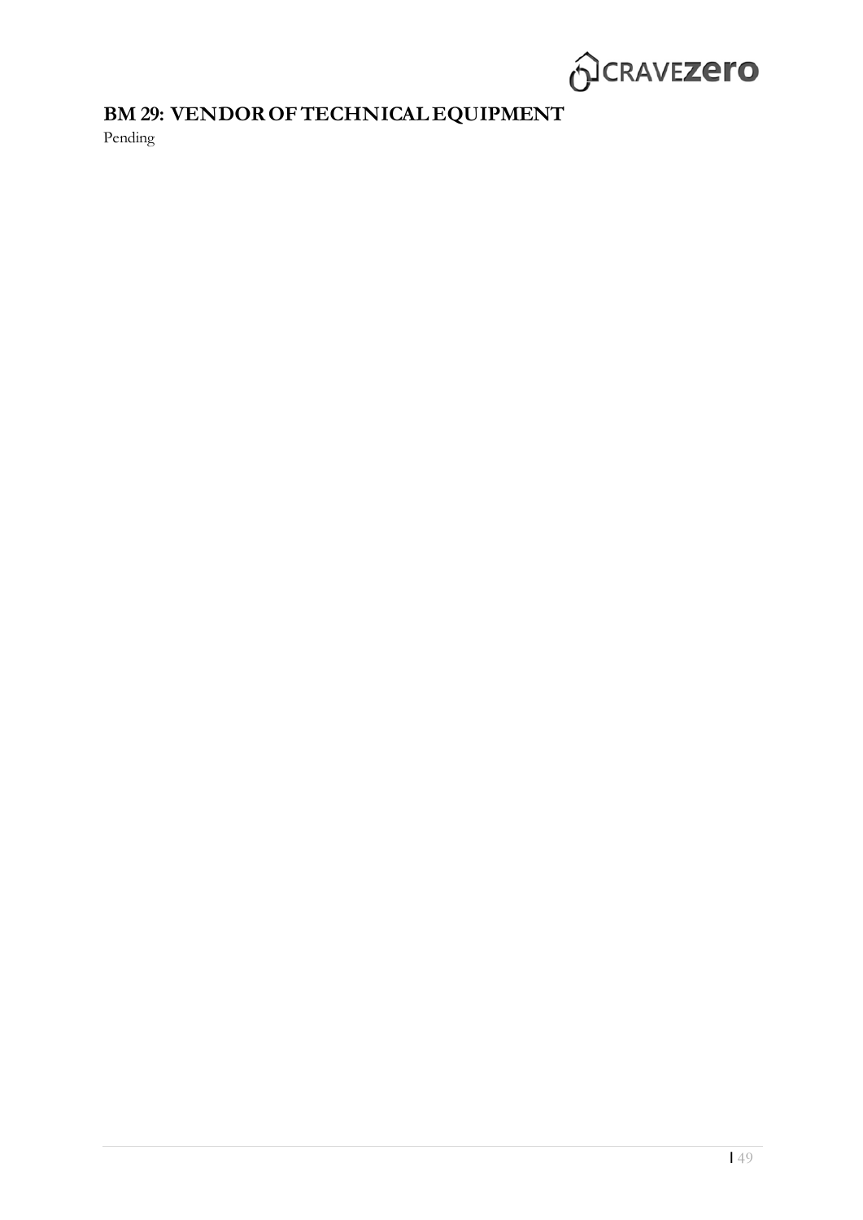## BM 29: VENDOR OF TECHNICAL EQUIPMENT

Pending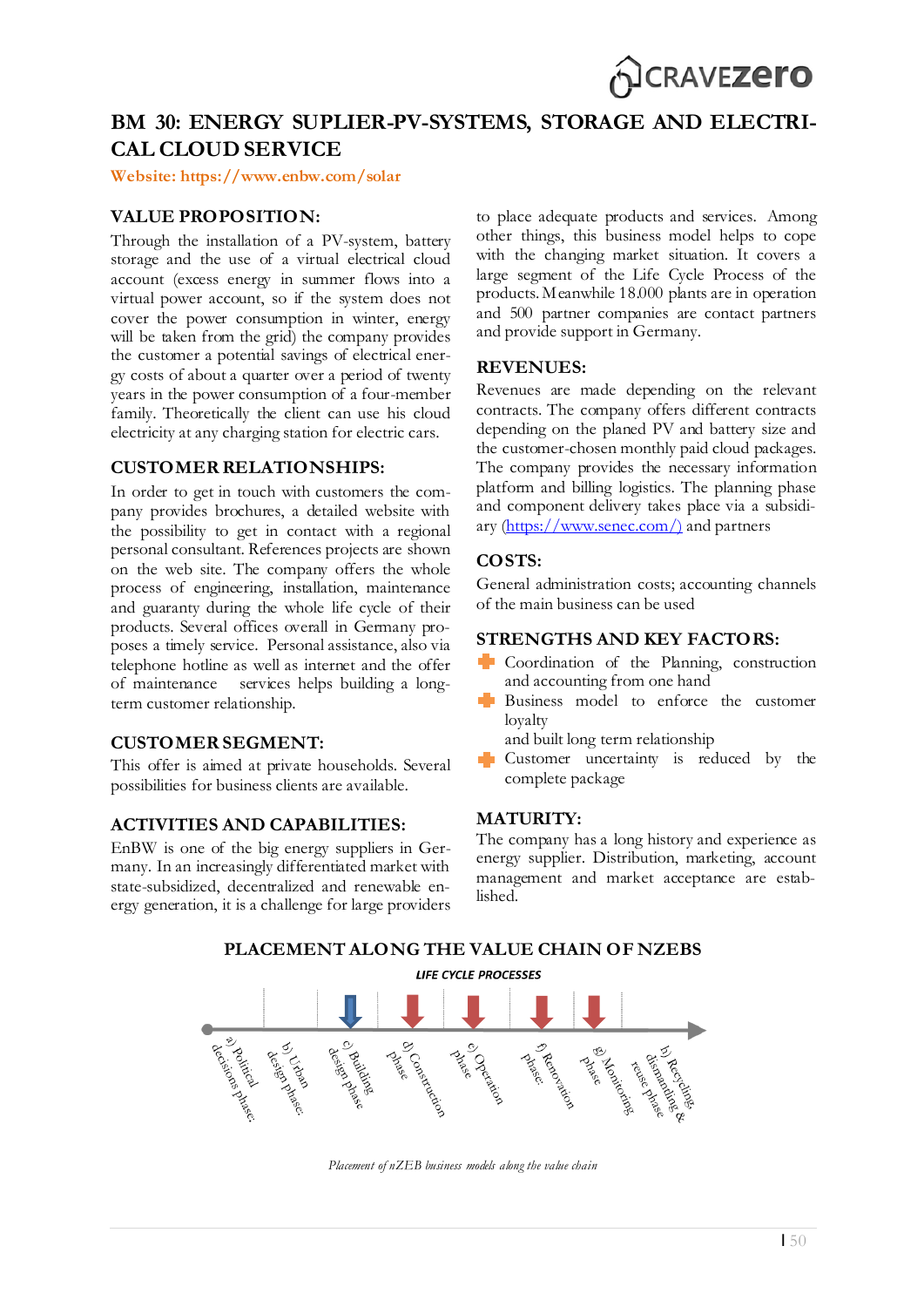# BM 30: ENERGY SUPLIER-PV-SYSTEMS, STORAGE AND ELECTRICAL CLOUD SERVICE

**Website: https://www.enbw.com/solar**

## VALUE PROPOSITION:

Through the installation of a PV-system, battery storage and the use of a virtual electrical cloud account (excess energy in summer flows into a virtual power account, so if the system does not cover the power consumption in winter, energy will be taken from the grid) the company provides the customer a potential savings of electrical energy costs of about a quarter over a period of twenty years in the power consumption of a four-member family. Theoretically the client can use his cloud electricity at any charging station for electric cars.

## CUSTOMER RELATIONSHIPS:

In order to get in touch with customers the company provides brochures, a detailed website with the possibility to get in contact with a regional personal consultant. References projects are shown on the web site. The company offers the whole process of engineering, installation, maintenance and guaranty during the whole life cycle of their products. Several offices overall in Germany proposes a timely service. Personal assistance, also via telephone hotline as well as internet and the offer of maintenance services helps building a long-term customer relationship.

## CUSTOMER SEGMENT:

This offer is aimed at private households. Several possibilities for business clients are available.

## ACTIVITIES AND CAPABILITIES:

EnBW is one of the big energy suppliers in Germany. In an increasingly differentiated market with state-subsidized, decentralized and renewable energy generation, it is a challenge for large providers to place adequate products and services. Among other things, this business model helps to cope with the changing market situation. It covers a large segment of the Life Cycle Process of the products. Meanwhile 18.000 plants are in operation and 500 partner companies are contact partners and provide support in Germany.

## REVENUES:

Revenues are made depending on the relevant contracts. The company offers different contracts depending on the planed PV and battery size and the customer-chosen monthly paid cloud packages. The company provides the necessary information platform and billing logistics. The planning phase and component delivery takes place via a subsidiary (https://www.senec.com/) and partners

## COSTS:

General administration costs; accounting channels of the main business can be used

## STRENGTHS AND KEY FACTORS:

- Coordination of the Planning, construction and accounting from one hand
- Business model to enforce the customer loyalty
  and built long term relationship
- Customer uncertainty is reduced by the complete package

## MATURITY:

The company has a long history and experience as energy supplier. Distribution, marketing, account management and market acceptance are established.

## PLACEMENT ALONG THE VALUE CHAIN OF NZEBS

LIFE CYCLE PROCESSES

a) Political decisions phase; b) Urban design phase; c) Building design phase; d) Construction phase; e) Operation phase; f) Renovation phase; g) Monitoring phase; h) Recycling, dismantling & reuse phase

*Placement of nZEB business models along the value chain*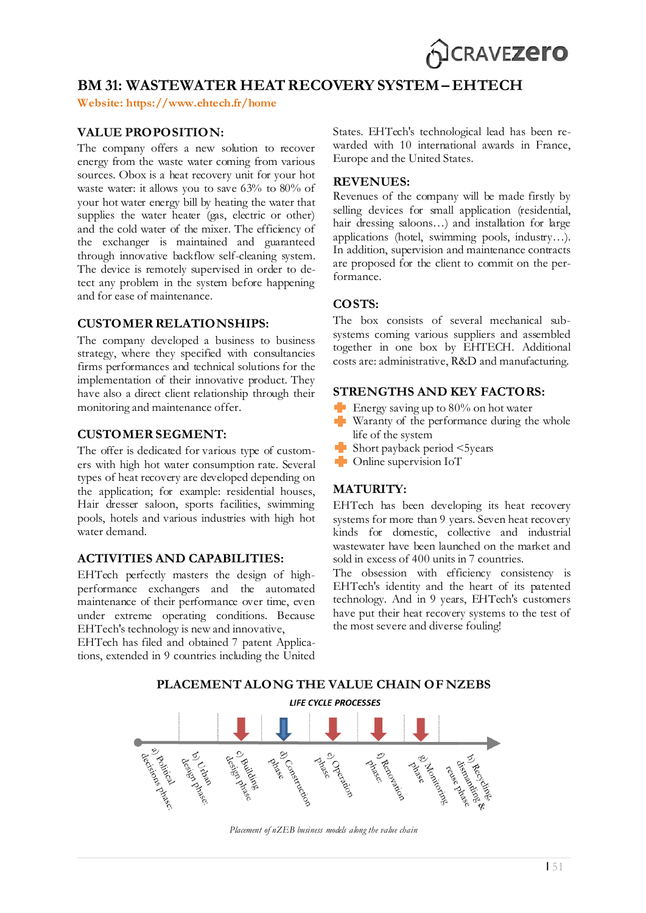# BM 31: WASTEWATER HEAT RECOVERY SYSTEM – EHTECH

**Website: https://www.ehtech.fr/home**

## VALUE PROPOSITION:

The company offers a new solution to recover energy from the waste water coming from various sources. Obox is a heat recovery unit for your hot waste water: it allows you to save 63% to 80% of your hot water energy bill by heating the water that supplies the water heater (gas, electric or other) and the cold water of the mixer. The efficiency of the exchanger is maintained and guaranteed through innovative backflow self-cleaning system. The device is remotely supervised in order to detect any problem in the system before happening and for ease of maintenance.

## CUSTOMER RELATIONSHIPS:

The company developed a business to business strategy, where they specified with consultancies firms performances and technical solutions for the implementation of their innovative product. They have also a direct client relationship through their monitoring and maintenance offer.

## CUSTOMER SEGMENT:

The offer is dedicated for various type of customers with high hot water consumption rate. Several types of heat recovery are developed depending on the application; for example: residential houses, Hair dresser saloon, sports facilities, swimming pools, hotels and various industries with high hot water demand.

## ACTIVITIES AND CAPABILITIES:

EHTech perfectly masters the design of high-performance exchangers and the automated maintenance of their performance over time, even under extreme operating conditions. Because EHTech's technology is new and innovative, EHTech has filed and obtained 7 patent Applications, extended in 9 countries including the United States. EHTech's technological lead has been rewarded with 10 international awards in France, Europe and the United States.

## REVENUES:

Revenues of the company will be made firstly by selling devices for small application (residential, hair dressing saloons…) and installation for large applications (hotel, swimming pools, industry…). In addition, supervision and maintenance contracts are proposed for the client to commit on the performance.

## COSTS:

The box consists of several mechanical subsystems coming various suppliers and assembled together in one box by EHTECH. Additional costs are: administrative, R&D and manufacturing.

## STRENGTHS AND KEY FACTORS:

- Energy saving up to 80% on hot water
- Waranty of the performance during the whole life of the system
- Short payback period <5years
- Online supervision IoT

## MATURITY:

EHTech has been developing its heat recovery systems for more than 9 years. Seven heat recovery kinds for domestic, collective and industrial wastewater have been launched on the market and sold in excess of 400 units in 7 countries.

The obsession with efficiency consistency is EHTech's identity and the heart of its patented technology. And in 9 years, EHTech's customers have put their heat recovery systems to the test of the most severe and diverse fouling!

## PLACEMENT ALONG THE VALUE CHAIN OF NZEBS

LIFE CYCLE PROCESSES

a) Political decisions phase; b) Urban design phase; c) Building design phase; d) Construction phase; e) Operation phase; f) Renovation phase; g) Monitoring phase; h) Recycling, dismantling & reuse phase

*Placement of nZEB business models along the value chain*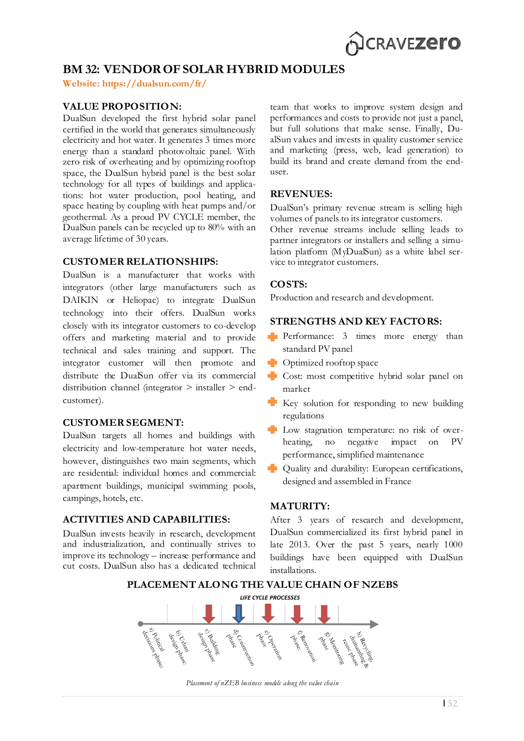## BM 32: VENDOR OF SOLAR HYBRID MODULES

**Website: https://dualsun.com/fr/**

### VALUE PROPOSITION:

DualSun developed the first hybrid solar panel certified in the world that generates simultaneously electricity and hot water. It generates 3 times more energy than a standard photovoltaic panel. With zero risk of overheating and by optimizing rooftop space, the DualSun hybrid panel is the best solar technology for all types of buildings and applications: hot water production, pool heating, and space heating by coupling with heat pumps and/or geothermal. As a proud PV CYCLE member, the DualSun panels can be recycled up to 80% with an average lifetime of 30 years.

### CUSTOMER RELATIONSHIPS:

DualSun is a manufacturer that works with integrators (other large manufacturers such as DAIKIN or Heliopac) to integrate DualSun technology into their offers. DualSun works closely with its integrator customers to co-develop offers and marketing material and to provide technical and sales training and support. The integrator customer will then promote and distribute the DualSun offer via its commercial distribution channel (integrator > installer > end-customer).

### CUSTOMER SEGMENT:

DualSun targets all homes and buildings with electricity and low-temperature hot water needs, however, distinguishes two main segments, which are residential: individual homes and commercial: apartment buildings, municipal swimming pools, campings, hotels, etc.

### ACTIVITIES AND CAPABILITIES:

DualSun invests heavily in research, development and industrialization, and continually strives to improve its technology – increase performance and cut costs. DualSun also has a dedicated technical team that works to improve system design and performances and costs to provide not just a panel, but full solutions that make sense. Finally, DualSun values and invests in quality customer service and marketing (press, web, lead generation) to build its brand and create demand from the end-user.

### REVENUES:

DualSun's primary revenue stream is selling high volumes of panels to its integrator customers.
Other revenue streams include selling leads to partner integrators or installers and selling a simulation platform (MyDualSun) as a white label service to integrator customers.

### COSTS:

Production and research and development.

### STRENGTHS AND KEY FACTORS:

- Performance: 3 times more energy than standard PV panel
- Optimized rooftop space
- Cost: most competitive hybrid solar panel on market
- Key solution for responding to new building regulations
- Low stagnation temperature: no risk of overheating, no negative impact on PV performance, simplified maintenance
- Quality and durability: European certifications, designed and assembled in France

### MATURITY:

After 3 years of research and development, DualSun commercialized its first hybrid panel in late 2013. Over the past 5 years, nearly 1000 buildings have been equipped with DualSun installations.

### PLACEMENT ALONG THE VALUE CHAIN OF NZEBS

LIFE CYCLE PROCESSES

a) Political decisions phase; b) Urban design phase; c) Building design phase; d) Construction phase; e) Operation phase; f) Renovation phase; g) Monitoring phase; h) Recycling, dismantling & reuse phase

*Placement of nZEB business models along the value chain*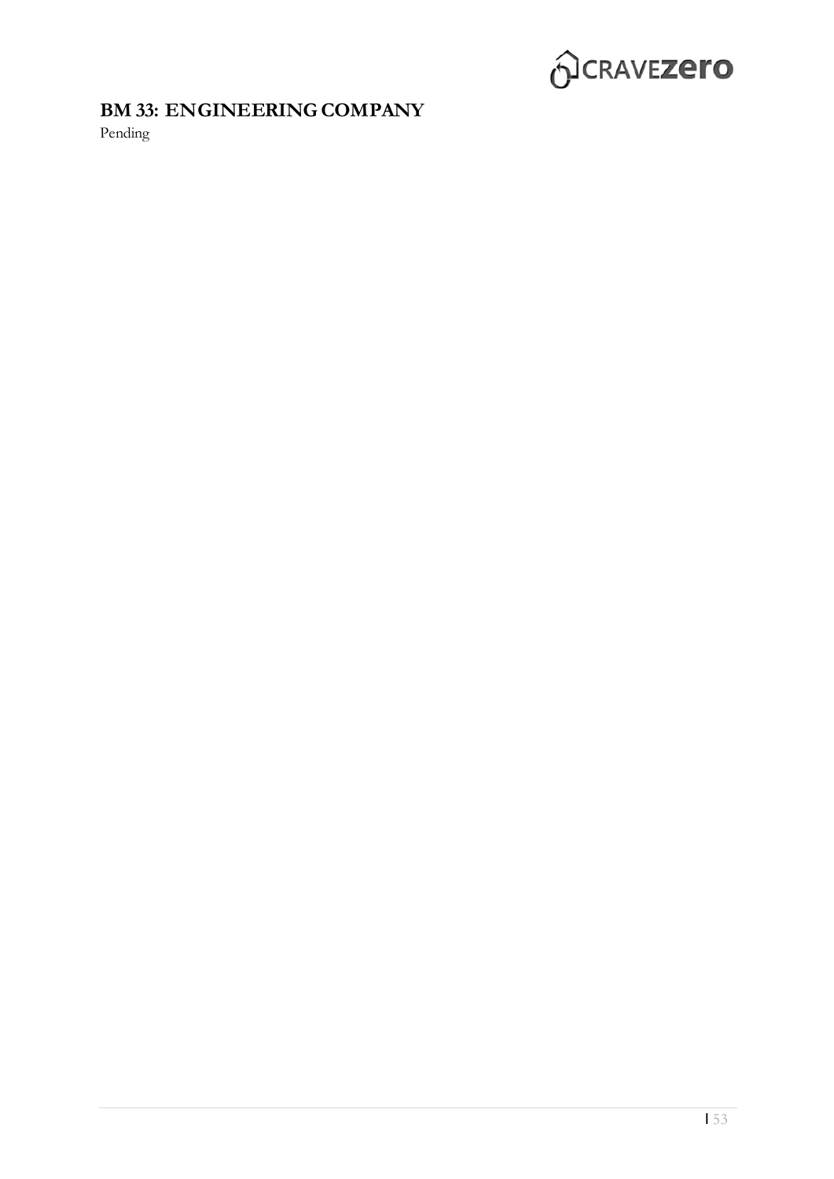## BM 33: ENGINEERING COMPANY

Pending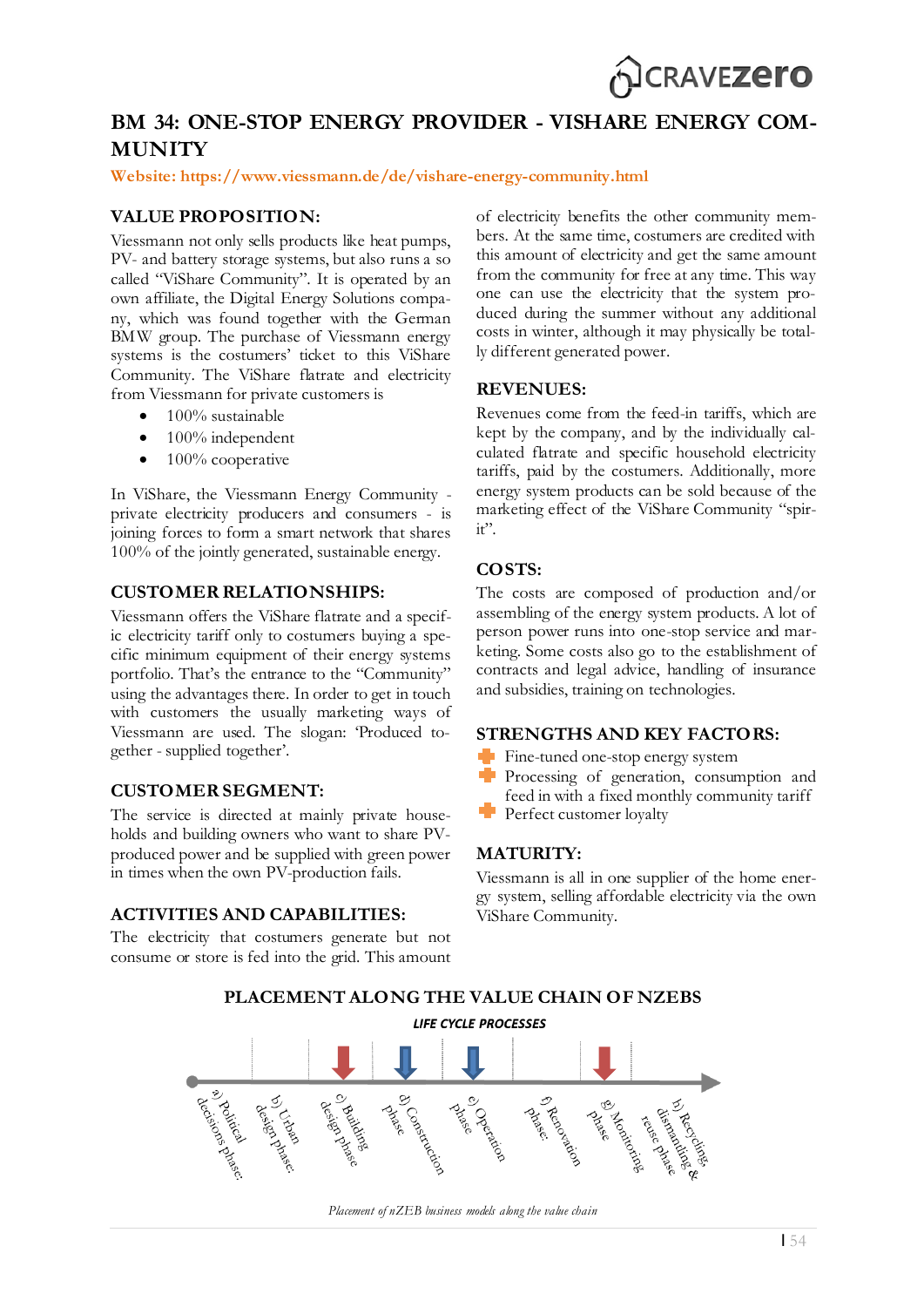# BM 34: ONE-STOP ENERGY PROVIDER - VISHARE ENERGY COMMUNITY

**Website: https://www.viessmann.de/de/vishare-energy-community.html**

## VALUE PROPOSITION:

Viessmann not only sells products like heat pumps, PV- and battery storage systems, but also runs a so called "ViShare Community". It is operated by an own affiliate, the Digital Energy Solutions company, which was found together with the German BMW group. The purchase of Viessmann energy systems is the costumers' ticket to this ViShare Community. The ViShare flatrate and electricity from Viessmann for private customers is

- 100% sustainable
- 100% independent
- 100% cooperative

In ViShare, the Viessmann Energy Community - private electricity producers and consumers - is joining forces to form a smart network that shares 100% of the jointly generated, sustainable energy.

## CUSTOMER RELATIONSHIPS:

Viessmann offers the ViShare flatrate and a specific electricity tariff only to costumers buying a specific minimum equipment of their energy systems portfolio. That's the entrance to the "Community" using the advantages there. In order to get in touch with customers the usually marketing ways of Viessmann are used. The slogan: 'Produced together - supplied together'.

## CUSTOMER SEGMENT:

The service is directed at mainly private households and building owners who want to share PV-produced power and be supplied with green power in times when the own PV-production fails.

## ACTIVITIES AND CAPABILITIES:

The electricity that costumers generate but not consume or store is fed into the grid. This amount of electricity benefits the other community members. At the same time, costumers are credited with this amount of electricity and get the same amount from the community for free at any time. This way one can use the electricity that the system produced during the summer without any additional costs in winter, although it may physically be totally different generated power.

## REVENUES:

Revenues come from the feed-in tariffs, which are kept by the company, and by the individually calculated flatrate and specific household electricity tariffs, paid by the costumers. Additionally, more energy system products can be sold because of the marketing effect of the ViShare Community "spirit".

## COSTS:

The costs are composed of production and/or assembling of the energy system products. A lot of person power runs into one-stop service and marketing. Some costs also go to the establishment of contracts and legal advice, handling of insurance and subsidies, training on technologies.

## STRENGTHS AND KEY FACTORS:

- Fine-tuned one-stop energy system
- Processing of generation, consumption and feed in with a fixed monthly community tariff
- Perfect customer loyalty

## MATURITY:

Viessmann is all in one supplier of the home energy system, selling affordable electricity via the own ViShare Community.

## PLACEMENT ALONG THE VALUE CHAIN OF NZEBS

*LIFE CYCLE PROCESSES*

a) Political decisions phase; b) Urban design phase; c) Building design phase; d) Construction phase; e) Operation phase; f) Renovation phase; g) Monitoring phase; h) Recycling, dismantling & reuse phase

*Placement of nZEB business models along the value chain*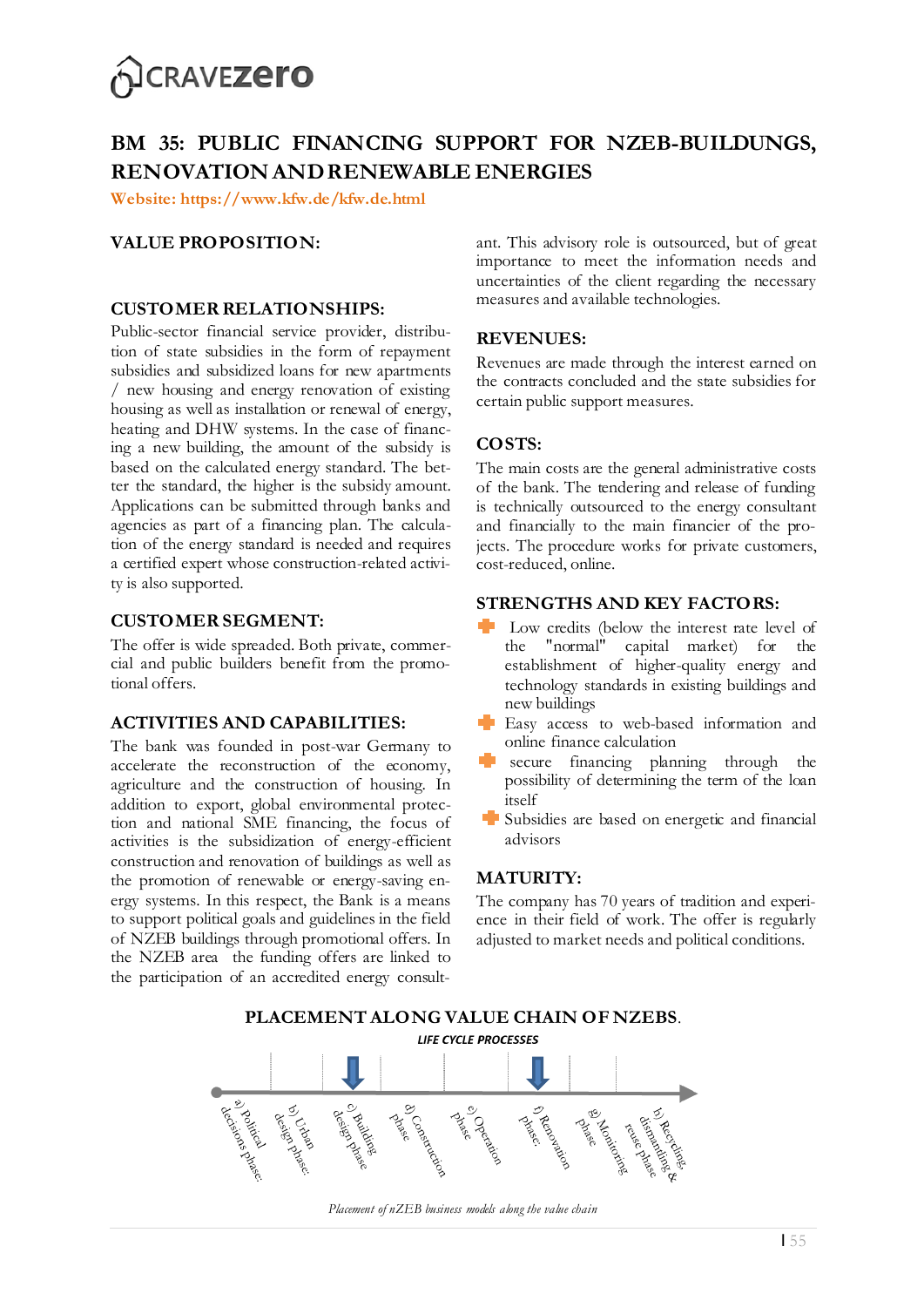# BM 35: PUBLIC FINANCING SUPPORT FOR NZEB-BUILDUNGS, RENOVATION AND RENEWABLE ENERGIES

**Website: https://www.kfw.de/kfw.de.html**

## VALUE PROPOSITION:

## CUSTOMER RELATIONSHIPS:

Public-sector financial service provider, distribution of state subsidies in the form of repayment subsidies and subsidized loans for new apartments / new housing and energy renovation of existing housing as well as installation or renewal of energy, heating and DHW systems. In the case of financing a new building, the amount of the subsidy is based on the calculated energy standard. The better the standard, the higher is the subsidy amount. Applications can be submitted through banks and agencies as part of a financing plan. The calculation of the energy standard is needed and requires a certified expert whose construction-related activity is also supported.

## CUSTOMER SEGMENT:

The offer is wide spreaded. Both private, commercial and public builders benefit from the promotional offers.

## ACTIVITIES AND CAPABILITIES:

The bank was founded in post-war Germany to accelerate the reconstruction of the economy, agriculture and the construction of housing. In addition to export, global environmental protection and national SME financing, the focus of activities is the subsidization of energy-efficient construction and renovation of buildings as well as the promotion of renewable or energy-saving energy systems. In this respect, the Bank is a means to support political goals and guidelines in the field of NZEB buildings through promotional offers. In the NZEB area the funding offers are linked to the participation of an accredited energy consultant. This advisory role is outsourced, but of great importance to meet the information needs and uncertainties of the client regarding the necessary measures and available technologies.

## REVENUES:

Revenues are made through the interest earned on the contracts concluded and the state subsidies for certain public support measures.

## COSTS:

The main costs are the general administrative costs of the bank. The tendering and release of funding is technically outsourced to the energy consultant and financially to the main financier of the projects. The procedure works for private customers, cost-reduced, online.

## STRENGTHS AND KEY FACTORS:

- Low credits (below the interest rate level of the "normal" capital market) for the establishment of higher-quality energy and technology standards in existing buildings and new buildings
- Easy access to web-based information and online finance calculation
- secure financing planning through the possibility of determining the term of the loan itself
- Subsidies are based on energetic and financial advisors

## MATURITY:

The company has 70 years of tradition and experience in their field of work. The offer is regularly adjusted to market needs and political conditions.

## PLACEMENT ALONG VALUE CHAIN OF NZEBS.

*LIFE CYCLE PROCESSES*

a) Political decisions phase; b) Urban design phase; c) Building design phase ⬇; d) Construction phase; e) Operation phase; f) Renovation phase ⬇; g) Monitoring phase; h) Recycling, dismantling & reuse phase

*Placement of nZEB business models along the value chain*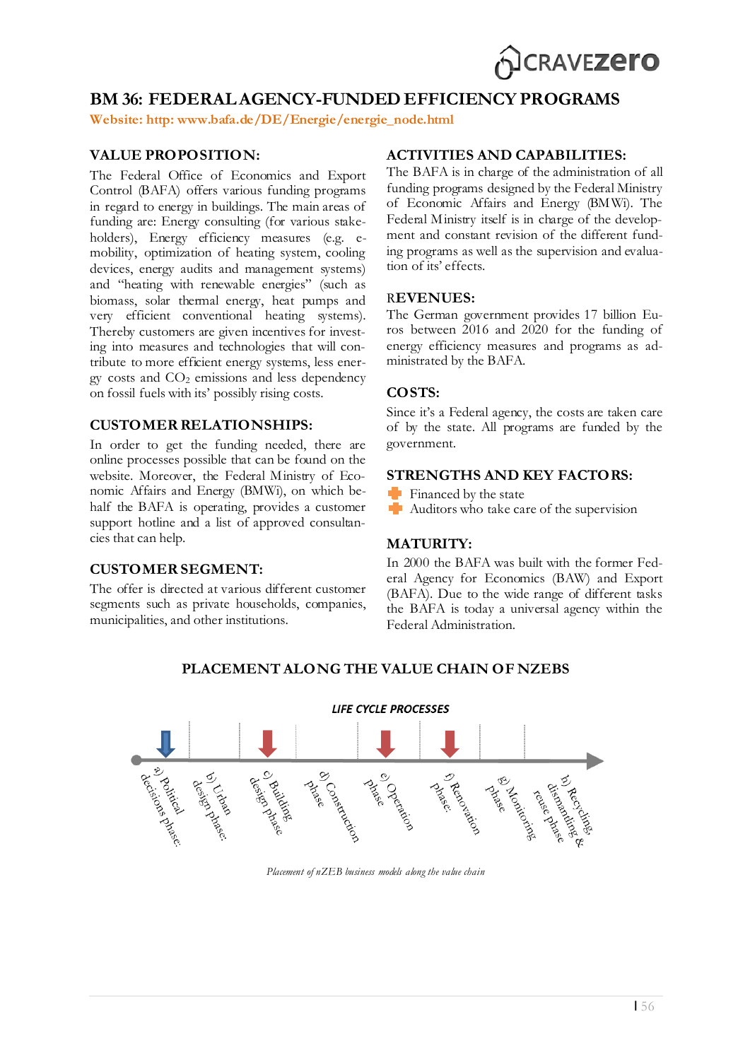# BM 36: FEDERAL AGENCY-FUNDED EFFICIENCY PROGRAMS

**Website: http: www.bafa.de/DE/Energie/energie_node.html**

## VALUE PROPOSITION:

The Federal Office of Economics and Export Control (BAFA) offers various funding programs in regard to energy in buildings. The main areas of funding are: Energy consulting (for various stakeholders), Energy efficiency measures (e.g. e-mobility, optimization of heating system, cooling devices, energy audits and management systems) and "heating with renewable energies" (such as biomass, solar thermal energy, heat pumps and very efficient conventional heating systems). Thereby customers are given incentives for investing into measures and technologies that will contribute to more efficient energy systems, less energy costs and $CO_2$ emissions and less dependency on fossil fuels with its' possibly rising costs.

## CUSTOMER RELATIONSHIPS:

In order to get the funding needed, there are online processes possible that can be found on the website. Moreover, the Federal Ministry of Economic Affairs and Energy (BMWi), on which behalf the BAFA is operating, provides a customer support hotline and a list of approved consultancies that can help.

## CUSTOMER SEGMENT:

The offer is directed at various different customer segments such as private households, companies, municipalities, and other institutions.

## ACTIVITIES AND CAPABILITIES:

The BAFA is in charge of the administration of all funding programs designed by the Federal Ministry of Economic Affairs and Energy (BMWi). The Federal Ministry itself is in charge of the development and constant revision of the different funding programs as well as the supervision and evaluation of its' effects.

## REVENUES:

The German government provides 17 billion Euros between 2016 and 2020 for the funding of energy efficiency measures and programs as administrated by the BAFA.

## COSTS:

Since it's a Federal agency, the costs are taken care of by the state. All programs are funded by the government.

## STRENGTHS AND KEY FACTORS:

- Financed by the state
- Auditors who take care of the supervision

## MATURITY:

In 2000 the BAFA was built with the former Federal Agency for Economics (BAW) and Export (BAFA). Due to the wide range of different tasks the BAFA is today a universal agency within the Federal Administration.

## PLACEMENT ALONG THE VALUE CHAIN OF NZEBS

LIFE CYCLE PROCESSES

a) Political decisions phase; b) Urban design phase; c) Building design phase; d) Construction phase; e) Operation phase; f) Renovation phase; g) Monitoring phase; h) Recycling, dismantling & reuse phase

*Placement of nZEB business models along the value chain*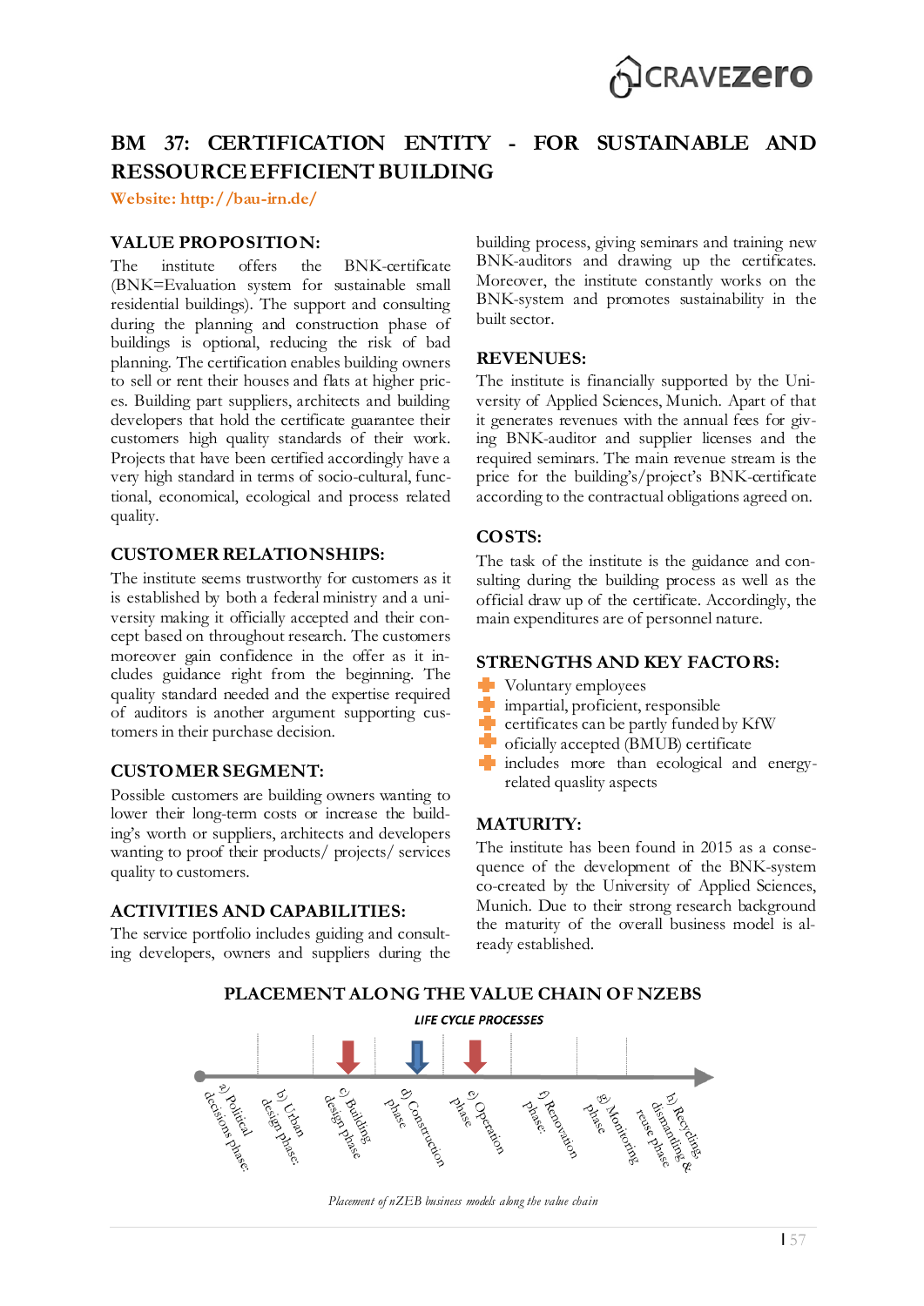# BM 37: CERTIFICATION ENTITY - FOR SUSTAINABLE AND RESSOURCE EFFICIENT BUILDING

**Website: http://bau-irn.de/**

## VALUE PROPOSITION:

The institute offers the BNK-certificate (BNK=Evaluation system for sustainable small residential buildings). The support and consulting during the planning and construction phase of buildings is optional, reducing the risk of bad planning. The certification enables building owners to sell or rent their houses and flats at higher prices. Building part suppliers, architects and building developers that hold the certificate guarantee their customers high quality standards of their work. Projects that have been certified accordingly have a very high standard in terms of socio-cultural, functional, economical, ecological and process related quality.

## CUSTOMER RELATIONSHIPS:

The institute seems trustworthy for customers as it is established by both a federal ministry and a university making it officially accepted and their concept based on throughout research. The customers moreover gain confidence in the offer as it includes guidance right from the beginning. The quality standard needed and the expertise required of auditors is another argument supporting customers in their purchase decision.

## CUSTOMER SEGMENT:

Possible customers are building owners wanting to lower their long-term costs or increase the building's worth or suppliers, architects and developers wanting to proof their products/ projects/ services quality to customers.

## ACTIVITIES AND CAPABILITIES:

The service portfolio includes guiding and consulting developers, owners and suppliers during the building process, giving seminars and training new BNK-auditors and drawing up the certificates. Moreover, the institute constantly works on the BNK-system and promotes sustainability in the built sector.

## REVENUES:

The institute is financially supported by the University of Applied Sciences, Munich. Apart of that it generates revenues with the annual fees for giving BNK-auditor and supplier licenses and the required seminars. The main revenue stream is the price for the building's/project's BNK-certificate according to the contractual obligations agreed on.

## COSTS:

The task of the institute is the guidance and consulting during the building process as well as the official draw up of the certificate. Accordingly, the main expenditures are of personnel nature.

## STRENGTHS AND KEY FACTORS:

- Voluntary employees
- impartial, proficient, responsible
- certificates can be partly funded by KfW
- oficially accepted (BMUB) certificate
- includes more than ecological and energy-related quasliity aspects

## MATURITY:

The institute has been found in 2015 as a consequence of the development of the BNK-system co-created by the University of Applied Sciences, Munich. Due to their strong research background the maturity of the overall business model is already established.

## PLACEMENT ALONG THE VALUE CHAIN OF NZEBS

LIFE CYCLE PROCESSES

a) Political decisions phase; b) Urban design phase; c) Building design phase; d) Construction phase; e) Operation phase; f) Renovation phase; g) Monitoring phase; h) Recycling, dismantling & reuse phase

*Placement of nZEB business models along the value chain*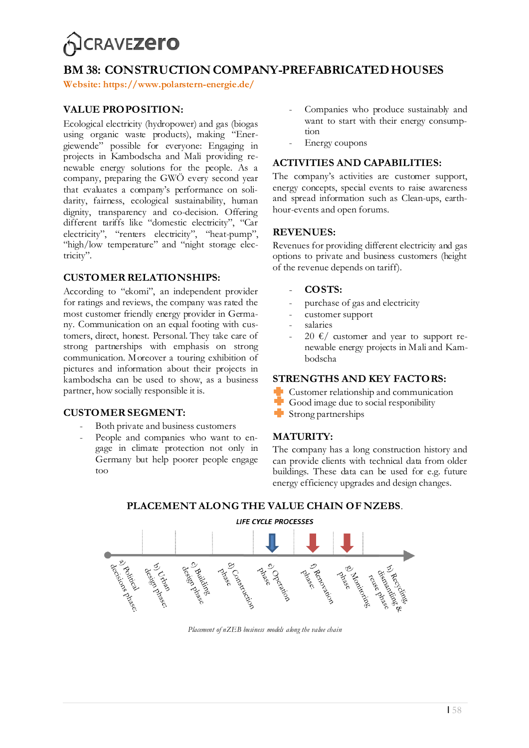# BM 38: CONSTRUCTION COMPANY-PREFABRICATED HOUSES

**Website: https://www.polarstern-energie.de/**

## VALUE PROPOSITION:

Ecological electricity (hydropower) and gas (biogas using organic waste products), making "Energiewende" possible for everyone: Engaging in projects in Kambodscha and Mali providing renewable energy solutions for the people. As a company, preparing the GWÖ every second year that evaluates a company's performance on solidarity, fairness, ecological sustainability, human dignity, transparency and co-decision. Offering different tariffs like "domestic electricity", "Car electricity", "renters electricity", "heat-pump", "high/low temperature" and "night storage electricity".

## CUSTOMER RELATIONSHIPS:

According to "ekomi", an independent provider for ratings and reviews, the company was rated the most customer friendly energy provider in Germany. Communication on an equal footing with customers, direct, honest. Personal. They take care of strong partnerships with emphasis on strong communication. Moreover a touring exhibition of pictures and information about their projects in kambodscha can be used to show, as a business partner, how socially responsible it is.

## CUSTOMER SEGMENT:

- Both private and business customers
- People and companies who want to engage in climate protection not only in Germany but help poorer people engage too
- Companies who produce sustainably and want to start with their energy consumption
- Energy coupons

## ACTIVITIES AND CAPABILITIES:

The company's activities are customer support, energy concepts, special events to raise awareness and spread information such as Clean-ups, earth-hour-events and open forums.

## REVENUES:

Revenues for providing different electricity and gas options to private and business customers (height of the revenue depends on tariff).

## COSTS:

- purchase of gas and electricity
- customer support
- salaries
- 20 €/ customer and year to support renewable energy projects in Mali and Kambodscha

## STRENGTHS AND KEY FACTORS:

- Customer relationship and communication
- Good image due to social responibility
- Strong partnerships

## MATURITY:

The company has a long construction history and can provide clients with technical data from older buildings. These data can be used for e.g. future energy efficiency upgrades and design changes.

## PLACEMENT ALONG THE VALUE CHAIN OF NZEBS.

LIFE CYCLE PROCESSES

a) Political decisions phase; b) Urban design phase; c) Building design phase; d) Construction phase; e) Operation phase; f) Renovation phase; g) Monitoring phase; h) Recycling, dismantling & reuse phase

*Placement of nZEB business models along the value chain*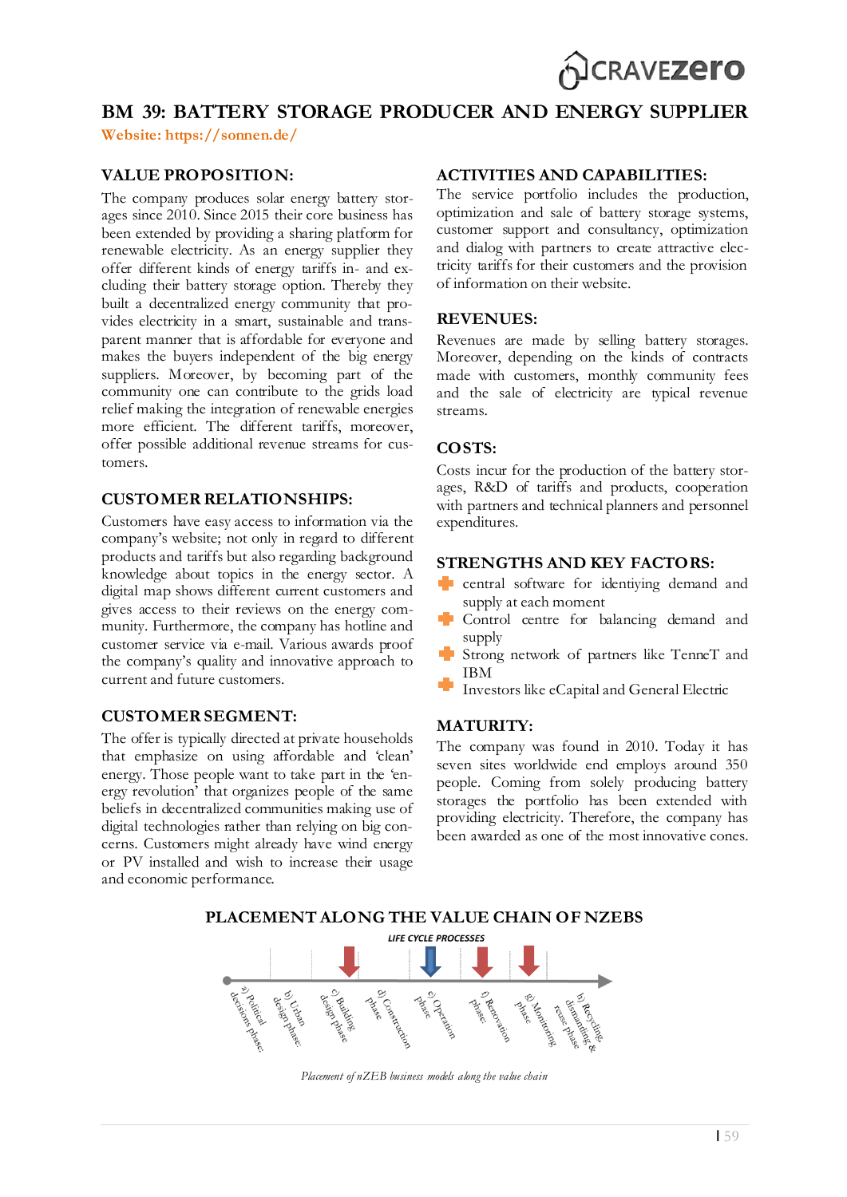# BM 39: BATTERY STORAGE PRODUCER AND ENERGY SUPPLIER

**Website: https://sonnen.de/**

## VALUE PROPOSITION:

The company produces solar energy battery storages since 2010. Since 2015 their core business has been extended by providing a sharing platform for renewable electricity. As an energy supplier they offer different kinds of energy tariffs in- and excluding their battery storage option. Thereby they built a decentralized energy community that provides electricity in a smart, sustainable and transparent manner that is affordable for everyone and makes the buyers independent of the big energy suppliers. Moreover, by becoming part of the community one can contribute to the grids load relief making the integration of renewable energies more efficient. The different tariffs, moreover, offer possible additional revenue streams for customers.

## CUSTOMER RELATIONSHIPS:

Customers have easy access to information via the company's website; not only in regard to different products and tariffs but also regarding background knowledge about topics in the energy sector. A digital map shows different current customers and gives access to their reviews on the energy community. Furthermore, the company has hotline and customer service via e-mail. Various awards proof the company's quality and innovative approach to current and future customers.

## CUSTOMER SEGMENT:

The offer is typically directed at private households that emphasize on using affordable and 'clean' energy. Those people want to take part in the 'energy revolution' that organizes people of the same beliefs in decentralized communities making use of digital technologies rather than relying on big concerns. Customers might already have wind energy or PV installed and wish to increase their usage and economic performance.

## ACTIVITIES AND CAPABILITIES:

The service portfolio includes the production, optimization and sale of battery storage systems, customer support and consultancy, optimization and dialog with partners to create attractive electricity tariffs for their customers and the provision of information on their website.

## REVENUES:

Revenues are made by selling battery storages. Moreover, depending on the kinds of contracts made with customers, monthly community fees and the sale of electricity are typical revenue streams.

## COSTS:

Costs incur for the production of the battery storages, R&D of tariffs and products, cooperation with partners and technical planners and personnel expenditures.

## STRENGTHS AND KEY FACTORS:

- central software for identiying demand and supply at each moment
- Control centre for balancing demand and supply
- Strong network of partners like TenneT and IBM
- Investors like eCapital and General Electric

## MATURITY:

The company was found in 2010. Today it has seven sites worldwide end employs around 350 people. Coming from solely producing battery storages the portfolio has been extended with providing electricity. Therefore, the company has been awarded as one of the most innovative cones.

## PLACEMENT ALONG THE VALUE CHAIN OF NZEBS

LIFE CYCLE PROCESSES

a) Political decisions phase; b) Urban design phase; c) Building design phase; d) Construction phase; e) Operation phase; f) Renovation phase; g) Monitoring phase; h) Recycling, dismantling & reuse phase

*Placement of nZEB business models along the value chain*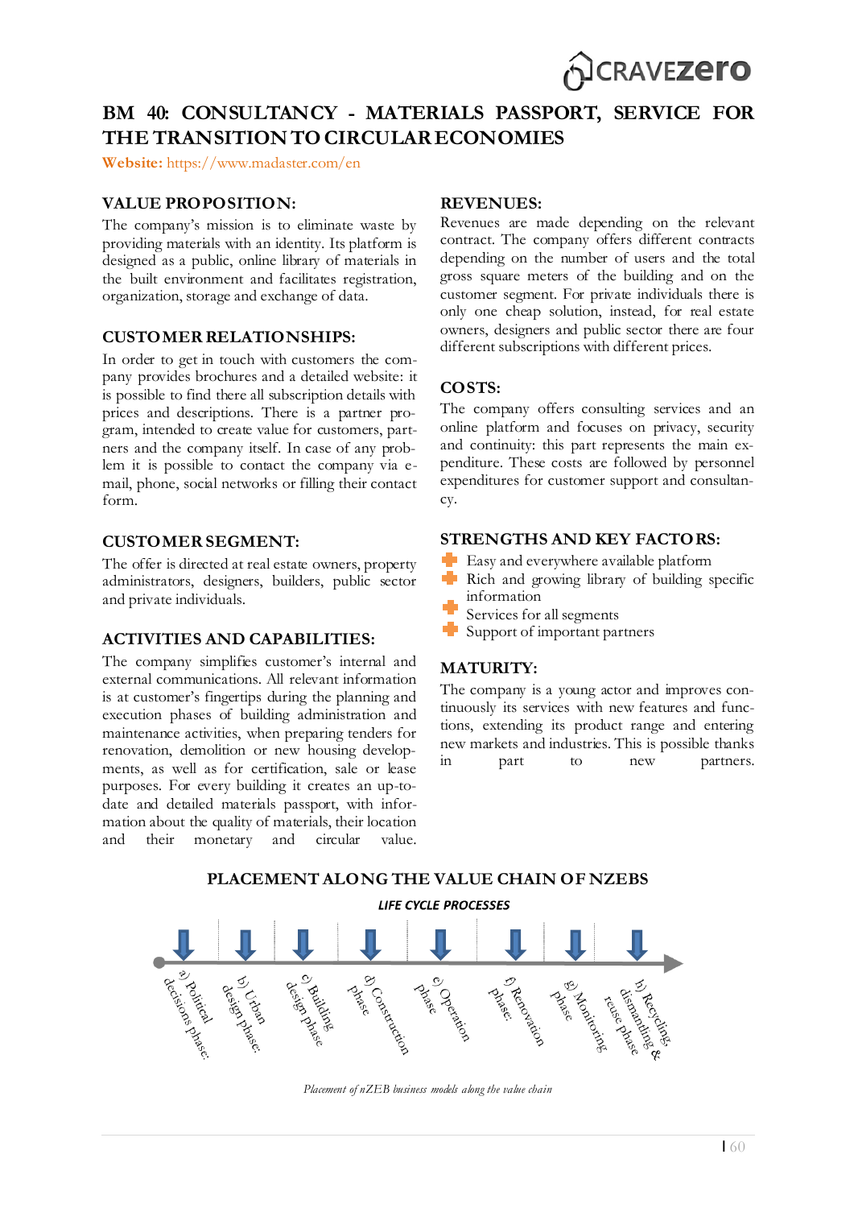# BM 40: CONSULTANCY - MATERIALS PASSPORT, SERVICE FOR THE TRANSITION TO CIRCULAR ECONOMIES

**Website:** https://www.madaster.com/en

## VALUE PROPOSITION:

The company's mission is to eliminate waste by providing materials with an identity. Its platform is designed as a public, online library of materials in the built environment and facilitates registration, organization, storage and exchange of data.

## CUSTOMER RELATIONSHIPS:

In order to get in touch with customers the company provides brochures and a detailed website: it is possible to find there all subscription details with prices and descriptions. There is a partner program, intended to create value for customers, partners and the company itself. In case of any problem it is possible to contact the company via e-mail, phone, social networks or filling their contact form.

## CUSTOMER SEGMENT:

The offer is directed at real estate owners, property administrators, designers, builders, public sector and private individuals.

## ACTIVITIES AND CAPABILITIES:

The company simplifies customer's internal and external communications. All relevant information is at customer's fingertips during the planning and execution phases of building administration and maintenance activities, when preparing tenders for renovation, demolition or new housing developments, as well as for certification, sale or lease purposes. For every building it creates an up-to-date and detailed materials passport, with information about the quality of materials, their location and their monetary and circular value.

## REVENUES:

Revenues are made depending on the relevant contract. The company offers different contracts depending on the number of users and the total gross square meters of the building and on the customer segment. For private individuals there is only one cheap solution, instead, for real estate owners, designers and public sector there are four different subscriptions with different prices.

## COSTS:

The company offers consulting services and an online platform and focuses on privacy, security and continuity: this part represents the main expenditure. These costs are followed by personnel expenditures for customer support and consultancy.

## STRENGTHS AND KEY FACTORS:

- Easy and everywhere available platform
- Rich and growing library of building specific information
- Services for all segments
- Support of important partners

## MATURITY:

The company is a young actor and improves continuously its services with new features and functions, extending its product range and entering new markets and industries. This is possible thanks in part to new partners.

## PLACEMENT ALONG THE VALUE CHAIN OF NZEBS

LIFE CYCLE PROCESSES

a) Political decisions phase; b) Urban design phase; c) Building design phase; d) Construction phase; e) Operation phase; f) Renovation phase; g) Monitoring phase; h) Recycling, dismantling & reuse phase

*Placement of nZEB business models along the value chain*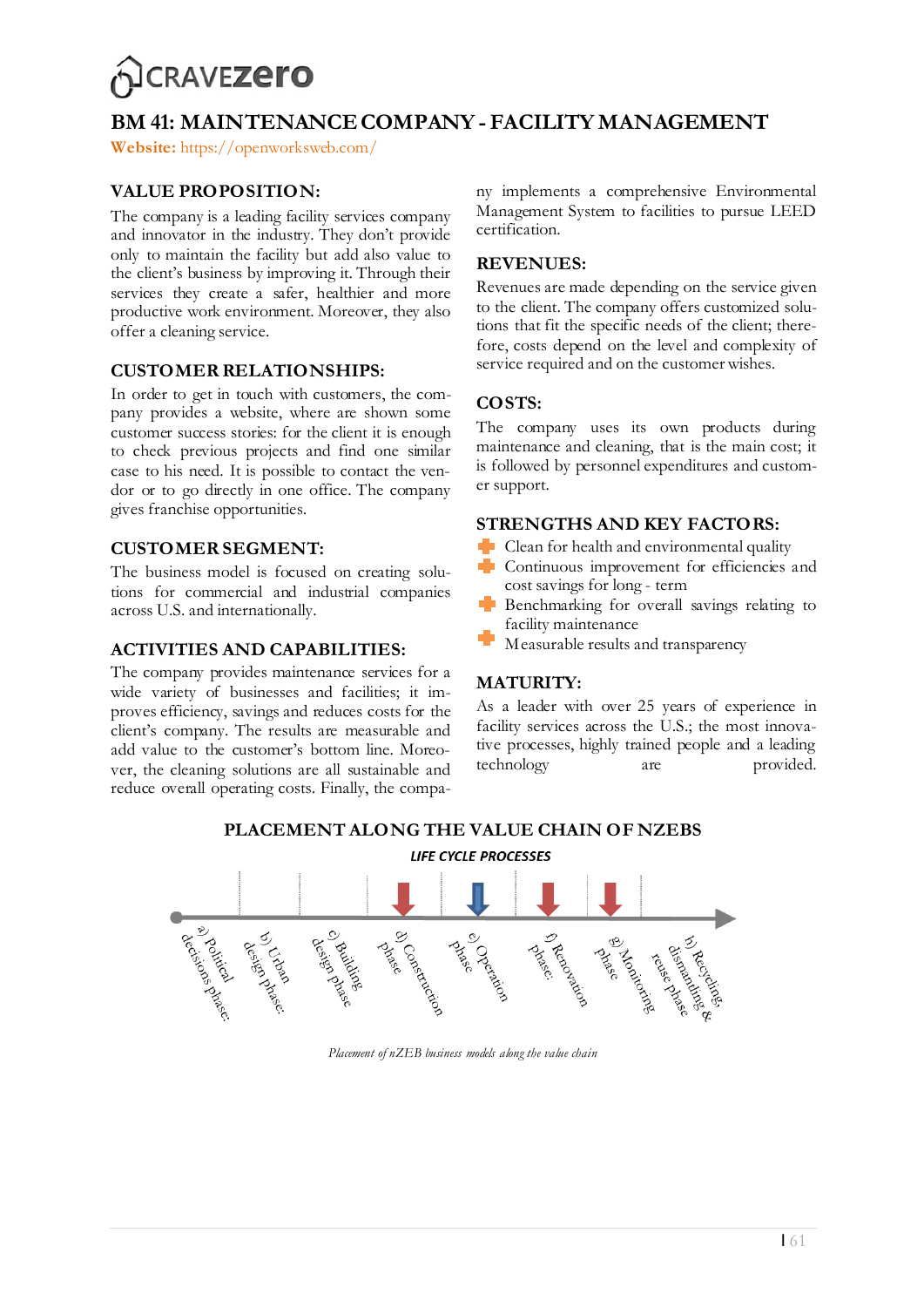# BM 41: MAINTENANCE COMPANY - FACILITY MANAGEMENT

**Website:** https://openworksweb.com/

## VALUE PROPOSITION:

The company is a leading facility services company and innovator in the industry. They don't provide only to maintain the facility but add also value to the client's business by improving it. Through their services they create a safer, healthier and more productive work environment. Moreover, they also offer a cleaning service.

## CUSTOMER RELATIONSHIPS:

In order to get in touch with customers, the company provides a website, where are shown some customer success stories: for the client it is enough to check previous projects and find one similar case to his need. It is possible to contact the vendor or to go directly in one office. The company gives franchise opportunities.

## CUSTOMER SEGMENT:

The business model is focused on creating solutions for commercial and industrial companies across U.S. and internationally.

## ACTIVITIES AND CAPABILITIES:

The company provides maintenance services for a wide variety of businesses and facilities; it improves efficiency, savings and reduces costs for the client's company. The results are measurable and add value to the customer's bottom line. Moreover, the cleaning solutions are all sustainable and reduce overall operating costs. Finally, the company implements a comprehensive Environmental Management System to facilities to pursue LEED certification.

## REVENUES:

Revenues are made depending on the service given to the client. The company offers customized solutions that fit the specific needs of the client; therefore, costs depend on the level and complexity of service required and on the customer wishes.

## COSTS:

The company uses its own products during maintenance and cleaning, that is the main cost; it is followed by personnel expenditures and customer support.

## STRENGTHS AND KEY FACTORS:

- Clean for health and environmental quality
- Continuous improvement for efficiencies and cost savings for long - term
- Benchmarking for overall savings relating to facility maintenance
- Measurable results and transparency

## MATURITY:

As a leader with over 25 years of experience in facility services across the U.S.; the most innovative processes, highly trained people and a leading technology are provided.

## PLACEMENT ALONG THE VALUE CHAIN OF NZEBS

*LIFE CYCLE PROCESSES*

a) Political decisions phase; b) Urban design phase; c) Building design phase; d) Construction phase; e) Operation phase; f) Renovation phase; g) Monitoring phase; h) Recycling, dismantling & reuse phase

*Placement of nZEB business models along the value chain*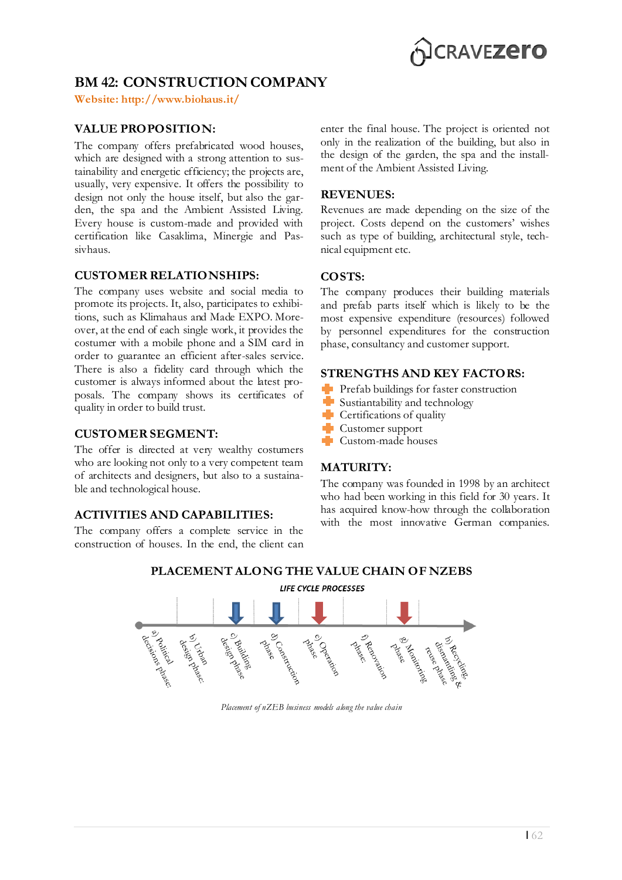# BM 42: CONSTRUCTION COMPANY

**Website: http://www.biohaus.it/**

## VALUE PROPOSITION:

The company offers prefabricated wood houses, which are designed with a strong attention to sustainability and energetic efficiency; the projects are, usually, very expensive. It offers the possibility to design not only the house itself, but also the garden, the spa and the Ambient Assisted Living. Every house is custom-made and provided with certification like Casaklima, Minergie and Passivhaus.

## CUSTOMER RELATIONSHIPS:

The company uses website and social media to promote its projects. It, also, participates to exhibitions, such as Klimahaus and Made EXPO. Moreover, at the end of each single work, it provides the costumer with a mobile phone and a SIM card in order to guarantee an efficient after-sales service. There is also a fidelity card through which the customer is always informed about the latest proposals. The company shows its certificates of quality in order to build trust.

## CUSTOMER SEGMENT:

The offer is directed at very wealthy costumers who are looking not only to a very competent team of architects and designers, but also to a sustainable and technological house.

## ACTIVITIES AND CAPABILITIES:

The company offers a complete service in the construction of houses. In the end, the client can enter the final house. The project is oriented not only in the realization of the building, but also in the design of the garden, the spa and the installment of the Ambient Assisted Living.

## REVENUES:

Revenues are made depending on the size of the project. Costs depend on the customers' wishes such as type of building, architectural style, technical equipment etc.

## COSTS:

The company produces their building materials and prefab parts itself which is likely to be the most expensive expenditure (resources) followed by personnel expenditures for the construction phase, consultancy and customer support.

## STRENGTHS AND KEY FACTORS:

- Prefab buildings for faster construction
- Sustiantability and technology
- Certifications of quality
- Customer support
- Custom-made houses

## MATURITY:

The company was founded in 1998 by an architect who had been working in this field for 30 years. It has acquired know-how through the collaboration with the most innovative German companies.

## PLACEMENT ALONG THE VALUE CHAIN OF NZEBS

LIFE CYCLE PROCESSES

a) Political decisions phase; b) Urban design phase; c) Building design phase; d) Construction phase; e) Operation phase; f) Renovation phase; g) Monitoring phase; h) Recycling, dismantling & reuse phase

*Placement of nZEB business models along the value chain*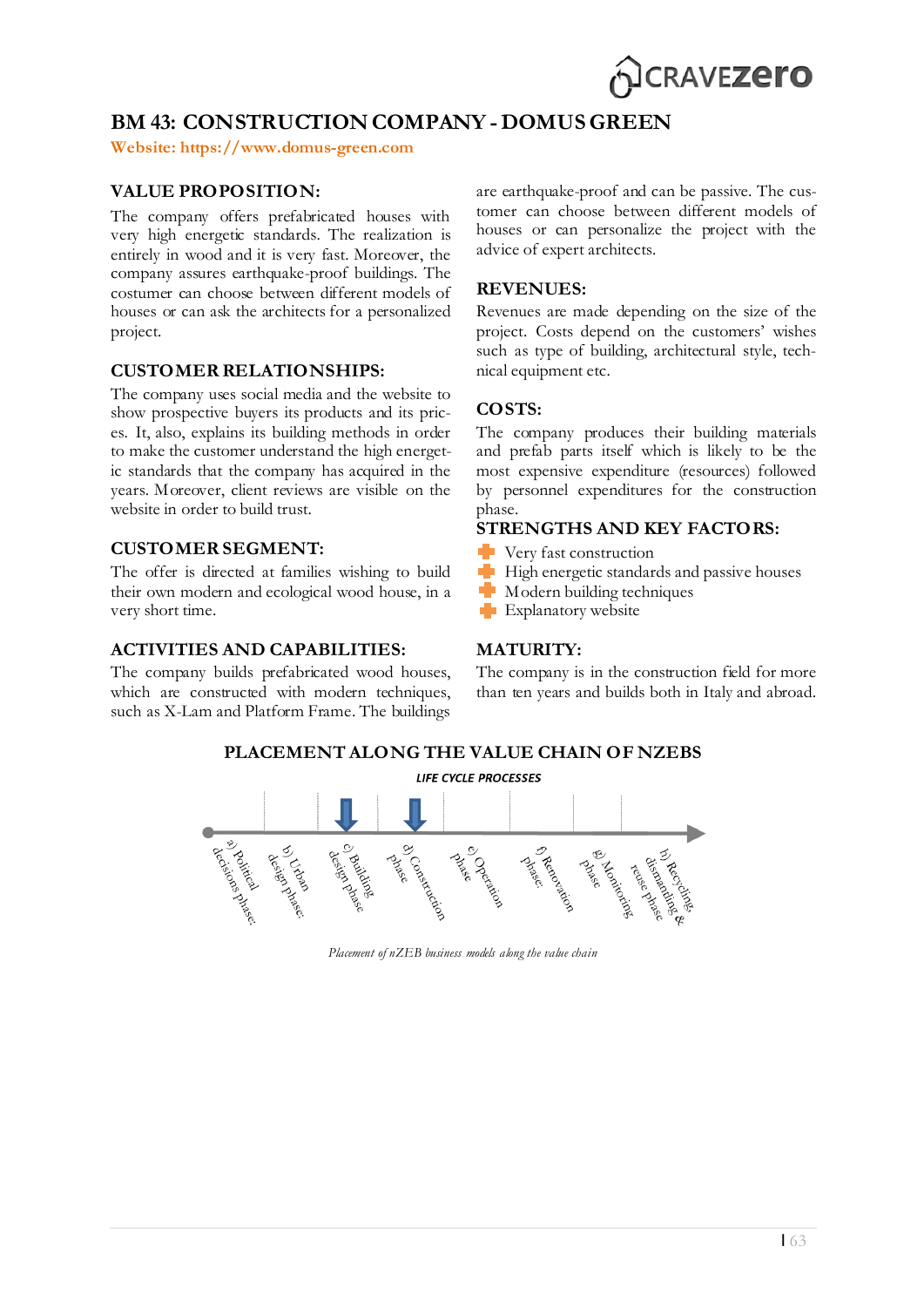# BM 43: CONSTRUCTION COMPANY - DOMUS GREEN

**Website: https://www.domus-green.com**

## VALUE PROPOSITION:

The company offers prefabricated houses with very high energetic standards. The realization is entirely in wood and it is very fast. Moreover, the company assures earthquake-proof buildings. The costumer can choose between different models of houses or can ask the architects for a personalized project.

## CUSTOMER RELATIONSHIPS:

The company uses social media and the website to show prospective buyers its products and its prices. It, also, explains its building methods in order to make the customer understand the high energetic standards that the company has acquired in the years. Moreover, client reviews are visible on the website in order to build trust.

## CUSTOMER SEGMENT:

The offer is directed at families wishing to build their own modern and ecological wood house, in a very short time.

## ACTIVITIES AND CAPABILITIES:

The company builds prefabricated wood houses, which are constructed with modern techniques, such as X-Lam and Platform Frame. The buildings are earthquake-proof and can be passive. The customer can choose between different models of houses or can personalize the project with the advice of expert architects.

## REVENUES:

Revenues are made depending on the size of the project. Costs depend on the customers' wishes such as type of building, architectural style, technical equipment etc.

## COSTS:

The company produces their building materials and prefab parts itself which is likely to be the most expensive expenditure (resources) followed by personnel expenditures for the construction phase.

## STRENGTHS AND KEY FACTORS:

- Very fast construction
- High energetic standards and passive houses
- Modern building techniques
- Explanatory website

## MATURITY:

The company is in the construction field for more than ten years and builds both in Italy and abroad.

## PLACEMENT ALONG THE VALUE CHAIN OF NZEBS

LIFE CYCLE PROCESSES

a) Political decisions phase; b) Urban design phase; c) Building design phase; d) Construction phase; e) Operation phase; f) Renovation phase; g) Monitoring phase; h) Recycling, dismantling & reuse phase

*Placement of nZEB business models along the value chain*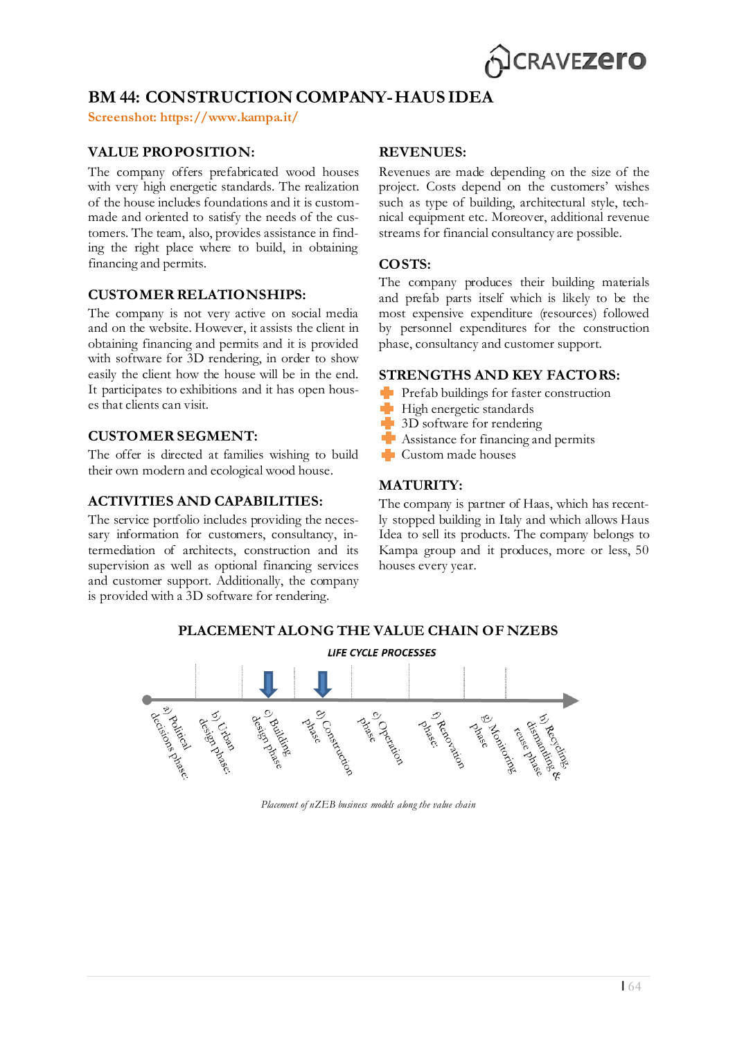# BM 44: CONSTRUCTION COMPANY- HAUS IDEA

Screenshot: https://www.kampa.it/

## VALUE PROPOSITION:

The company offers prefabricated wood houses with very high energetic standards. The realization of the house includes foundations and it is custom-made and oriented to satisfy the needs of the customers. The team, also, provides assistance in finding the right place where to build, in obtaining financing and permits.

## CUSTOMER RELATIONSHIPS:

The company is not very active on social media and on the website. However, it assists the client in obtaining financing and permits and it is provided with software for 3D rendering, in order to show easily the client how the house will be in the end. It participates to exhibitions and it has open houses that clients can visit.

## CUSTOMER SEGMENT:

The offer is directed at families wishing to build their own modern and ecological wood house.

## ACTIVITIES AND CAPABILITIES:

The service portfolio includes providing the necessary information for customers, consultancy, intermediation of architects, construction and its supervision as well as optional financing services and customer support. Additionally, the company is provided with a 3D software for rendering.

## REVENUES:

Revenues are made depending on the size of the project. Costs depend on the customers' wishes such as type of building, architectural style, technical equipment etc. Moreover, additional revenue streams for financial consultancy are possible.

## COSTS:

The company produces their building materials and prefab parts itself which is likely to be the most expensive expenditure (resources) followed by personnel expenditures for the construction phase, consultancy and customer support.

## STRENGTHS AND KEY FACTORS:

- Prefab buildings for faster construction
- High energetic standards
- 3D software for rendering
- Assistance for financing and permits
- Custom made houses

## MATURITY:

The company is partner of Haas, which has recently stopped building in Italy and which allows Haus Idea to sell its products. The company belongs to Kampa group and it produces, more or less, 50 houses every year.

## PLACEMENT ALONG THE VALUE CHAIN OF NZEBS

LIFE CYCLE PROCESSES

a) Political decisions phase; b) Urban design phase; c) Building design phase; d) Construction phase; e) Operation phase; f) Renovation phase; g) Monitoring phase; h) Recycling, dismantling & reuse phase

*Placement of nZEB business models along the value chain*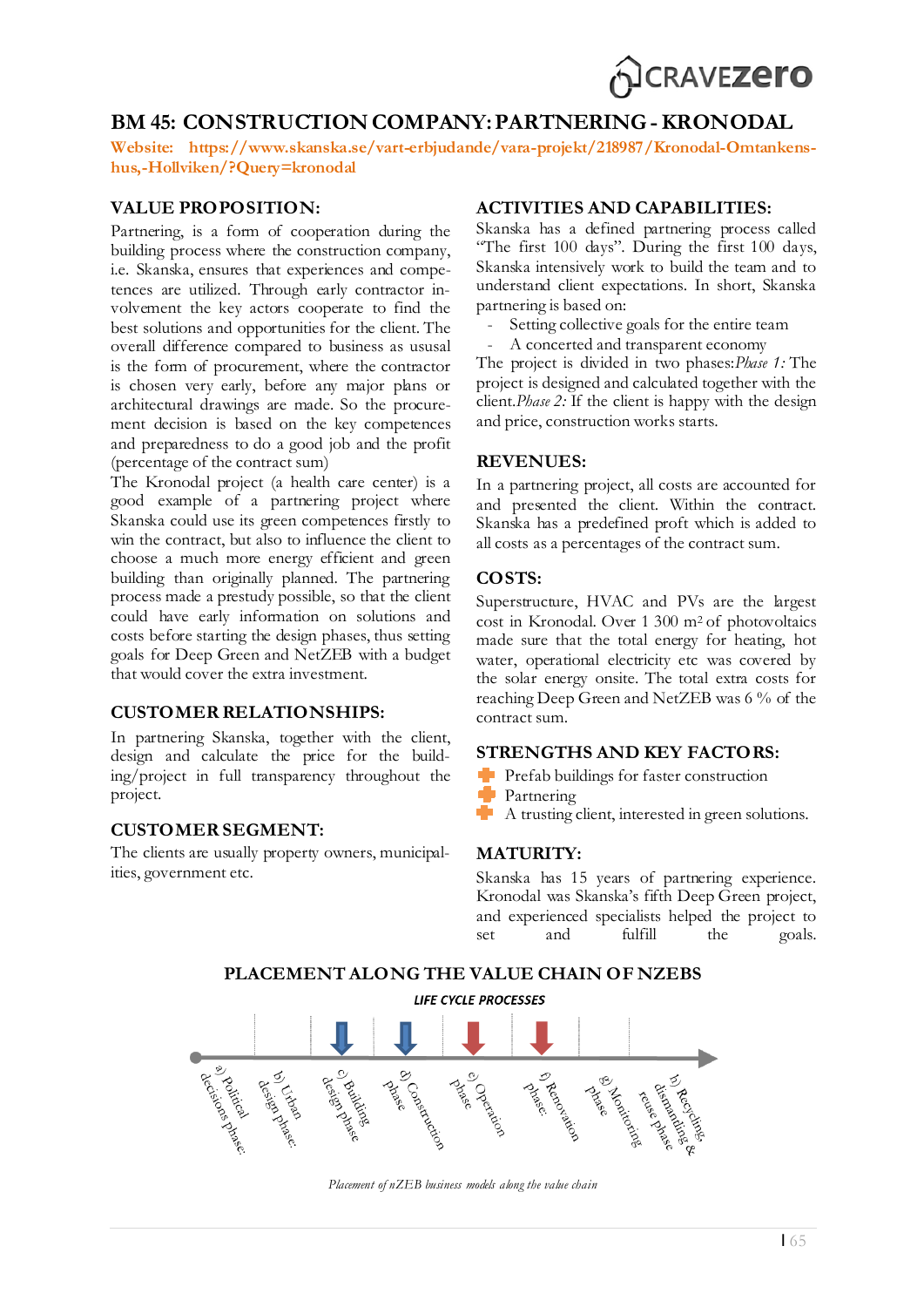# BM 45: CONSTRUCTION COMPANY: PARTNERING - KRONODAL

**Website:** https://www.skanska.se/vart-erbjudande/vara-projekt/218987/Kronodal-Omtankens-hus,-Hollviken/?Query=kronodal

## VALUE PROPOSITION:

Partnering, is a form of cooperation during the building process where the construction company, i.e. Skanska, ensures that experiences and competences are utilized. Through early contractor involvement the key actors cooperate to find the best solutions and opportunities for the client. The overall difference compared to business as usual is the form of procurement, where the contractor is chosen very early, before any major plans or architectural drawings are made. So the procurement decision is based on the key competences and preparedness to do a good job and the profit (percentage of the contract sum)

The Kronodal project (a health care center) is a good example of a partnering project where Skanska could use its green competences firstly to win the contract, but also to influence the client to choose a much more energy efficient and green building than originally planned. The partnering process made a prestudy possible, so that the client could have early information on solutions and costs before starting the design phases, thus setting goals for Deep Green and NetZEB with a budget that would cover the extra investment.

## CUSTOMER RELATIONSHIPS:

In partnering Skanska, together with the client, design and calculate the price for the building/project in full transparency throughout the project.

## CUSTOMER SEGMENT:

The clients are usually property owners, municipalities, government etc.

## ACTIVITIES AND CAPABILITIES:

Skanska has a defined partnering process called "The first 100 days". During the first 100 days, Skanska intensively work to build the team and to understand client expectations. In short, Skanska partnering is based on:

- Setting collective goals for the entire team
- A concerted and transparent economy

The project is divided in two phases: *Phase 1:* The project is designed and calculated together with the client. *Phase 2:* If the client is happy with the design and price, construction works starts.

## REVENUES:

In a partnering project, all costs are accounted for and presented the client. Within the contract. Skanska has a predefined proft which is added to all costs as a percentages of the contract sum.

## COSTS:

Superstructure, HVAC and PVs are the largest cost in Kronodal. Over 1 300 m² of photovoltaics made sure that the total energy for heating, hot water, operational electricity etc was covered by the solar energy onsite. The total extra costs for reaching Deep Green and NetZEB was 6 % of the contract sum.

## STRENGTHS AND KEY FACTORS:

- Prefab buildings for faster construction
- Partnering
- A trusting client, interested in green solutions.

## MATURITY:

Skanska has 15 years of partnering experience. Kronodal was Skanska's fifth Deep Green project, and experienced specialists helped the project to set and fulfill the goals.

## PLACEMENT ALONG THE VALUE CHAIN OF NZEBS

LIFE CYCLE PROCESSES

a) Political decisions phase; b) Urban design phase; c) Building design phase; d) Construction phase; e) Operation phase; f) Renovation phase; g) Monitoring phase; h) Recycling, dismantling & reuse phase

*Placement of nZEB business models along the value chain*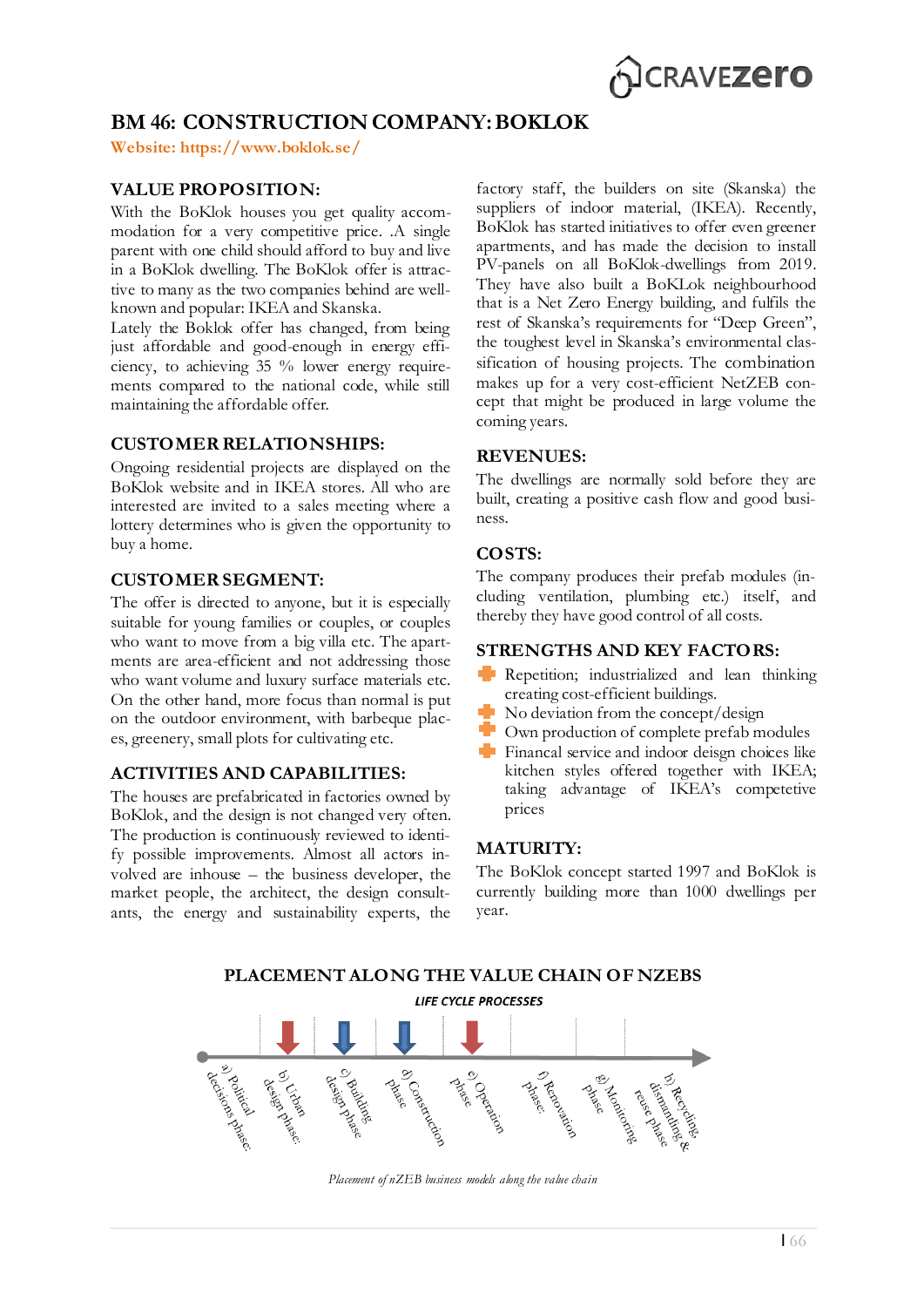# BM 46: CONSTRUCTION COMPANY: BOKLOK

**Website: https://www.boklok.se/**

## VALUE PROPOSITION:

With the BoKlok houses you get quality accommodation for a very competitive price. .A single parent with one child should afford to buy and live in a BoKlok dwelling. The BoKlok offer is attractive to many as the two companies behind are well-known and popular: IKEA and Skanska.

Lately the Boklok offer has changed, from being just affordable and good-enough in energy efficiency, to achieving 35 % lower energy requirements compared to the national code, while still maintaining the affordable offer.

## CUSTOMER RELATIONSHIPS:

Ongoing residential projects are displayed on the BoKlok website and in IKEA stores. All who are interested are invited to a sales meeting where a lottery determines who is given the opportunity to buy a home.

## CUSTOMER SEGMENT:

The offer is directed to anyone, but it is especially suitable for young families or couples, or couples who want to move from a big villa etc. The apartments are area-efficient and not addressing those who want volume and luxury surface materials etc. On the other hand, more focus than normal is put on the outdoor environment, with barbeque places, greenery, small plots for cultivating etc.

## ACTIVITIES AND CAPABILITIES:

The houses are prefabricated in factories owned by BoKlok, and the design is not changed very often. The production is continuously reviewed to identify possible improvements. Almost all actors involved are inhouse – the business developer, the market people, the architect, the design consultants, the energy and sustainability experts, the factory staff, the builders on site (Skanska) the suppliers of indoor material, (IKEA). Recently, BoKlok has started initiatives to offer even greener apartments, and has made the decision to install PV-panels on all BoKlok-dwellings from 2019. They have also built a BoKLok neighbourhood that is a Net Zero Energy building, and fulfils the rest of Skanska's requirements for "Deep Green", the toughest level in Skanska's environmental classification of housing projects. The combination makes up for a very cost-efficient NetZEB concept that might be produced in large volume the coming years.

## REVENUES:

The dwellings are normally sold before they are built, creating a positive cash flow and good business.

## COSTS:

The company produces their prefab modules (including ventilation, plumbing etc.) itself, and thereby they have good control of all costs.

## STRENGTHS AND KEY FACTORS:

- Repetition; industrialized and lean thinking creating cost-efficient buildings.
- No deviation from the concept/design
- Own production of complete prefab modules
- Financed service and indoor deisgn choices like kitchen styles offered together with IKEA; taking advantage of IKEA's competetive prices

## MATURITY:

The BoKlok concept started 1997 and BoKlok is currently building more than 1000 dwellings per year.

## PLACEMENT ALONG THE VALUE CHAIN OF NZEBS

*LIFE CYCLE PROCESSES*

a) Political decisions phase; b) Urban design phase; c) Building design phase; d) Construction phase; e) Operation phase; f) Renovation phase; g) Monitoring phase; h) Recycling, dismantling & reuse phase

*Placement of nZEB business models along the value chain*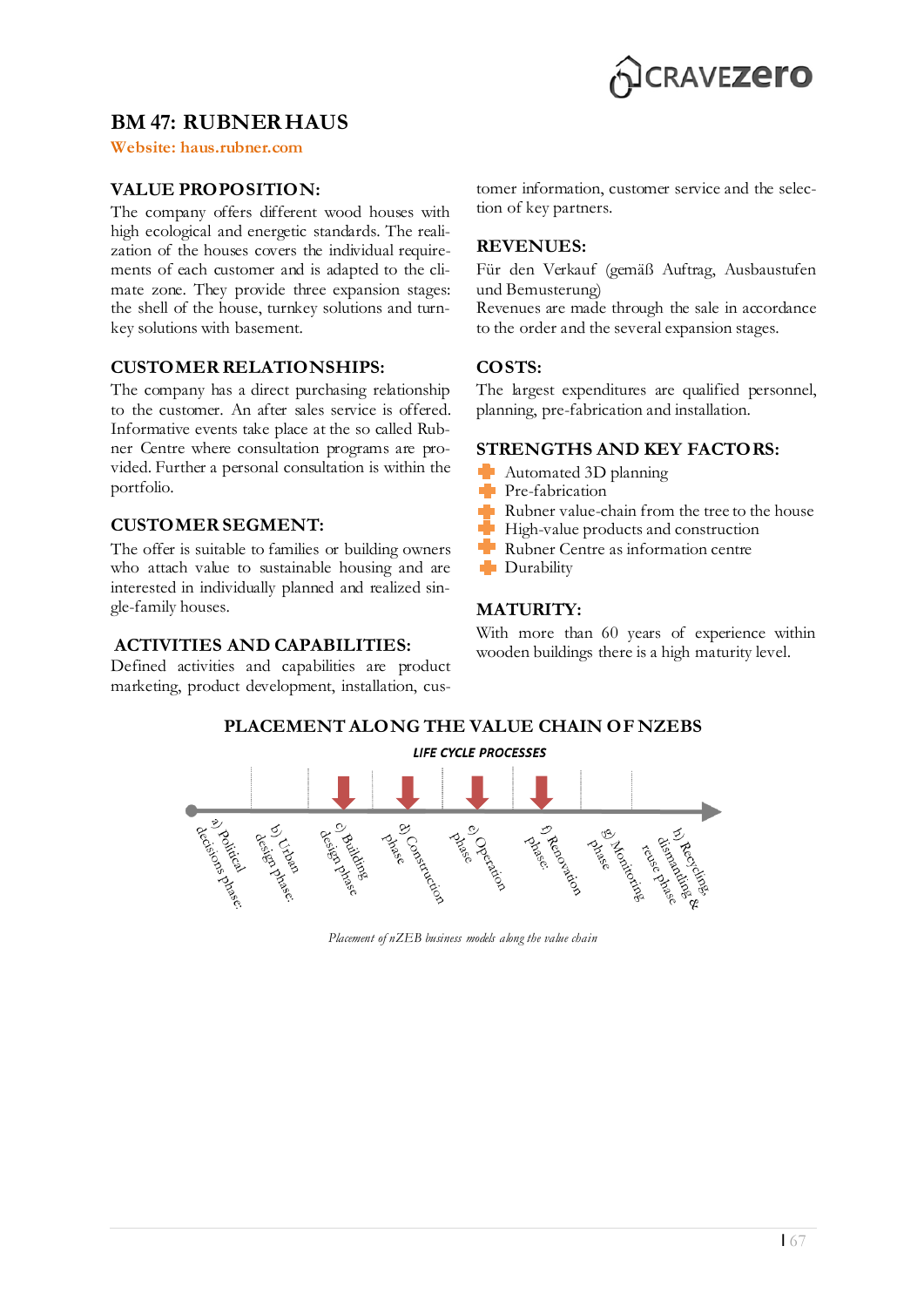# BM 47: RUBNER HAUS

**Website: haus.rubner.com**

## VALUE PROPOSITION:

The company offers different wood houses with high ecological and energetic standards. The realization of the houses covers the individual requirements of each customer and is adapted to the climate zone. They provide three expansion stages: the shell of the house, turnkey solutions and turnkey solutions with basement.

## CUSTOMER RELATIONSHIPS:

The company has a direct purchasing relationship to the customer. An after sales service is offered. Informative events take place at the so called Rubner Centre where consultation programs are provided. Further a personal consultation is within the portfolio.

## CUSTOMER SEGMENT:

The offer is suitable to families or building owners who attach value to sustainable housing and are interested in individually planned and realized single-family houses.

## ACTIVITIES AND CAPABILITIES:

Defined activities and capabilities are product marketing, product development, installation, customer information, customer service and the selection of key partners.

## REVENUES:

Für den Verkauf (gemäß Auftrag, Ausbaustufen und Bemusterung)
Revenues are made through the sale in accordance to the order and the several expansion stages.

## COSTS:

The largest expenditures are qualified personnel, planning, pre-fabrication and installation.

## STRENGTHS AND KEY FACTORS:

- Automated 3D planning
- Pre-fabrication
- Rubner value-chain from the tree to the house
- High-value products and construction
- Rubner Centre as information centre
- Durability

## MATURITY:

With more than 60 years of experience within wooden buildings there is a high maturity level.

## PLACEMENT ALONG THE VALUE CHAIN OF NZEBS

LIFE CYCLE PROCESSES

a) Political decisions phase; b) Urban design phase; c) Building design phase; d) Construction phase; e) Operation phase; f) Renovation phase; g) Monitoring phase; h) Recycling, dismantling & reuse phase

*Placement of nZEB business models along the value chain*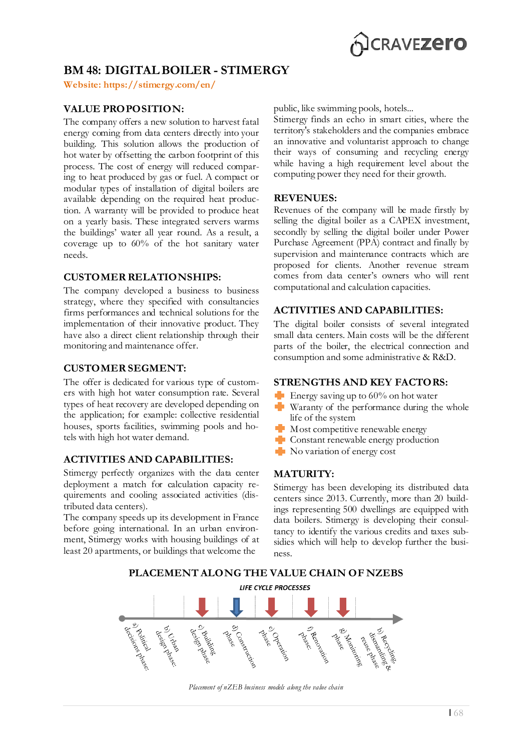# BM 48: DIGITAL BOILER - STIMERGY

**Website: https://stimergy.com/en/**

## VALUE PROPOSITION:

The company offers a new solution to harvest fatal energy coming from data centers directly into your building. This solution allows the production of hot water by offsetting the carbon footprint of this process. The cost of energy will reduced comparing to heat produced by gas or fuel. A compact or modular types of installation of digital boilers are available depending on the required heat production. A warranty will be provided to produce heat on a yearly basis. These integrated servers warms the buildings' water all year round. As a result, a coverage up to 60% of the hot sanitary water needs.

## CUSTOMER RELATIONSHIPS:

The company developed a business to business strategy, where they specified with consultancies firms performances and technical solutions for the implementation of their innovative product. They have also a direct client relationship through their monitoring and maintenance offer.

## CUSTOMER SEGMENT:

The offer is dedicated for various type of customers with high hot water consumption rate. Several types of heat recovery are developed depending on the application; for example: collective residential houses, sports facilities, swimming pools and hotels with high hot water demand.

## ACTIVITIES AND CAPABILITIES:

Stimergy perfectly organizes with the data center deployment a match for calculation capacity requirements and cooling associated activities (distributed data centers).

The company speeds up its development in France before going international. In an urban environment, Stimergy works with housing buildings of at least 20 apartments, or buildings that welcome the public, like swimming pools, hotels...

Stimergy finds an echo in smart cities, where the territory's stakeholders and the companies embrace an innovative and voluntarist approach to change their ways of consuming and recycling energy while having a high requirement level about the computing power they need for their growth.

## REVENUES:

Revenues of the company will be made firstly by selling the digital boiler as a CAPEX investment, secondly by selling the digital boiler under Power Purchase Agreement (PPA) contract and finally by supervision and maintenance contracts which are proposed for clients. Another revenue stream comes from data center's owners who will rent computational and calculation capacities.

## ACTIVITIES AND CAPABILITIES:

The digital boiler consists of several integrated small data centers. Main costs will be the different parts of the boiler, the electrical connection and consumption and some administrative & R&D.

## STRENGTHS AND KEY FACTORS:

- Energy saving up to 60% on hot water
- Waranty of the performance during the whole life of the system
- Most competitive renewable energy
- Constant renewable energy production
- No variation of energy cost

## MATURITY:

Stimergy has been developing its distributed data centers since 2013. Currently, more than 20 buildings representing 500 dwellings are equipped with data boilers. Stimergy is developing their consultancy to identify the various credits and taxes subsidies which will help to develop further the business.

## PLACEMENT ALONG THE VALUE CHAIN OF NZEBS

LIFE CYCLE PROCESSES

a) Political decisions phase; b) Urban design phase; c) Building design phase; d) Construction phase; e) Operation phase; f) Renovation phase; g) Monitoring phase; h) Recycling, dismantling & reuse phase

*Placement of nZEB business models along the value chain*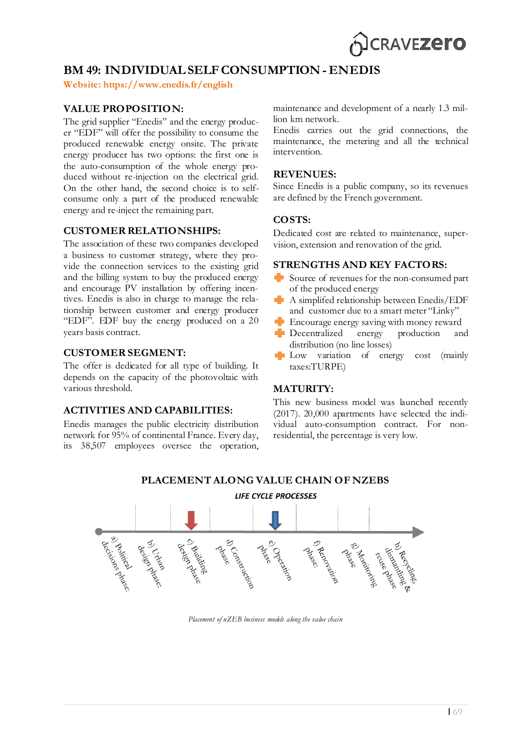# BM 49: INDIVIDUAL SELF CONSUMPTION - ENEDIS

**Website: https://www.enedis.fr/english**

## VALUE PROPOSITION:

The grid supplier "Enedis" and the energy producer "EDF" will offer the possibility to consume the produced renewable energy onsite. The private energy producer has two options: the first one is the auto-consumption of the whole energy produced without re-injection on the electrical grid. On the other hand, the second choice is to self-consume only a part of the produced renewable energy and re-inject the remaining part.

## CUSTOMER RELATIONSHIPS:

The association of these two companies developed a business to customer strategy, where they provide the connection services to the existing grid and the billing system to buy the produced energy and encourage PV installation by offering incentives. Enedis is also in charge to manage the relationship between customer and energy producer "EDF". EDF buy the energy produced on a 20 years basis contract.

## CUSTOMER SEGMENT:

The offer is dedicated for all type of building. It depends on the capacity of the photovoltaic with various threshold.

## ACTIVITIES AND CAPABILITIES:

Enedis manages the public electricity distribution network for 95% of continental France. Every day, its 38,507 employees oversee the operation, maintenance and development of a nearly 1.3 million km network.

Enedis carries out the grid connections, the maintenance, the metering and all the technical intervention.

## REVENUES:

Since Enedis is a public company, so its revenues are defined by the French government.

## COSTS:

Dedicated cost are related to maintenance, supervision, extension and renovation of the grid.

## STRENGTHS AND KEY FACTORS:

- Source of revenues for the non-consumed part of the produced energy
- A simplifed relationship between Enedis/EDF and customer due to a smart meter "Linky"
- Encourage energy saving with money reward
- Decentralized energy production and distribution (no line losses)
- Low variation of energy cost (mainly taxes:TURPE)

## MATURITY:

This new business model was launched recently (2017). 20,000 apartments have selected the individual auto-consumption contract. For non-residential, the percentage is very low.

## PLACEMENT ALONG VALUE CHAIN OF NZEBS

LIFE CYCLE PROCESSES

a) Political decisions phase; b) Urban design phase; c) Building design phase; d) Construction phase; e) Operation phase; f) Renovation phase; g) Monitoring phase; h) Recycling, dismantling & reuse phase

*Placement of nZEB business models along the value chain*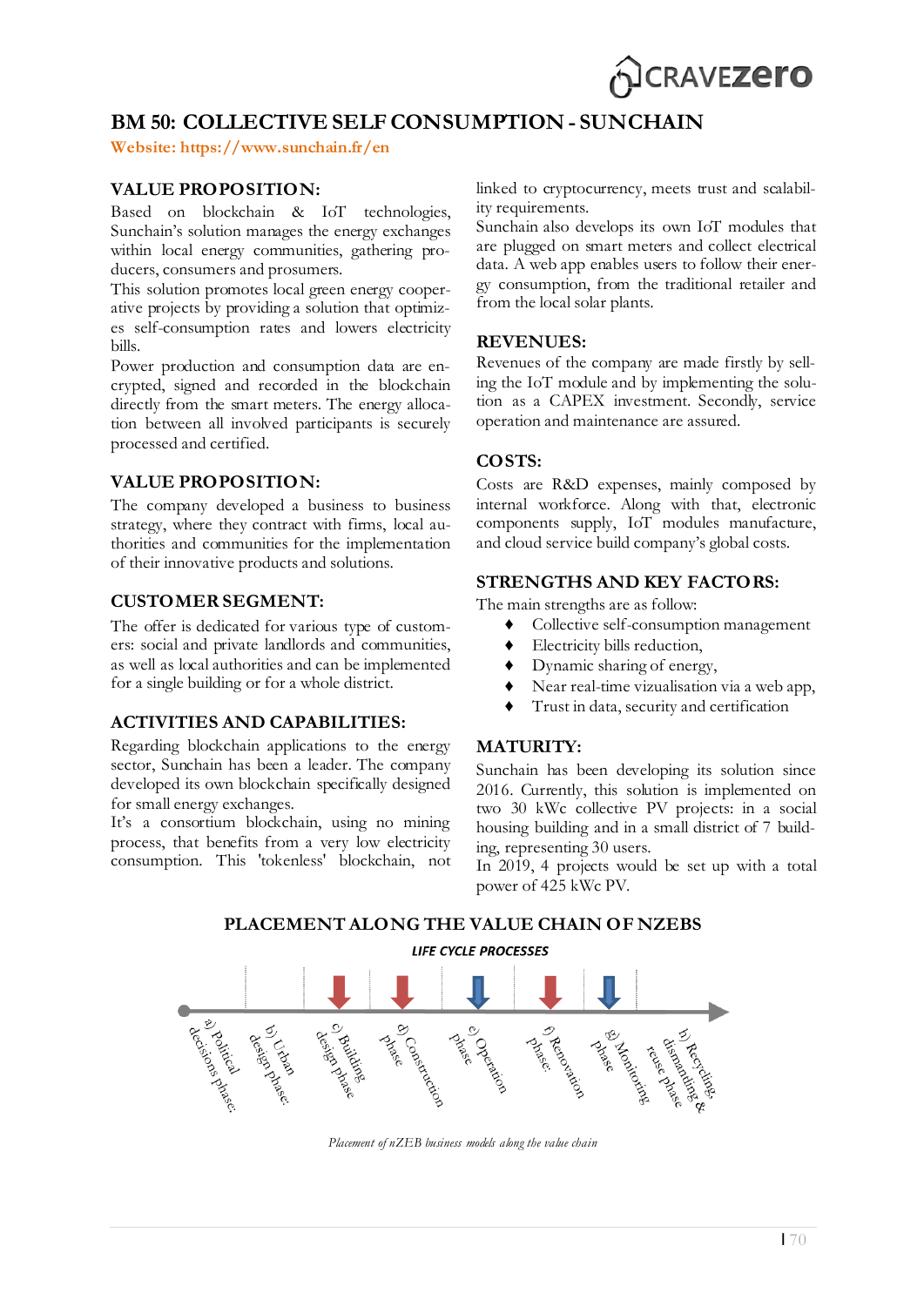# BM 50: COLLECTIVE SELF CONSUMPTION - SUNCHAIN

**Website: https://www.sunchain.fr/en**

## VALUE PROPOSITION:

Based on blockchain & IoT technologies, Sunchain's solution manages the energy exchanges within local energy communities, gathering producers, consumers and prosumers.

This solution promotes local green energy cooperative projects by providing a solution that optimizes self-consumption rates and lowers electricity bills.

Power production and consumption data are encrypted, signed and recorded in the blockchain directly from the smart meters. The energy allocation between all involved participants is securely processed and certified.

## VALUE PROPOSITION:

The company developed a business to business strategy, where they contract with firms, local authorities and communities for the implementation of their innovative products and solutions.

## CUSTOMER SEGMENT:

The offer is dedicated for various type of customers: social and private landlords and communities, as well as local authorities and can be implemented for a single building or for a whole district.

## ACTIVITIES AND CAPABILITIES:

Regarding blockchain applications to the energy sector, Sunchain has been a leader. The company developed its own blockchain specifically designed for small energy exchanges.

It's a consortium blockchain, using no mining process, that benefits from a very low electricity consumption. This 'tokenless' blockchain, not linked to cryptocurrency, meets trust and scalability requirements.

Sunchain also develops its own IoT modules that are plugged on smart meters and collect electrical data. A web app enables users to follow their energy consumption, from the traditional retailer and from the local solar plants.

## REVENUES:

Revenues of the company are made firstly by selling the IoT module and by implementing the solution as a CAPEX investment. Secondly, service operation and maintenance are assured.

## COSTS:

Costs are R&D expenses, mainly composed by internal workforce. Along with that, electronic components supply, IoT modules manufacture, and cloud service build company's global costs.

## STRENGTHS AND KEY FACTORS:

The main strengths are as follow:

- Collective self-consumption management
- Electricity bills reduction,
- Dynamic sharing of energy,
- Near real-time vizualisation via a web app,
- Trust in data, security and certification

## MATURITY:

Sunchain has been developing its solution since 2016. Currently, this solution is implemented on two 30 kWc collective PV projects: in a social housing building and in a small district of 7 building, representing 30 users.

In 2019, 4 projects would be set up with a total power of 425 kWc PV.

## PLACEMENT ALONG THE VALUE CHAIN OF NZEBS

LIFE CYCLE PROCESSES

a) Political decisions phase; b) Urban design phase; c) Building design phase; d) Construction phase; e) Operation phase; f) Renovation phase; g) Monitoring phase; h) Recycling, dismantling & reuse phase

*Placement of nZEB business models along the value chain*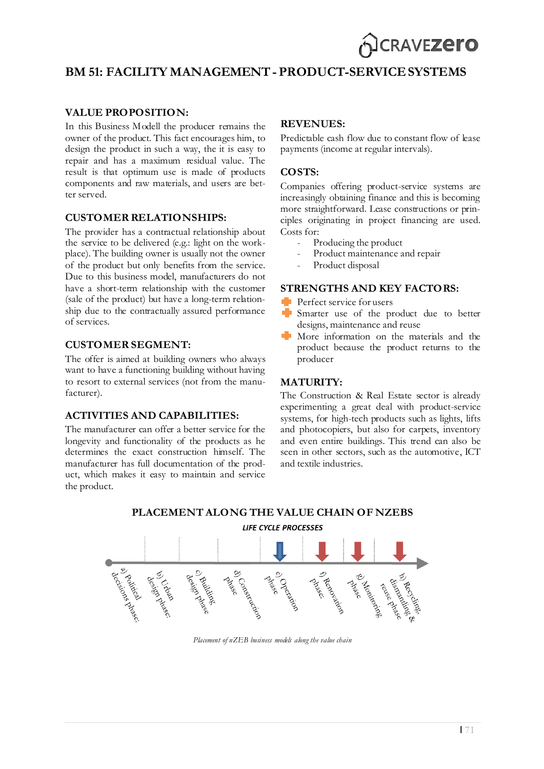# BM 51: FACILITY MANAGEMENT - PRODUCT-SERVICE SYSTEMS

## VALUE PROPOSITION:

In this Business Modell the producer remains the owner of the product. This fact encourages him, to design the product in such a way, the it is easy to repair and has a maximum residual value. The result is that optimum use is made of products components and raw materials, and users are better served.

## CUSTOMER RELATIONSHIPS:

The provider has a contractual relationship about the service to be delivered (e.g.: light on the workplace). The building owner is usually not the owner of the product but only benefits from the service. Due to this business model, manufacturers do not have a short-term relationship with the customer (sale of the product) but have a long-term relationship due to the contractually assured performance of services.

## CUSTOMER SEGMENT:

The offer is aimed at building owners who always want to have a functioning building without having to resort to external services (not from the manufacturer).

## ACTIVITIES AND CAPABILITIES:

The manufacturer can offer a better service for the longevity and functionality of the products as he determines the exact construction himself. The manufacturer has full documentation of the product, which makes it easy to maintain and service the product.

## REVENUES:

Predictable cash flow due to constant flow of lease payments (income at regular intervals).

## COSTS:

Companies offering product-service systems are increasingly obtaining finance and this is becoming more straightforward. Lease constructions or principles originating in project financing are used. Costs for:

- Producing the product
- Product maintenance and repair
- Product disposal

## STRENGTHS AND KEY FACTORS:

- Perfect service for users
- Smarter use of the product due to better designs, maintenance and reuse
- More information on the materials and the product because the product returns to the producer

## MATURITY:

The Construction & Real Estate sector is already experimenting a great deal with product-service systems, for high-tech products such as lights, lifts and photocopiers, but also for carpets, inventory and even entire buildings. This trend can also be seen in other sectors, such as the automotive, ICT and textile industries.

## PLACEMENT ALONG THE VALUE CHAIN OF NZEBS

*LIFE CYCLE PROCESSES*

a) Political decisions phase; b) Urban design phase; c) Building design phase; d) Construction phase; e) Operation phase; f) Renovation phase; g) Monitoring phase; h) Recycling, dismantling & reuse phase

*Placement of nZEB business models along the value chain*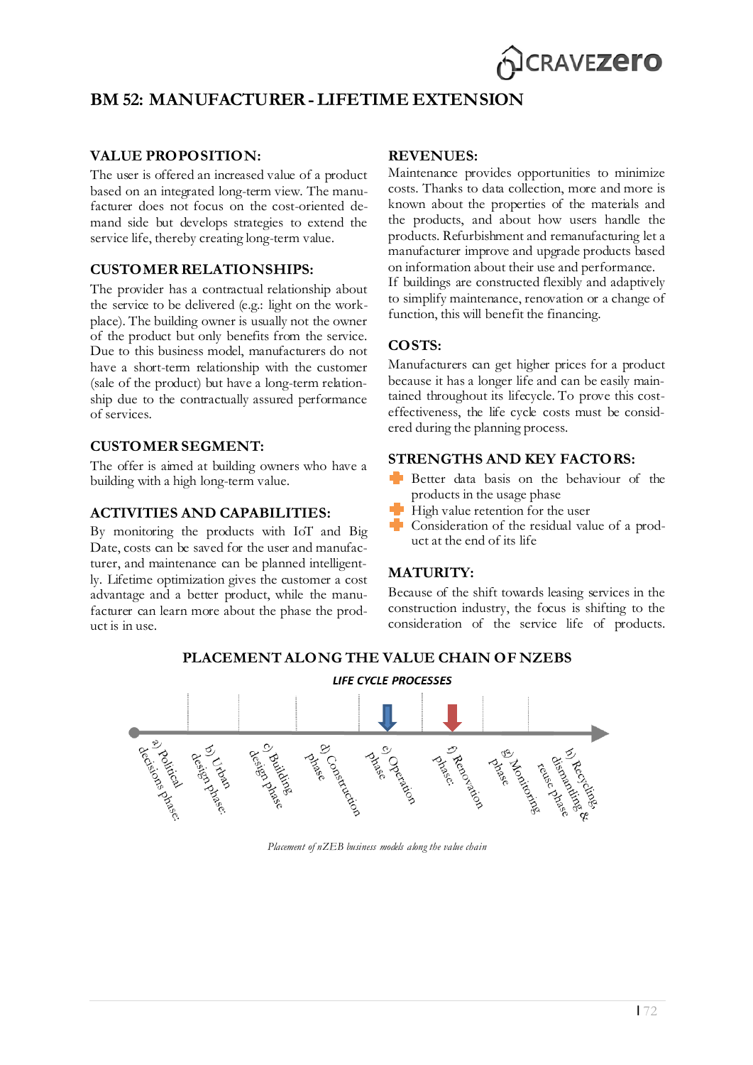# BM 52: MANUFACTURER - LIFETIME EXTENSION

## VALUE PROPOSITION:

The user is offered an increased value of a product based on an integrated long-term view. The manufacturer does not focus on the cost-oriented demand side but develops strategies to extend the service life, thereby creating long-term value.

## CUSTOMER RELATIONSHIPS:

The provider has a contractual relationship about the service to be delivered (e.g.: light on the workplace). The building owner is usually not the owner of the product but only benefits from the service. Due to this business model, manufacturers do not have a short-term relationship with the customer (sale of the product) but have a long-term relationship due to the contractually assured performance of services.

## CUSTOMER SEGMENT:

The offer is aimed at building owners who have a building with a high long-term value.

## ACTIVITIES AND CAPABILITIES:

By monitoring the products with IoT and Big Date, costs can be saved for the user and manufacturer, and maintenance can be planned intelligently. Lifetime optimization gives the customer a cost advantage and a better product, while the manufacturer can learn more about the phase the product is in use.

## REVENUES:

Maintenance provides opportunities to minimize costs. Thanks to data collection, more and more is known about the properties of the materials and the products, and about how users handle the products. Refurbishment and remanufacturing let a manufacturer improve and upgrade products based on information about their use and performance.

If buildings are constructed flexibly and adaptively to simplify maintenance, renovation or a change of function, this will benefit the financing.

## COSTS:

Manufacturers can get higher prices for a product because it has a longer life and can be easily maintained throughout its lifecycle. To prove this cost-effectiveness, the life cycle costs must be considered during the planning process.

## STRENGTHS AND KEY FACTORS:

- Better data basis on the behaviour of the products in the usage phase
- High value retention for the user
- Consideration of the residual value of a product at the end of its life

## MATURITY:

Because of the shift towards leasing services in the construction industry, the focus is shifting to the consideration of the service life of products.

## PLACEMENT ALONG THE VALUE CHAIN OF NZEBS

LIFE CYCLE PROCESSES

a) Political decisions phase; b) Urban design phase; c) Building design phase; d) Construction phase; e) Operation phase; f) Renovation phase; g) Monitoring phase; h) Recycling, dismantling & reuse phase

*Placement of nZEB business models along the value chain*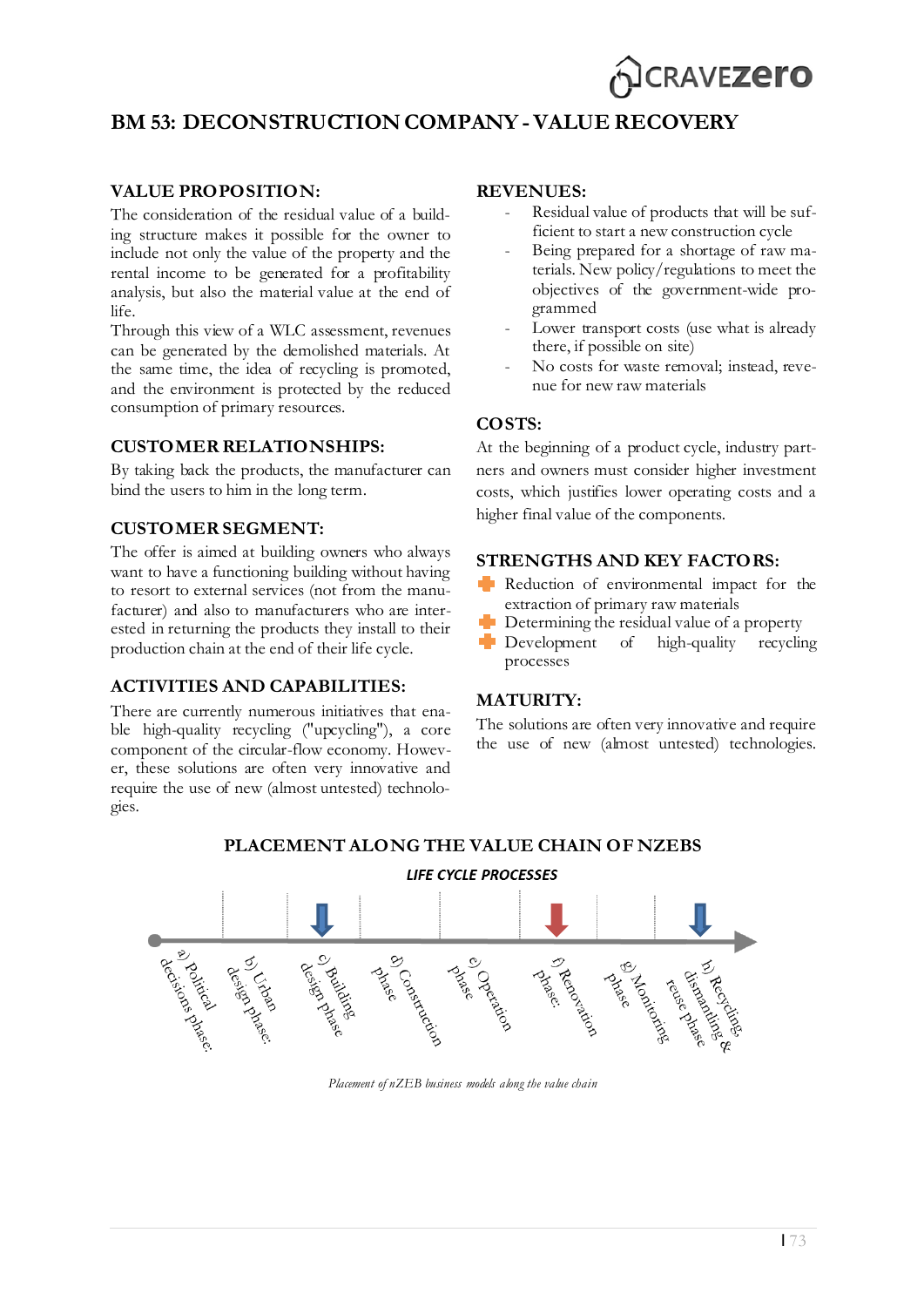# BM 53: DECONSTRUCTION COMPANY - VALUE RECOVERY

## VALUE PROPOSITION:

The consideration of the residual value of a building structure makes it possible for the owner to include not only the value of the property and the rental income to be generated for a profitability analysis, but also the material value at the end of life.

Through this view of a WLC assessment, revenues can be generated by the demolished materials. At the same time, the idea of recycling is promoted, and the environment is protected by the reduced consumption of primary resources.

## CUSTOMER RELATIONSHIPS:

By taking back the products, the manufacturer can bind the users to him in the long term.

## CUSTOMER SEGMENT:

The offer is aimed at building owners who always want to have a functioning building without having to resort to external services (not from the manufacturer) and also to manufacturers who are interested in returning the products they install to their production chain at the end of their life cycle.

## ACTIVITIES AND CAPABILITIES:

There are currently numerous initiatives that enable high-quality recycling ("upcycling"), a core component of the circular-flow economy. However, these solutions are often very innovative and require the use of new (almost untested) technologies.

## REVENUES:

- Residual value of products that will be sufficient to start a new construction cycle
- Being prepared for a shortage of raw materials. New policy/regulations to meet the objectives of the government-wide programmed
- Lower transport costs (use what is already there, if possible on site)
- No costs for waste removal; instead, revenue for new raw materials

## COSTS:

At the beginning of a product cycle, industry partners and owners must consider higher investment costs, which justifies lower operating costs and a higher final value of the components.

## STRENGTHS AND KEY FACTORS:

- Reduction of environmental impact for the extraction of primary raw materials
- Determining the residual value of a property
- Development of high-quality recycling processes

## MATURITY:

The solutions are often very innovative and require the use of new (almost untested) technologies.

## PLACEMENT ALONG THE VALUE CHAIN OF NZEBS

LIFE CYCLE PROCESSES

a) Political decisions phase; b) Urban design phase; c) Building design phase; d) Construction phase; e) Operation phase; f) Renovation phase; g) Monitoring phase; h) Recycling, dismantling & reuse phase

*Placement of nZEB business models along the value chain*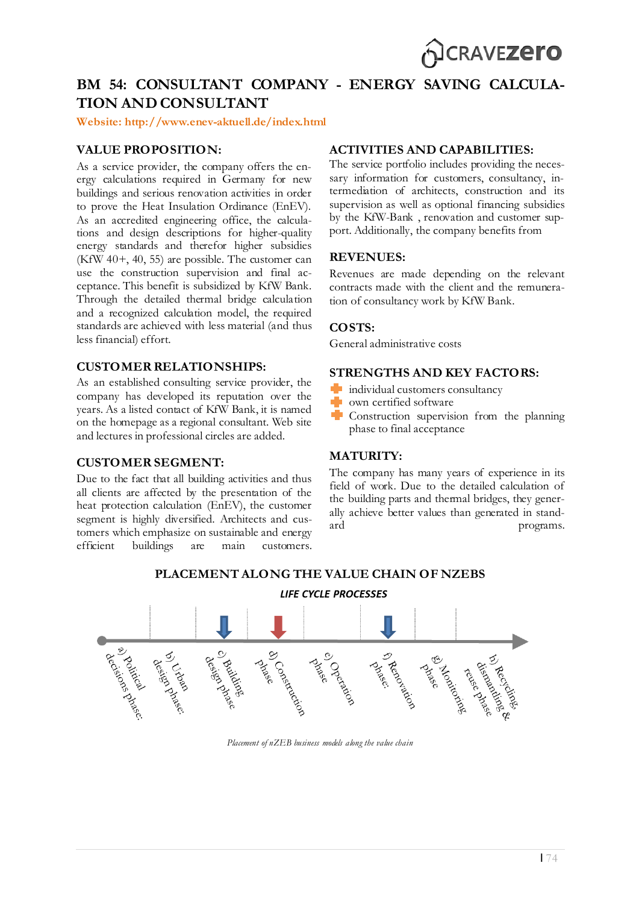## BM 54: CONSULTANT COMPANY - ENERGY SAVING CALCULATION AND CONSULTANT

**Website: http://www.enev-aktuell.de/index.html**

### VALUE PROPOSITION:

As a service provider, the company offers the energy calculations required in Germany for new buildings and serious renovation activities in order to prove the Heat Insulation Ordinance (EnEV). As an accredited engineering office, the calculations and design descriptions for higher-quality energy standards and therefor higher subsidies (KfW 40+, 40, 55) are possible. The customer can use the construction supervision and final acceptance. This benefit is subsidized by KfW Bank. Through the detailed thermal bridge calculation and a recognized calculation model, the required standards are achieved with less material (and thus less financial) effort.

### CUSTOMER RELATIONSHIPS:

As an established consulting service provider, the company has developed its reputation over the years. As a listed contact of KfW Bank, it is named on the homepage as a regional consultant. Web site and lectures in professional circles are added.

### CUSTOMER SEGMENT:

Due to the fact that all building activities and thus all clients are affected by the presentation of the heat protection calculation (EnEV), the customer segment is highly diversified. Architects and customers which emphasize on sustainable and energy efficient buildings are main customers.

### ACTIVITIES AND CAPABILITIES:

The service portfolio includes providing the necessary information for customers, consultancy, intermediation of architects, construction and its supervision as well as optional financing subsidies by the KfW-Bank , renovation and customer support. Additionally, the company benefits from

### REVENUES:

Revenues are made depending on the relevant contracts made with the client and the remuneration of consultancy work by KfW Bank.

### COSTS:

General administrative costs

### STRENGTHS AND KEY FACTORS:

- individual customers consultancy
- own certified software
- Construction supervision from the planning phase to final acceptance

### MATURITY:

The company has many years of experience in its field of work. Due to the detailed calculation of the building parts and thermal bridges, they generally achieve better values than generated in standard programs.

### PLACEMENT ALONG THE VALUE CHAIN OF NZEBS

**LIFE CYCLE PROCESSES**

a) Political decisions phase; b) Urban design phase; c) Building design phase; d) Construction phase; e) Operation phase; f) Renovation phase; g) Monitoring phase; h) Recycling, dismantling & reuse phase

*Placement of nZEB business models along the value chain*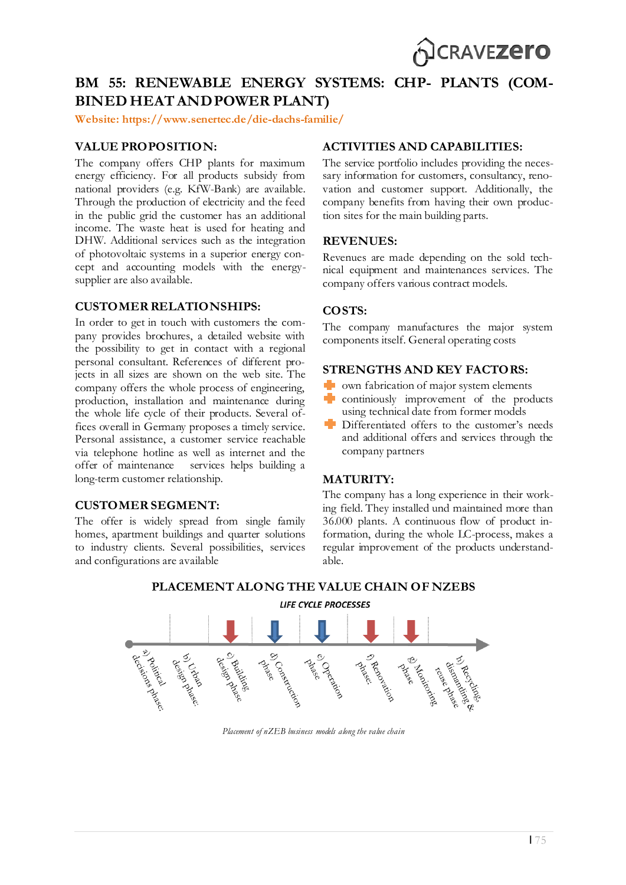# BM 55: RENEWABLE ENERGY SYSTEMS: CHP- PLANTS (COMBINED HEAT AND POWER PLANT)

**Website: https://www.senertec.de/die-dachs-familie/**

## VALUE PROPOSITION:

The company offers CHP plants for maximum energy efficiency. For all products subsidy from national providers (e.g. KfW-Bank) are available. Through the production of electricity and the feed in the public grid the customer has an additional income. The waste heat is used for heating and DHW. Additional services such as the integration of photovoltaic systems in a superior energy concept and accounting models with the energy-supplier are also available.

## CUSTOMER RELATIONSHIPS:

In order to get in touch with customers the company provides brochures, a detailed website with the possibility to get in contact with a regional personal consultant. References of different projects in all sizes are shown on the web site. The company offers the whole process of engineering, production, installation and maintenance during the whole life cycle of their products. Several offices overall in Germany proposes a timely service. Personal assistance, a customer service reachable via telephone hotline as well as internet and the offer of maintenance services helps building a long-term customer relationship.

## CUSTOMER SEGMENT:

The offer is widely spread from single family homes, apartment buildings and quarter solutions to industry clients. Several possibilities, services and configurations are available

## ACTIVITIES AND CAPABILITIES:

The service portfolio includes providing the necessary information for customers, consultancy, renovation and customer support. Additionally, the company benefits from having their own production sites for the main building parts.

## REVENUES:

Revenues are made depending on the sold technical equipment and maintenances services. The company offers various contract models.

## COSTS:

The company manufactures the major system components itself. General operating costs

## STRENGTHS AND KEY FACTORS:

- own fabrication of major system elements
- continiously improvement of the products using technical date from former models
- Differentiated offers to the customer's needs and additional offers and services through the company partners

## MATURITY:

The company has a long experience in their working field. They installed und maintained more than 36.000 plants. A continuous flow of product information, during the whole LC-process, makes a regular improvement of the products understandable.

## PLACEMENT ALONG THE VALUE CHAIN OF NZEBS

**LIFE CYCLE PROCESSES**

a) Political decisions phase; b) Urban design phase; c) Building design phase; d) Construction phase; e) Operation phase; f) Renovation phase; g) Monitoring phase; h) Recycling, dismantling & reuse phase

*Placement of nZEB business models along the value chain*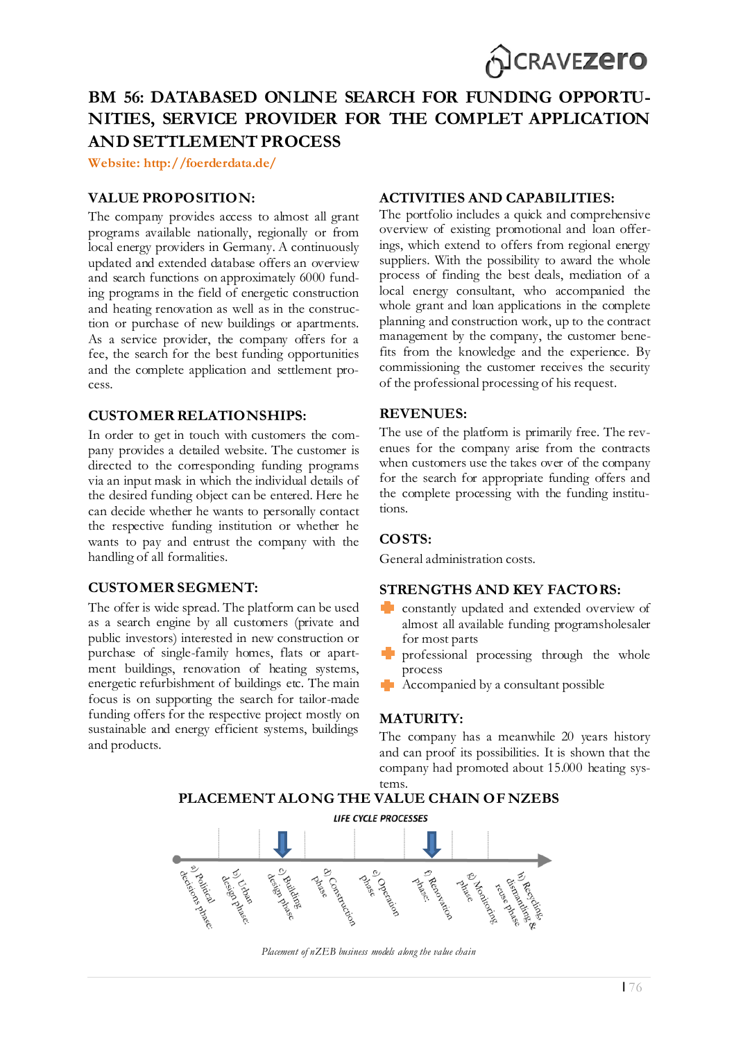# BM 56: DATABASED ONLINE SEARCH FOR FUNDING OPPORTUNITIES, SERVICE PROVIDER FOR THE COMPLET APPLICATION AND SETTLEMENT PROCESS

**Website: http://foerderdata.de/**

## VALUE PROPOSITION:

The company provides access to almost all grant programs available nationally, regionally or from local energy providers in Germany. A continuously updated and extended database offers an overview and search functions on approximately 6000 funding programs in the field of energetic construction and heating renovation as well as in the construction or purchase of new buildings or apartments. As a service provider, the company offers for a fee, the search for the best funding opportunities and the complete application and settlement process.

## CUSTOMER RELATIONSHIPS:

In order to get in touch with customers the company provides a detailed website. The customer is directed to the corresponding funding programs via an input mask in which the individual details of the desired funding object can be entered. Here he can decide whether he wants to personally contact the respective funding institution or whether he wants to pay and entrust the company with the handling of all formalities.

## CUSTOMER SEGMENT:

The offer is wide spread. The platform can be used as a search engine by all customers (private and public investors) interested in new construction or purchase of single-family homes, flats or apartment buildings, renovation of heating systems, energetic refurbishment of buildings etc. The main focus is on supporting the search for tailor-made funding offers for the respective project mostly on sustainable and energy efficient systems, buildings and products.

## ACTIVITIES AND CAPABILITIES:

The portfolio includes a quick and comprehensive overview of existing promotional and loan offerings, which extend to offers from regional energy suppliers. With the possibility to award the whole process of finding the best deals, mediation of a local energy consultant, who accompanied the whole grant and loan applications in the complete planning and construction work, up to the contract management by the company, the customer benefits from the knowledge and the experience. By commissioning the customer receives the security of the professional processing of his request.

## REVENUES:

The use of the platform is primarily free. The revenues for the company arise from the contracts when customers use the takes over of the company for the search for appropriate funding offers and the complete processing with the funding institutions.

## COSTS:

General administration costs.

## STRENGTHS AND KEY FACTORS:

- constantly updated and extended overview of almost all available funding programsholesaler for most parts
- professional processing through the whole process
- Accompanied by a consultant possible

## MATURITY:

The company has a meanwhile 20 years history and can proof its possibilities. It is shown that the company had promoted about 15.000 heating systems.

## PLACEMENT ALONG THE VALUE CHAIN OF NZEBS

LIFE CYCLE PROCESSES

a) Political decisions phase; b) Urban design phase; c) Building design phase; d) Construction phase; e) Operation phase; f) Renovation phase; g) Monitoring phase; h) Recycling, dismantling & reuse phase

*Placement of nZEB business models along the value chain*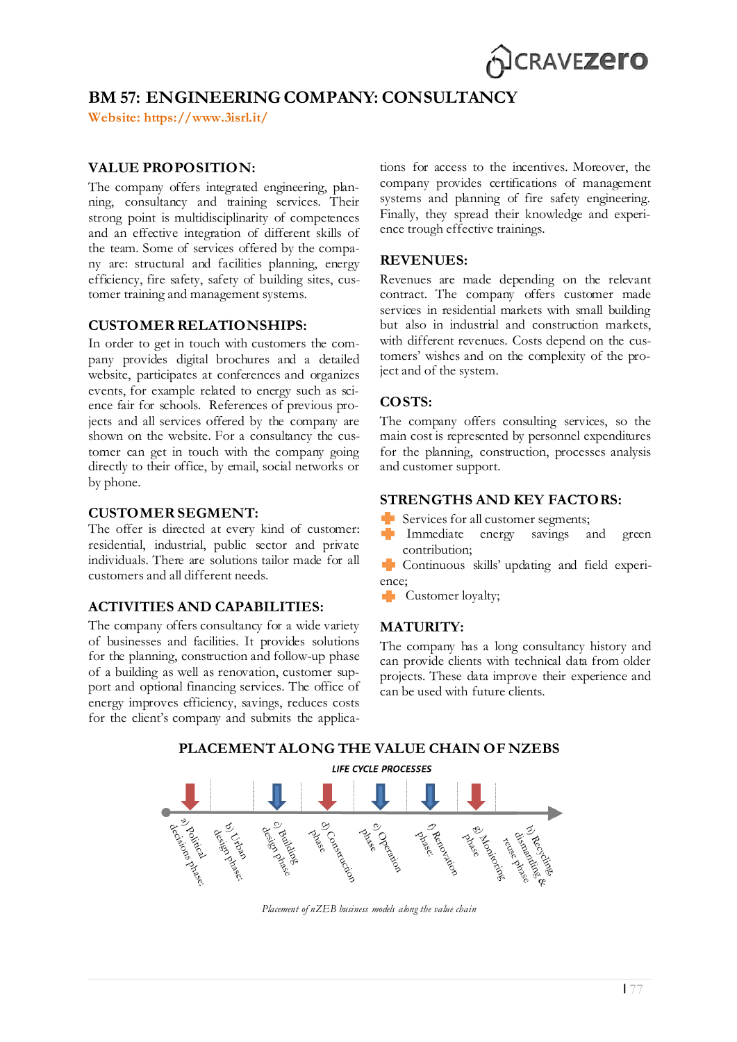# BM 57: ENGINEERING COMPANY: CONSULTANCY

**Website: https://www.3isrl.it/**

## VALUE PROPOSITION:

The company offers integrated engineering, planning, consultancy and training services. Their strong point is multidisciplinarity of competences and an effective integration of different skills of the team. Some of services offered by the company are: structural and facilities planning, energy efficiency, fire safety, safety of building sites, customer training and management systems.

## CUSTOMER RELATIONSHIPS:

In order to get in touch with customers the company provides digital brochures and a detailed website, participates at conferences and organizes events, for example related to energy such as science fair for schools. References of previous projects and all services offered by the company are shown on the website. For a consultancy the customer can get in touch with the company going directly to their office, by email, social networks or by phone.

## CUSTOMER SEGMENT:

The offer is directed at every kind of customer: residential, industrial, public sector and private individuals. There are solutions tailor made for all customers and all different needs.

## ACTIVITIES AND CAPABILITIES:

The company offers consultancy for a wide variety of businesses and facilities. It provides solutions for the planning, construction and follow-up phase of a building as well as renovation, customer support and optional financing services. The office of energy improves efficiency, savings, reduces costs for the client's company and submits the applications for access to the incentives. Moreover, the company provides certifications of management systems and planning of fire safety engineering. Finally, they spread their knowledge and experience trough effective trainings.

## REVENUES:

Revenues are made depending on the relevant contract. The company offers customer made services in residential markets with small building but also in industrial and construction markets, with different revenues. Costs depend on the customers' wishes and on the complexity of the project and of the system.

## COSTS:

The company offers consulting services, so the main cost is represented by personnel expenditures for the planning, construction, processes analysis and customer support.

## STRENGTHS AND KEY FACTORS:

- Services for all customer segments;
- Immediate energy savings and green contribution;
- Continuous skills' updating and field experience;
- Customer loyalty;

## MATURITY:

The company has a long consultancy history and can provide clients with technical data from older projects. These data improve their experience and can be used with future clients.

## PLACEMENT ALONG THE VALUE CHAIN OF NZEBS

LIFE CYCLE PROCESSES

a) Political decisions phase; b) Urban design phase; c) Building design phase; d) Construction phase; e) Operation phase; f) Renovation phase; g) Monitoring phase; h) Recycling, dismantling & reuse phase

*Placement of nZEB business models along the value chain*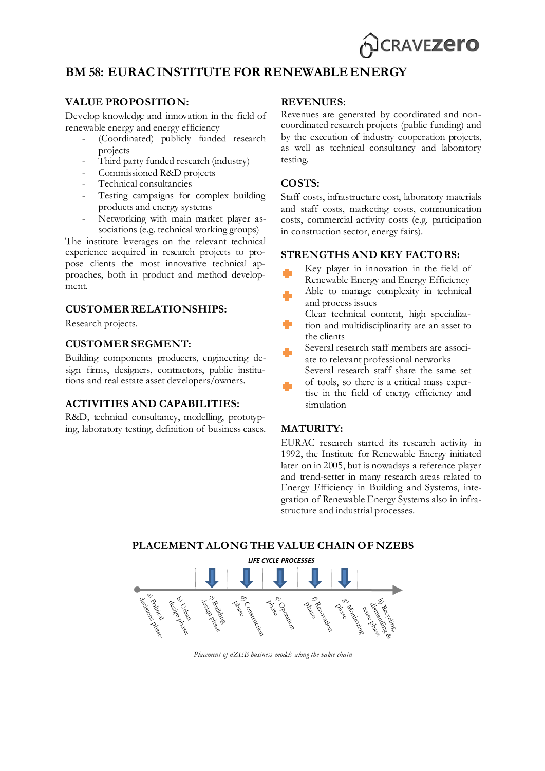# BM 58: EURAC INSTITUTE FOR RENEWABLE ENERGY

## VALUE PROPOSITION:

Develop knowledge and innovation in the field of renewable energy and energy efficiency

- (Coordinated) publicly funded research projects
- Third party funded research (industry)
- Commissioned R&D projects
- Technical consultancies
- Testing campaigns for complex building products and energy systems
- Networking with main market player associations (e.g. technical working groups)

The institute leverages on the relevant technical experience acquired in research projects to propose clients the most innovative technical approaches, both in product and method development.

## CUSTOMER RELATIONSHIPS:

Research projects.

## CUSTOMER SEGMENT:

Building components producers, engineering design firms, designers, contractors, public institutions and real estate asset developers/owners.

## ACTIVITIES AND CAPABILITIES:

R&D, technical consultancy, modelling, prototyping, laboratory testing, definition of business cases.

## REVENUES:

Revenues are generated by coordinated and non-coordinated research projects (public funding) and by the execution of industry cooperation projects, as well as technical consultancy and laboratory testing.

## COSTS:

Staff costs, infrastructure cost, laboratory materials and staff costs, marketing costs, communication costs, commercial activity costs (e.g. participation in construction sector, energy fairs).

## STRENGTHS AND KEY FACTORS:

- Key player in innovation in the field of Renewable Energy and Energy Efficiency
- Able to manage complexity in technical and process issues
- Clear technical content, high specialization and multidisciplinarity are an asset to the clients
- Several research staff members are associate to relevant professional networks
- Several research staff share the same set of tools, so there is a critical mass expertise in the field of energy efficiency and simulation

## MATURITY:

EURAC research started its research activity in 1992, the Institute for Renewable Energy initiated later on in 2005, but is nowadays a reference player and trend-setter in many research areas related to Energy Efficiency in Building and Systems, integration of Renewable Energy Systems also in infrastructure and industrial processes.

## PLACEMENT ALONG THE VALUE CHAIN OF NZEBS

LIFE CYCLE PROCESSES

a) Political decisions phase; b) Urban design phase; c) Building design phase; d) Construction phase; e) Operation phase; f) Renovation phase; g) Monitoring phase; h) Recycling, dismantling & reuse phase

*Placement of nZEB business models along the value chain*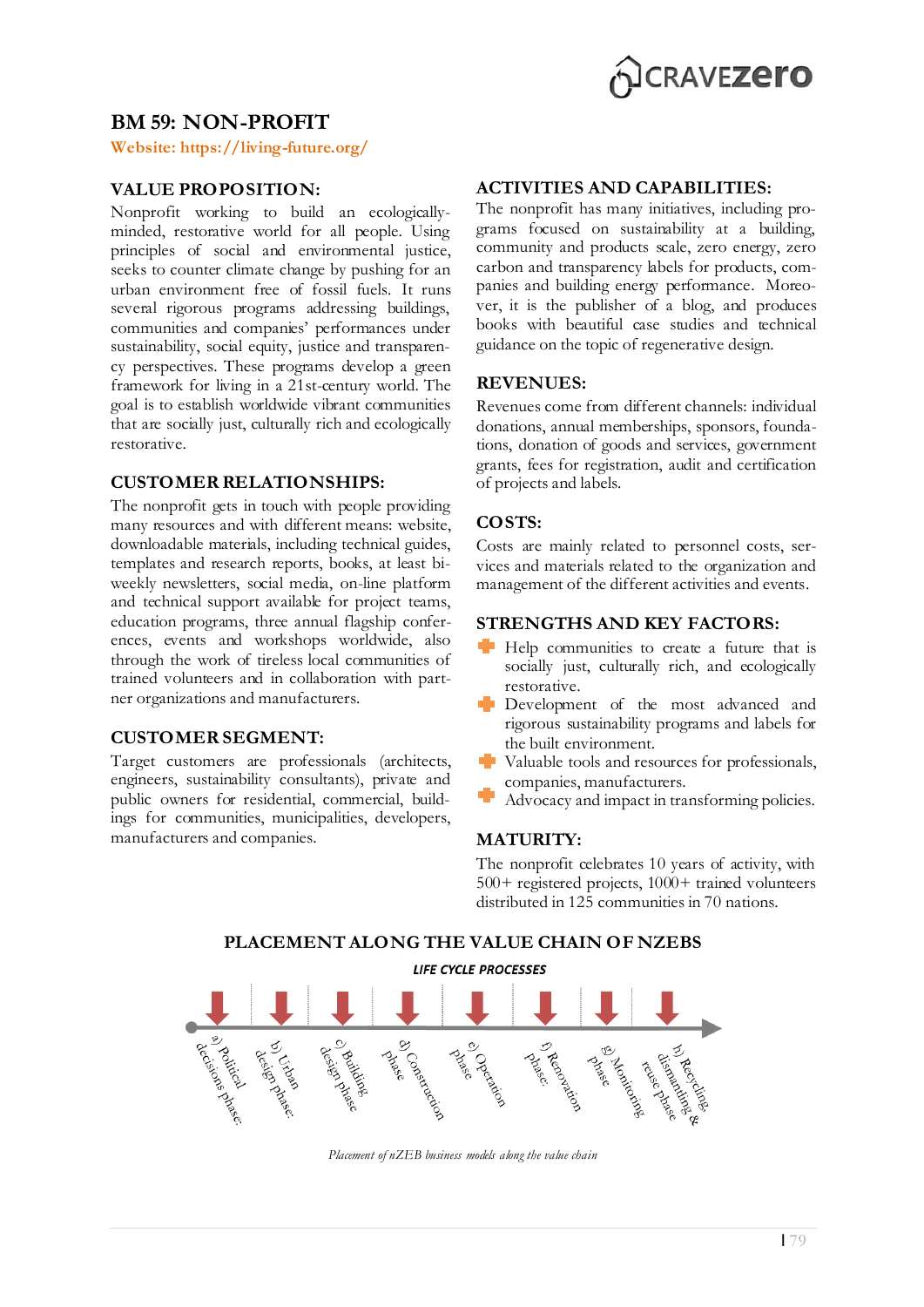## BM 59: NON-PROFIT

Website: https://living-future.org/

### VALUE PROPOSITION:

Nonprofit working to build an ecologically-minded, restorative world for all people. Using principles of social and environmental justice, seeks to counter climate change by pushing for an urban environment free of fossil fuels. It runs several rigorous programs addressing buildings, communities and companies' performances under sustainability, social equity, justice and transparency perspectives. These programs develop a green framework for living in a 21st-century world. The goal is to establish worldwide vibrant communities that are socially just, culturally rich and ecologically restorative.

### CUSTOMER RELATIONSHIPS:

The nonprofit gets in touch with people providing many resources and with different means: website, downloadable materials, including technical guides, templates and research reports, books, at least bi-weekly newsletters, social media, on-line platform and technical support available for project teams, education programs, three annual flagship conferences, events and workshops worldwide, also through the work of tireless local communities of trained volunteers and in collaboration with partner organizations and manufacturers.

### CUSTOMER SEGMENT:

Target customers are professionals (architects, engineers, sustainability consultants), private and public owners for residential, commercial, buildings for communities, municipalities, developers, manufacturers and companies.

### ACTIVITIES AND CAPABILITIES:

The nonprofit has many initiatives, including programs focused on sustainability at a building, community and products scale, zero energy, zero carbon and transparency labels for products, companies and building energy performance. Moreover, it is the publisher of a blog, and produces books with beautiful case studies and technical guidance on the topic of regenerative design.

### REVENUES:

Revenues come from different channels: individual donations, annual memberships, sponsors, foundations, donation of goods and services, government grants, fees for registration, audit and certification of projects and labels.

### COSTS:

Costs are mainly related to personnel costs, services and materials related to the organization and management of the different activities and events.

### STRENGTHS AND KEY FACTORS:

- Help communities to create a future that is socially just, culturally rich, and ecologically restorative.
- Development of the most advanced and rigorous sustainability programs and labels for the built environment.
- Valuable tools and resources for professionals, companies, manufacturers.
- Advocacy and impact in transforming policies.

### MATURITY:

The nonprofit celebrates 10 years of activity, with 500+ registered projects, 1000+ trained volunteers distributed in 125 communities in 70 nations.

### PLACEMENT ALONG THE VALUE CHAIN OF NZEBS

LIFE CYCLE PROCESSES

a) Political decisions phase; b) Urban design phase; c) Building design phase; d) Construction phase; e) Operation phase; f) Renovation phase; g) Monitoring phase; h) Recycling dismantling & reuse phase

*Placement of nZEB business models along the value chain*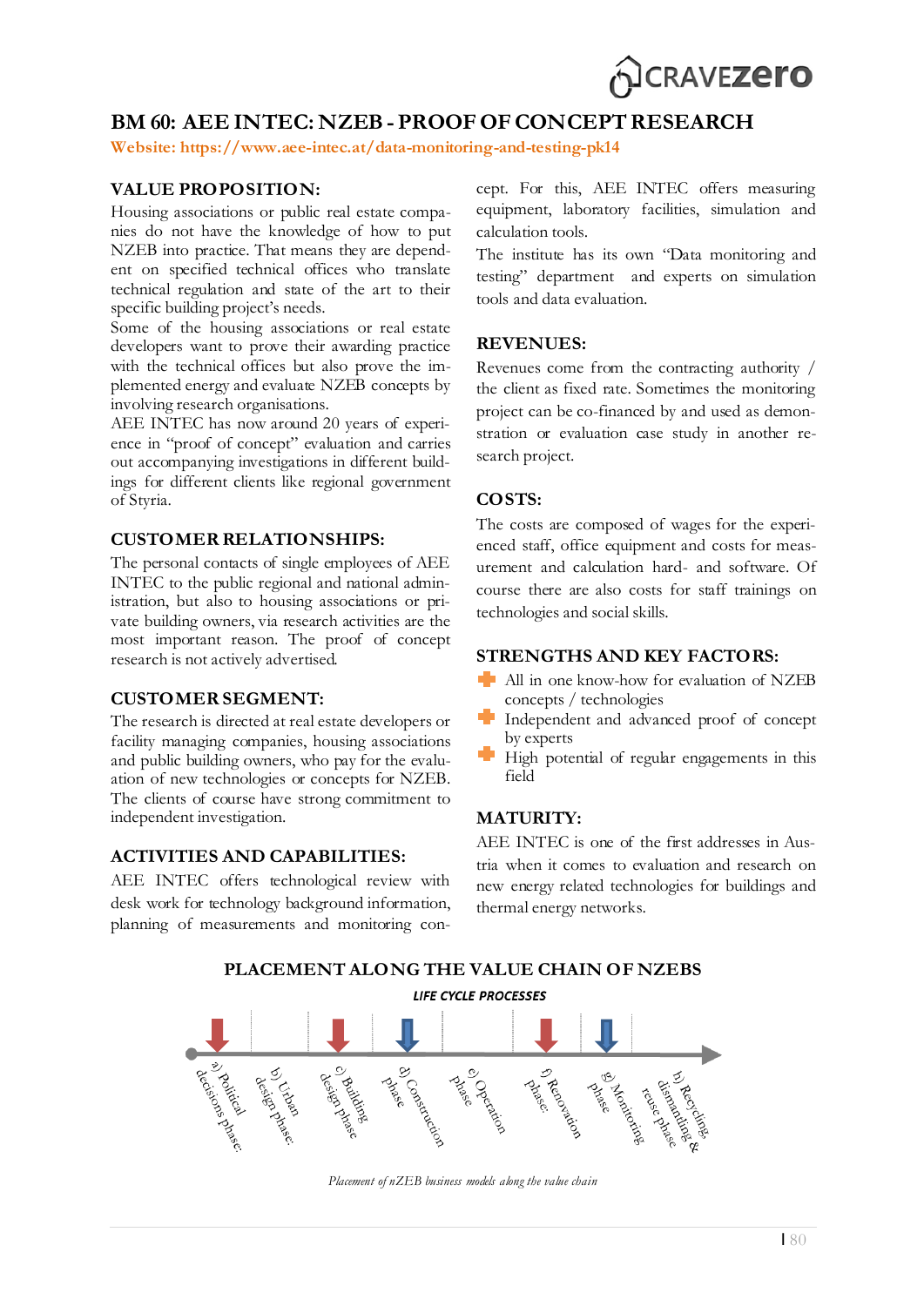# BM 60: AEE INTEC: NZEB - PROOF OF CONCEPT RESEARCH

**Website: https://www.aee-intec.at/data-monitoring-and-testing-pk14**

## VALUE PROPOSITION:

Housing associations or public real estate companies do not have the knowledge of how to put NZEB into practice. That means they are dependent on specified technical offices who translate technical regulation and state of the art to their specific building project's needs.

Some of the housing associations or real estate developers want to prove their awarding practice with the technical offices but also prove the implemented energy and evaluate NZEB concepts by involving research organisations.

AEE INTEC has now around 20 years of experience in "proof of concept" evaluation and carries out accompanying investigations in different buildings for different clients like regional government of Styria.

## CUSTOMER RELATIONSHIPS:

The personal contacts of single employees of AEE INTEC to the public regional and national administration, but also to housing associations or private building owners, via research activities are the most important reason. The proof of concept research is not actively advertised.

## CUSTOMER SEGMENT:

The research is directed at real estate developers or facility managing companies, housing associations and public building owners, who pay for the evaluation of new technologies or concepts for NZEB. The clients of course have strong commitment to independent investigation.

## ACTIVITIES AND CAPABILITIES:

AEE INTEC offers technological review with desk work for technology background information, planning of measurements and monitoring concept. For this, AEE INTEC offers measuring equipment, laboratory facilities, simulation and calculation tools.

The institute has its own "Data monitoring and testing" department and experts on simulation tools and data evaluation.

## REVENUES:

Revenues come from the contracting authority / the client as fixed rate. Sometimes the monitoring project can be co-financed by and used as demonstration or evaluation case study in another research project.

## COSTS:

The costs are composed of wages for the experienced staff, office equipment and costs for measurement and calculation hard- and software. Of course there are also costs for staff trainings on technologies and social skills.

## STRENGTHS AND KEY FACTORS:

- All in one know-how for evaluation of NZEB concepts / technologies
- Independent and advanced proof of concept by experts
- High potential of regular engagements in this field

## MATURITY:

AEE INTEC is one of the first addresses in Austria when it comes to evaluation and research on new energy related technologies for buildings and thermal energy networks.

## PLACEMENT ALONG THE VALUE CHAIN OF NZEBS

LIFE CYCLE PROCESSES

a) Political decisions phase;
b) Urban design phase;
c) Building design phase
d) Construction phase
e) Operation phase
f) Renovation phase;
g) Monitoring phase
h) Recycling, dismantling & reuse phase

*Placement of nZEB business models along the value chain*